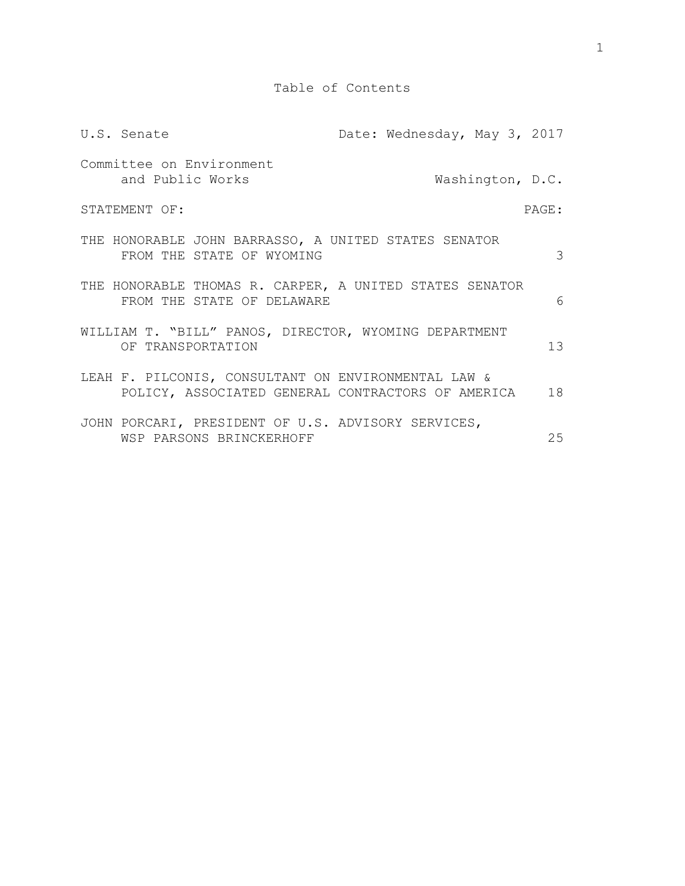# Table of Contents

| U.S. Senate | Date: Wednesday, May 3, 2017 |
|---|---|
| Committee on Environment and Public Works | Washington, D.C. |

| STATEMENT OF: | PAGE: |
|---|---|
| THE HONORABLE JOHN BARRASSO, A UNITED STATES SENATOR FROM THE STATE OF WYOMING | 3 |
| THE HONORABLE THOMAS R. CARPER, A UNITED STATES SENATOR FROM THE STATE OF DELAWARE | 6 |
| WILLIAM T. "BILL" PANOS, DIRECTOR, WYOMING DEPARTMENT OF TRANSPORTATION | 13 |
| LEAH F. PILCONIS, CONSULTANT ON ENVIRONMENTAL LAW & POLICY, ASSOCIATED GENERAL CONTRACTORS OF AMERICA | 18 |
| JOHN PORCARI, PRESIDENT OF U.S. ADVISORY SERVICES, WSP PARSONS BRINCKERHOFF | 25 |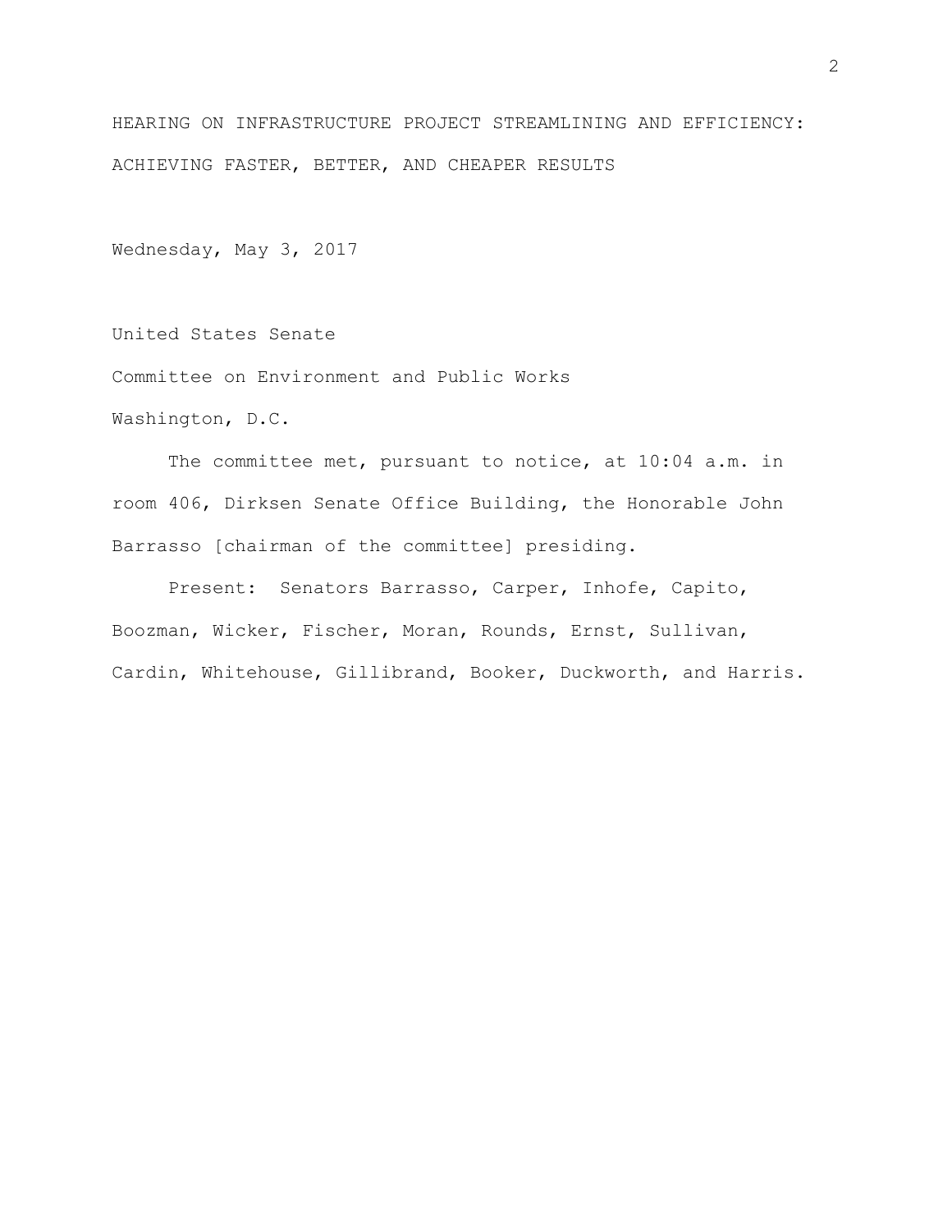# HEARING ON INFRASTRUCTURE PROJECT STREAMLINING AND EFFICIENCY: ACHIEVING FASTER, BETTER, AND CHEAPER RESULTS

Wednesday, May 3, 2017

United States Senate

Committee on Environment and Public Works

Washington, D.C.

The committee met, pursuant to notice, at 10:04 a.m. in room 406, Dirksen Senate Office Building, the Honorable John Barrasso [chairman of the committee] presiding.

Present: Senators Barrasso, Carper, Inhofe, Capito, Boozman, Wicker, Fischer, Moran, Rounds, Ernst, Sullivan, Cardin, Whitehouse, Gillibrand, Booker, Duckworth, and Harris.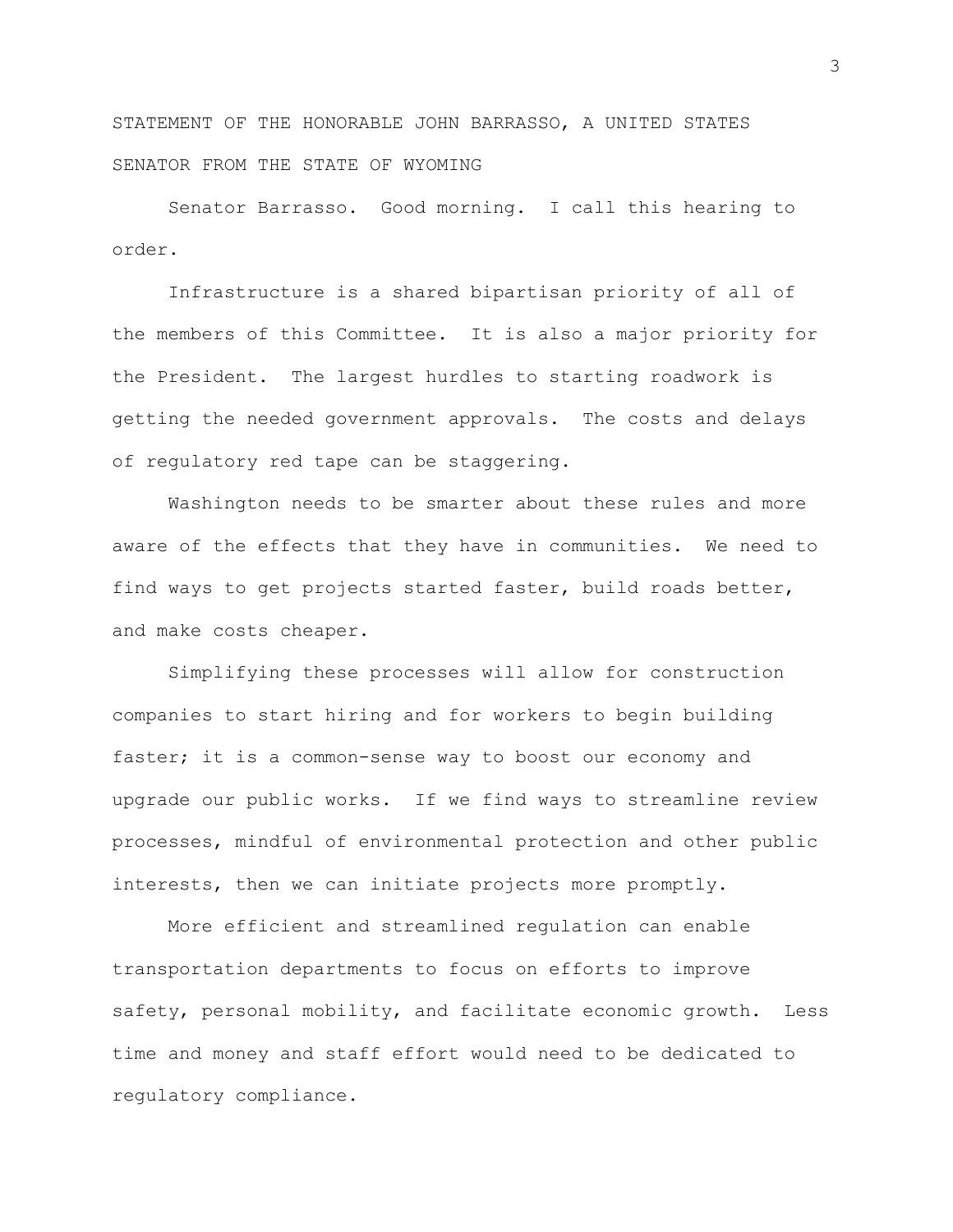STATEMENT OF THE HONORABLE JOHN BARRASSO, A UNITED STATES SENATOR FROM THE STATE OF WYOMING

Senator Barrasso. Good morning. I call this hearing to order.

Infrastructure is a shared bipartisan priority of all of the members of this Committee. It is also a major priority for the President. The largest hurdles to starting roadwork is getting the needed government approvals. The costs and delays of regulatory red tape can be staggering.

Washington needs to be smarter about these rules and more aware of the effects that they have in communities. We need to find ways to get projects started faster, build roads better, and make costs cheaper.

Simplifying these processes will allow for construction companies to start hiring and for workers to begin building faster; it is a common-sense way to boost our economy and upgrade our public works. If we find ways to streamline review processes, mindful of environmental protection and other public interests, then we can initiate projects more promptly.

More efficient and streamlined regulation can enable transportation departments to focus on efforts to improve safety, personal mobility, and facilitate economic growth. Less time and money and staff effort would need to be dedicated to regulatory compliance.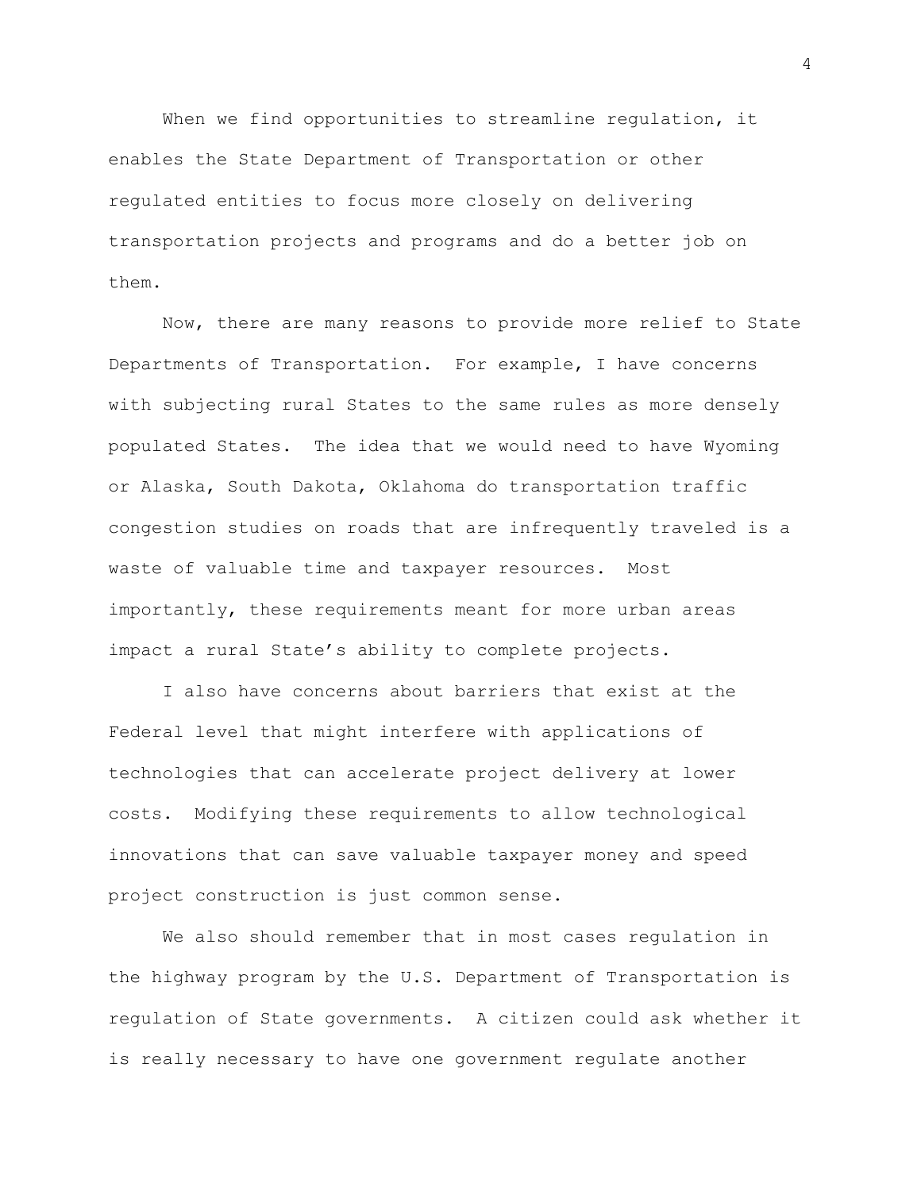When we find opportunities to streamline regulation, it enables the State Department of Transportation or other regulated entities to focus more closely on delivering transportation projects and programs and do a better job on them.

Now, there are many reasons to provide more relief to State Departments of Transportation. For example, I have concerns with subjecting rural States to the same rules as more densely populated States. The idea that we would need to have Wyoming or Alaska, South Dakota, Oklahoma do transportation traffic congestion studies on roads that are infrequently traveled is a waste of valuable time and taxpayer resources. Most importantly, these requirements meant for more urban areas impact a rural State's ability to complete projects.

I also have concerns about barriers that exist at the Federal level that might interfere with applications of technologies that can accelerate project delivery at lower costs. Modifying these requirements to allow technological innovations that can save valuable taxpayer money and speed project construction is just common sense.

We also should remember that in most cases regulation in the highway program by the U.S. Department of Transportation is regulation of State governments. A citizen could ask whether it is really necessary to have one government regulate another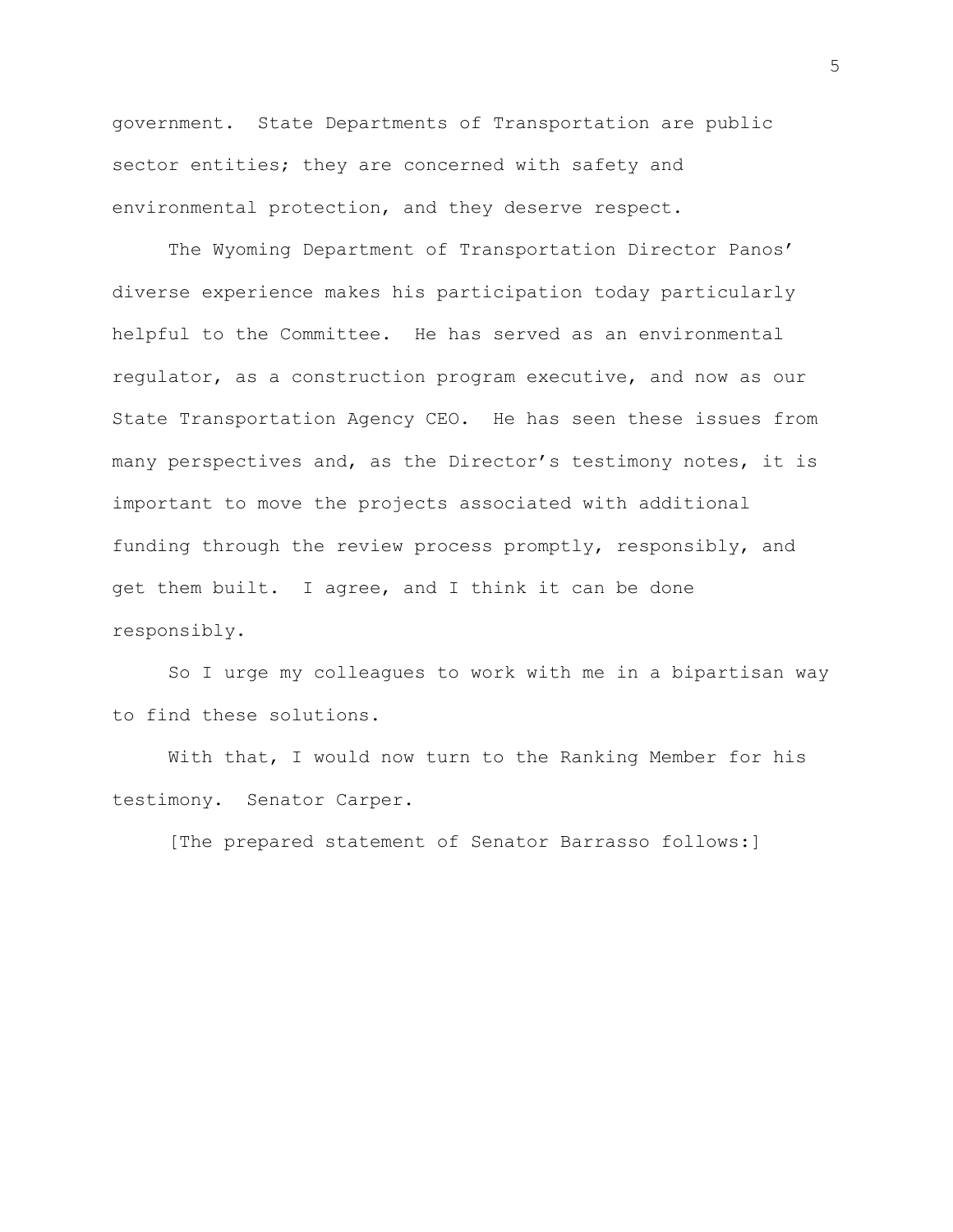government. State Departments of Transportation are public sector entities; they are concerned with safety and environmental protection, and they deserve respect.

The Wyoming Department of Transportation Director Panos' diverse experience makes his participation today particularly helpful to the Committee. He has served as an environmental regulator, as a construction program executive, and now as our State Transportation Agency CEO. He has seen these issues from many perspectives and, as the Director's testimony notes, it is important to move the projects associated with additional funding through the review process promptly, responsibly, and get them built. I agree, and I think it can be done responsibly.

So I urge my colleagues to work with me in a bipartisan way to find these solutions.

With that, I would now turn to the Ranking Member for his testimony. Senator Carper.

[The prepared statement of Senator Barrasso follows:]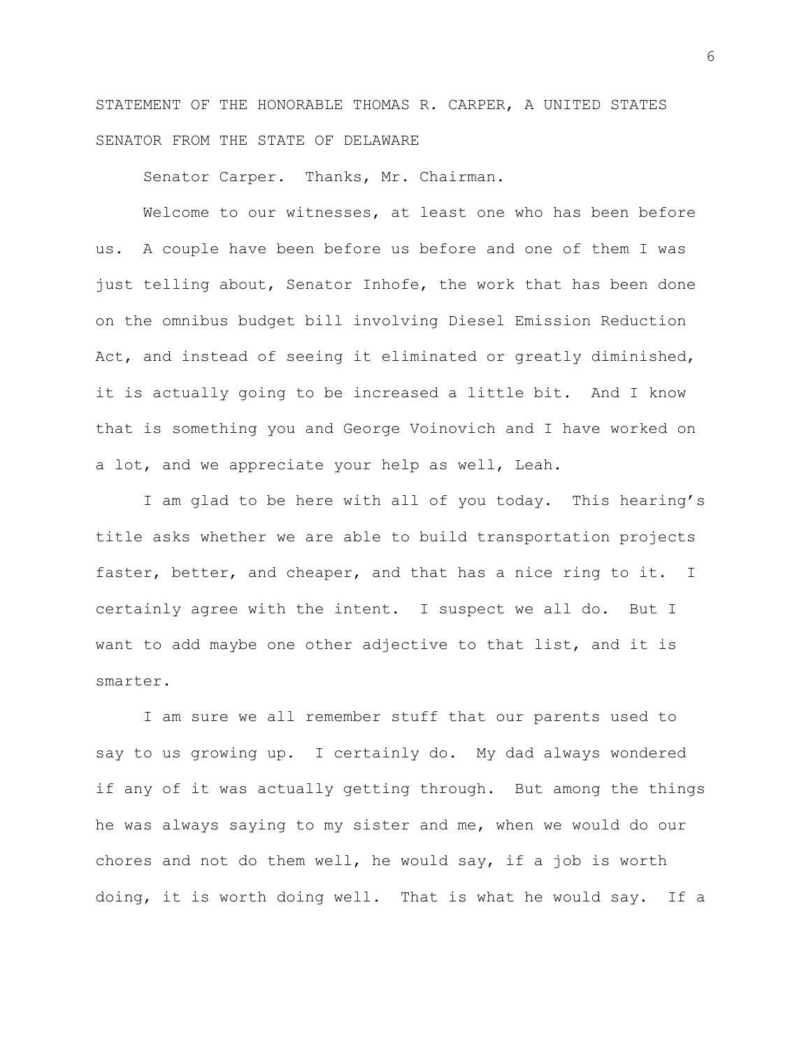STATEMENT OF THE HONORABLE THOMAS R. CARPER, A UNITED STATES SENATOR FROM THE STATE OF DELAWARE

Senator Carper. Thanks, Mr. Chairman.

Welcome to our witnesses, at least one who has been before us. A couple have been before us before and one of them I was just telling about, Senator Inhofe, the work that has been done on the omnibus budget bill involving Diesel Emission Reduction Act, and instead of seeing it eliminated or greatly diminished, it is actually going to be increased a little bit. And I know that is something you and George Voinovich and I have worked on a lot, and we appreciate your help as well, Leah.

I am glad to be here with all of you today. This hearing's title asks whether we are able to build transportation projects faster, better, and cheaper, and that has a nice ring to it. I certainly agree with the intent. I suspect we all do. But I want to add maybe one other adjective to that list, and it is smarter.

I am sure we all remember stuff that our parents used to say to us growing up. I certainly do. My dad always wondered if any of it was actually getting through. But among the things he was always saying to my sister and me, when we would do our chores and not do them well, he would say, if a job is worth doing, it is worth doing well. That is what he would say. If a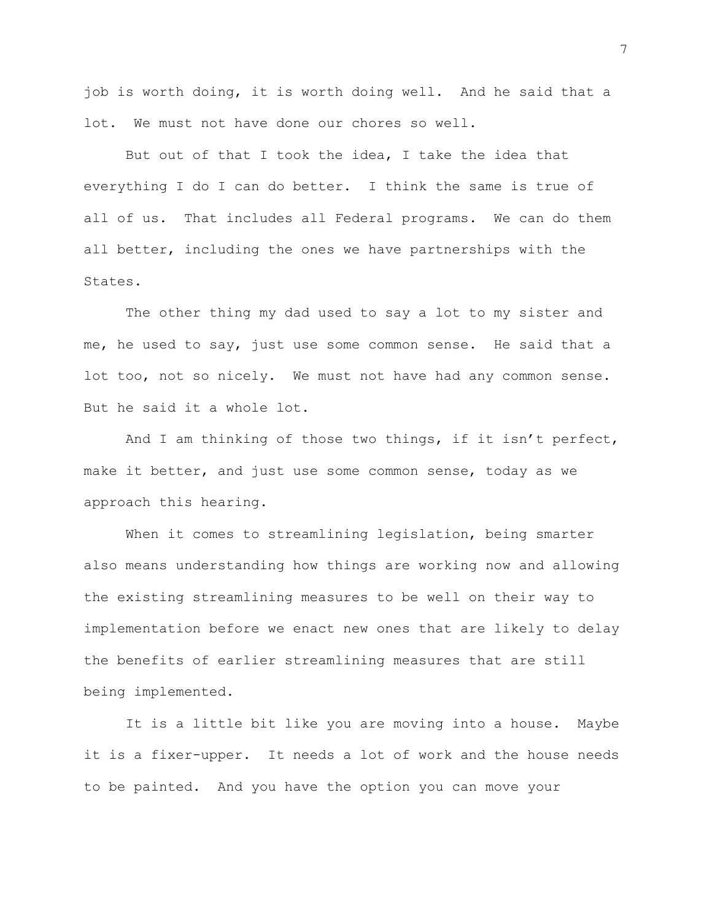job is worth doing, it is worth doing well. And he said that a lot. We must not have done our chores so well.

But out of that I took the idea, I take the idea that everything I do I can do better. I think the same is true of all of us. That includes all Federal programs. We can do them all better, including the ones we have partnerships with the States.

The other thing my dad used to say a lot to my sister and me, he used to say, just use some common sense. He said that a lot too, not so nicely. We must not have had any common sense. But he said it a whole lot.

And I am thinking of those two things, if it isn't perfect, make it better, and just use some common sense, today as we approach this hearing.

When it comes to streamlining legislation, being smarter also means understanding how things are working now and allowing the existing streamlining measures to be well on their way to implementation before we enact new ones that are likely to delay the benefits of earlier streamlining measures that are still being implemented.

It is a little bit like you are moving into a house. Maybe it is a fixer-upper. It needs a lot of work and the house needs to be painted. And you have the option you can move your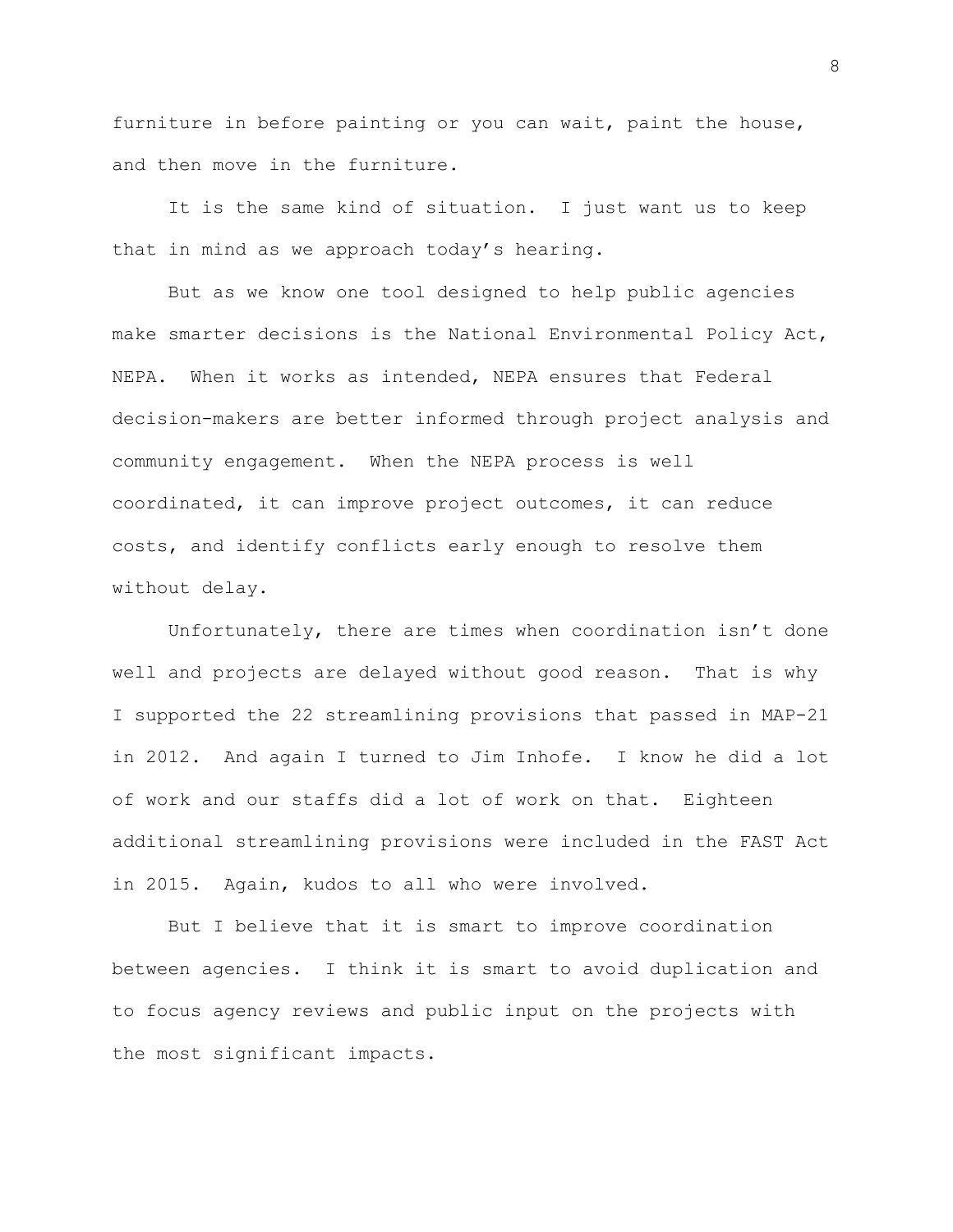furniture in before painting or you can wait, paint the house, and then move in the furniture.

It is the same kind of situation. I just want us to keep that in mind as we approach today's hearing.

But as we know one tool designed to help public agencies make smarter decisions is the National Environmental Policy Act, NEPA. When it works as intended, NEPA ensures that Federal decision-makers are better informed through project analysis and community engagement. When the NEPA process is well coordinated, it can improve project outcomes, it can reduce costs, and identify conflicts early enough to resolve them without delay.

Unfortunately, there are times when coordination isn't done well and projects are delayed without good reason. That is why I supported the 22 streamlining provisions that passed in MAP-21 in 2012. And again I turned to Jim Inhofe. I know he did a lot of work and our staffs did a lot of work on that. Eighteen additional streamlining provisions were included in the FAST Act in 2015. Again, kudos to all who were involved.

But I believe that it is smart to improve coordination between agencies. I think it is smart to avoid duplication and to focus agency reviews and public input on the projects with the most significant impacts.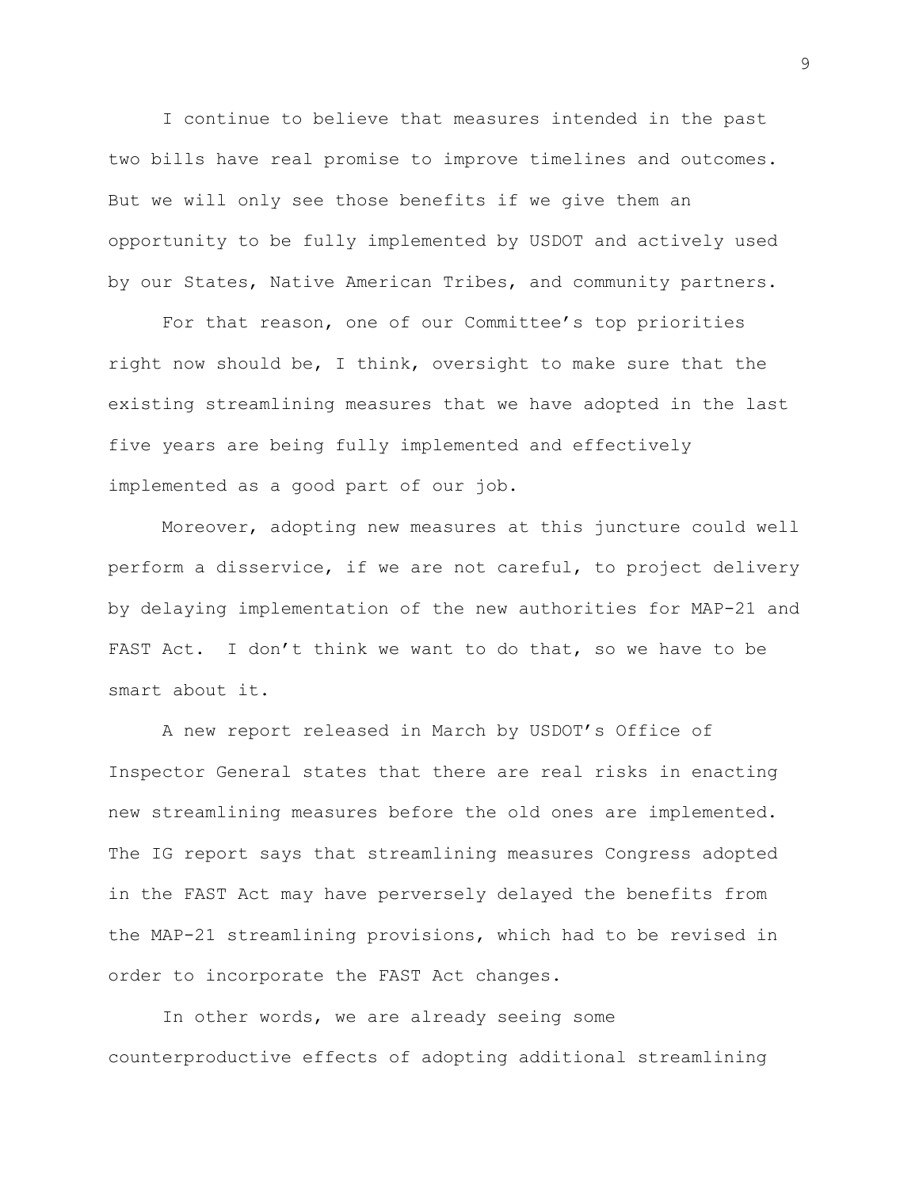I continue to believe that measures intended in the past two bills have real promise to improve timelines and outcomes. But we will only see those benefits if we give them an opportunity to be fully implemented by USDOT and actively used by our States, Native American Tribes, and community partners.

For that reason, one of our Committee's top priorities right now should be, I think, oversight to make sure that the existing streamlining measures that we have adopted in the last five years are being fully implemented and effectively implemented as a good part of our job.

Moreover, adopting new measures at this juncture could well perform a disservice, if we are not careful, to project delivery by delaying implementation of the new authorities for MAP-21 and FAST Act. I don't think we want to do that, so we have to be smart about it.

A new report released in March by USDOT's Office of Inspector General states that there are real risks in enacting new streamlining measures before the old ones are implemented. The IG report says that streamlining measures Congress adopted in the FAST Act may have perversely delayed the benefits from the MAP-21 streamlining provisions, which had to be revised in order to incorporate the FAST Act changes.

In other words, we are already seeing some counterproductive effects of adopting additional streamlining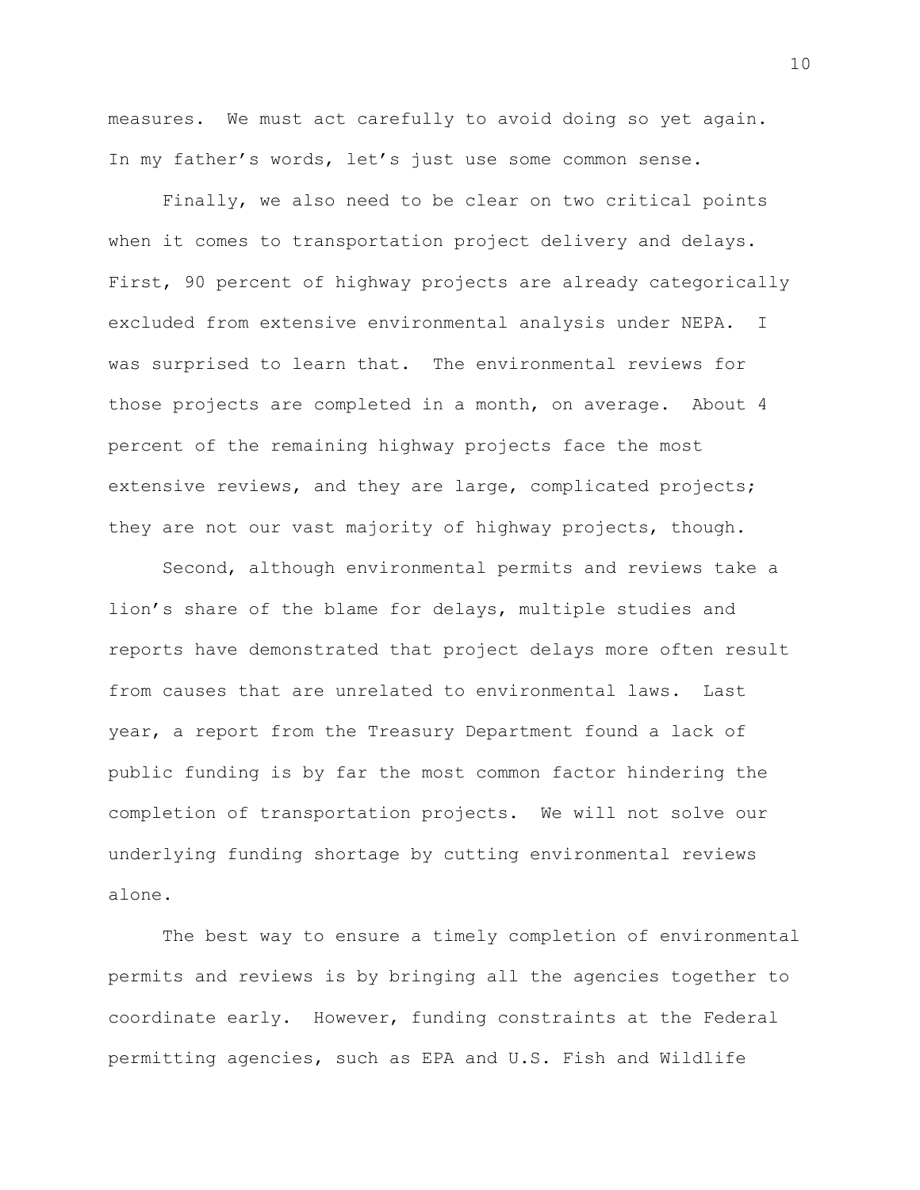measures. We must act carefully to avoid doing so yet again. In my father's words, let's just use some common sense.

Finally, we also need to be clear on two critical points when it comes to transportation project delivery and delays. First, 90 percent of highway projects are already categorically excluded from extensive environmental analysis under NEPA. I was surprised to learn that. The environmental reviews for those projects are completed in a month, on average. About 4 percent of the remaining highway projects face the most extensive reviews, and they are large, complicated projects; they are not our vast majority of highway projects, though.

Second, although environmental permits and reviews take a lion's share of the blame for delays, multiple studies and reports have demonstrated that project delays more often result from causes that are unrelated to environmental laws. Last year, a report from the Treasury Department found a lack of public funding is by far the most common factor hindering the completion of transportation projects. We will not solve our underlying funding shortage by cutting environmental reviews alone.

The best way to ensure a timely completion of environmental permits and reviews is by bringing all the agencies together to coordinate early. However, funding constraints at the Federal permitting agencies, such as EPA and U.S. Fish and Wildlife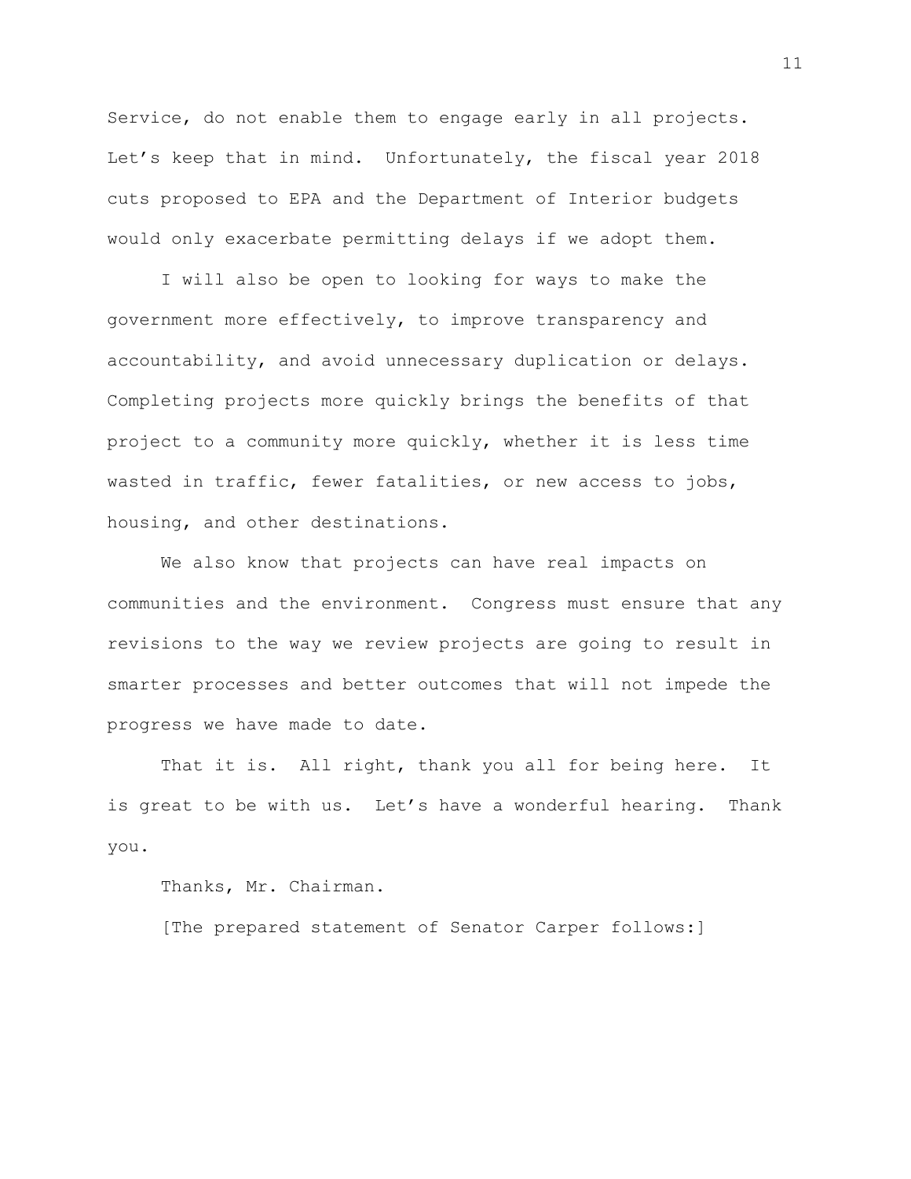Service, do not enable them to engage early in all projects. Let's keep that in mind. Unfortunately, the fiscal year 2018 cuts proposed to EPA and the Department of Interior budgets would only exacerbate permitting delays if we adopt them.

I will also be open to looking for ways to make the government more effectively, to improve transparency and accountability, and avoid unnecessary duplication or delays. Completing projects more quickly brings the benefits of that project to a community more quickly, whether it is less time wasted in traffic, fewer fatalities, or new access to jobs, housing, and other destinations.

We also know that projects can have real impacts on communities and the environment. Congress must ensure that any revisions to the way we review projects are going to result in smarter processes and better outcomes that will not impede the progress we have made to date.

That it is. All right, thank you all for being here. It is great to be with us. Let's have a wonderful hearing. Thank you.

Thanks, Mr. Chairman.

[The prepared statement of Senator Carper follows:]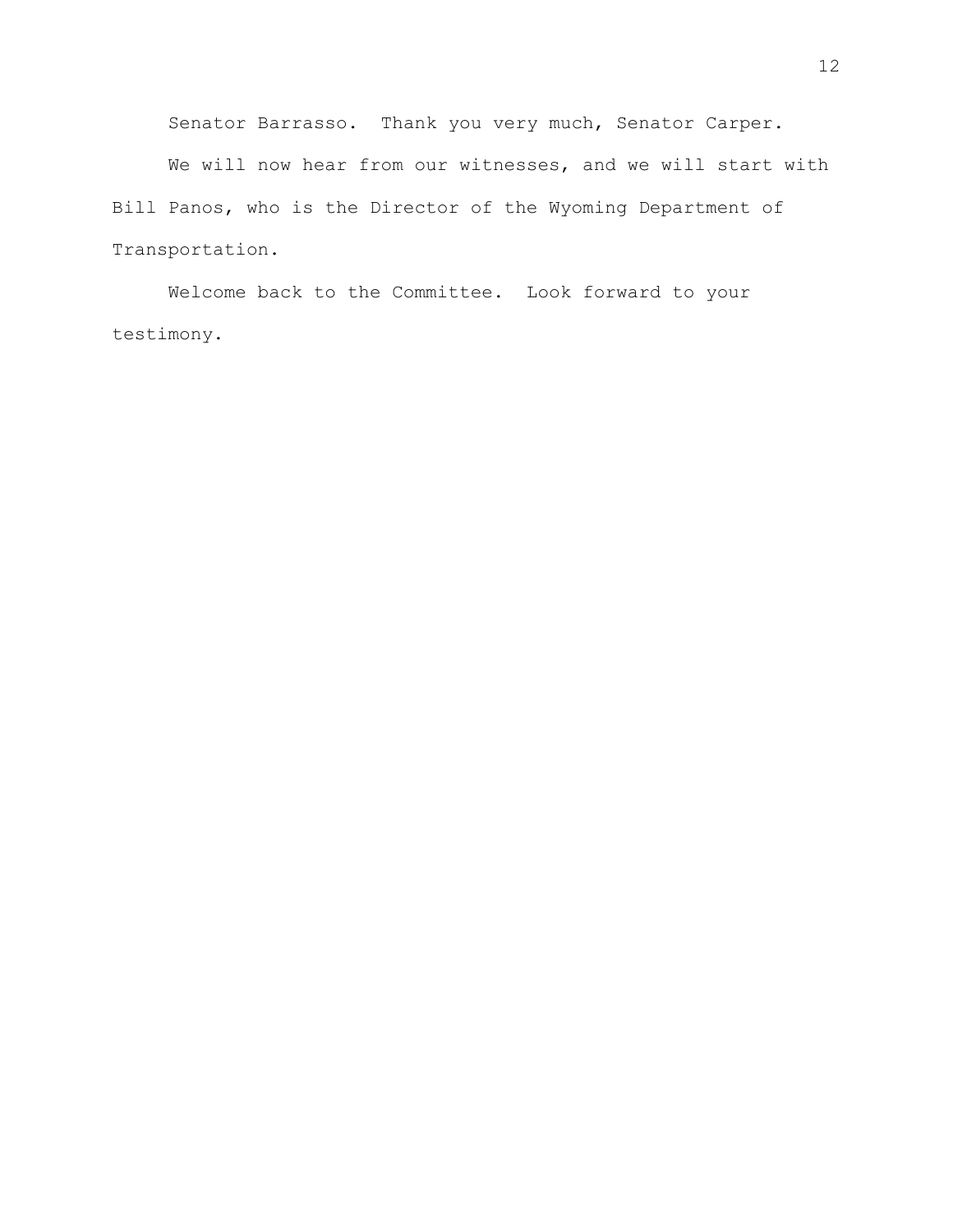Senator Barrasso. Thank you very much, Senator Carper.

We will now hear from our witnesses, and we will start with Bill Panos, who is the Director of the Wyoming Department of Transportation.

Welcome back to the Committee. Look forward to your testimony.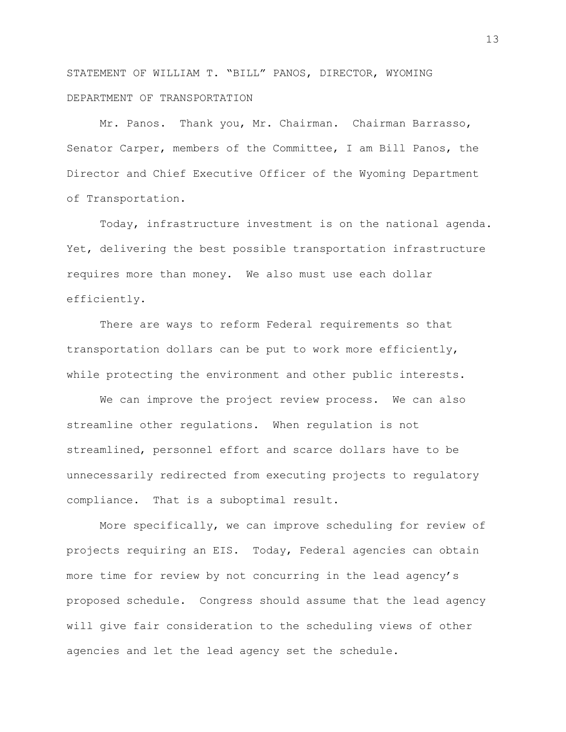STATEMENT OF WILLIAM T. "BILL" PANOS, DIRECTOR, WYOMING DEPARTMENT OF TRANSPORTATION

Mr. Panos. Thank you, Mr. Chairman. Chairman Barrasso, Senator Carper, members of the Committee, I am Bill Panos, the Director and Chief Executive Officer of the Wyoming Department of Transportation.

Today, infrastructure investment is on the national agenda. Yet, delivering the best possible transportation infrastructure requires more than money. We also must use each dollar efficiently.

There are ways to reform Federal requirements so that transportation dollars can be put to work more efficiently, while protecting the environment and other public interests.

We can improve the project review process. We can also streamline other regulations. When regulation is not streamlined, personnel effort and scarce dollars have to be unnecessarily redirected from executing projects to regulatory compliance. That is a suboptimal result.

More specifically, we can improve scheduling for review of projects requiring an EIS. Today, Federal agencies can obtain more time for review by not concurring in the lead agency's proposed schedule. Congress should assume that the lead agency will give fair consideration to the scheduling views of other agencies and let the lead agency set the schedule.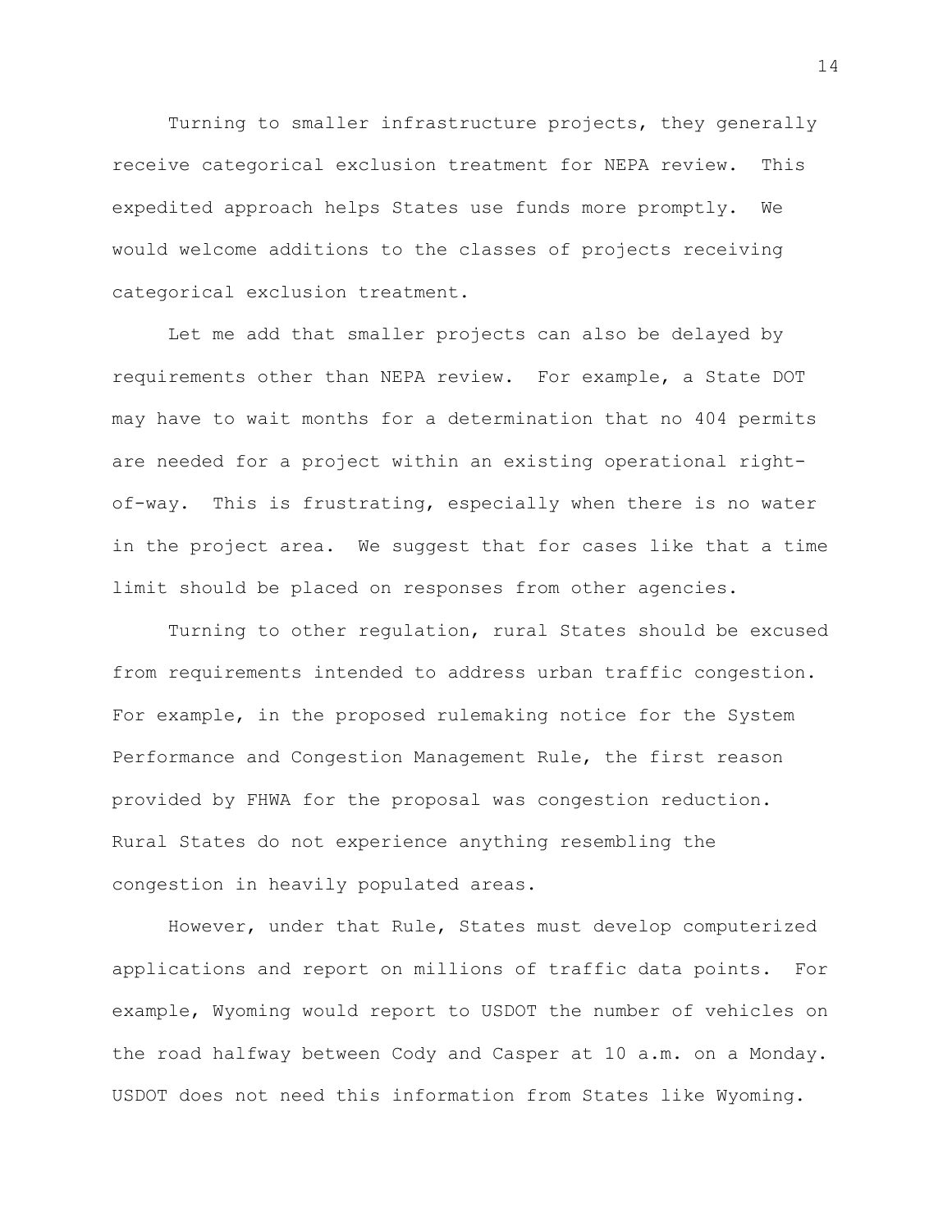Turning to smaller infrastructure projects, they generally receive categorical exclusion treatment for NEPA review. This expedited approach helps States use funds more promptly. We would welcome additions to the classes of projects receiving categorical exclusion treatment.

Let me add that smaller projects can also be delayed by requirements other than NEPA review. For example, a State DOT may have to wait months for a determination that no 404 permits are needed for a project within an existing operational right-of-way. This is frustrating, especially when there is no water in the project area. We suggest that for cases like that a time limit should be placed on responses from other agencies.

Turning to other regulation, rural States should be excused from requirements intended to address urban traffic congestion. For example, in the proposed rulemaking notice for the System Performance and Congestion Management Rule, the first reason provided by FHWA for the proposal was congestion reduction. Rural States do not experience anything resembling the congestion in heavily populated areas.

However, under that Rule, States must develop computerized applications and report on millions of traffic data points. For example, Wyoming would report to USDOT the number of vehicles on the road halfway between Cody and Casper at 10 a.m. on a Monday. USDOT does not need this information from States like Wyoming.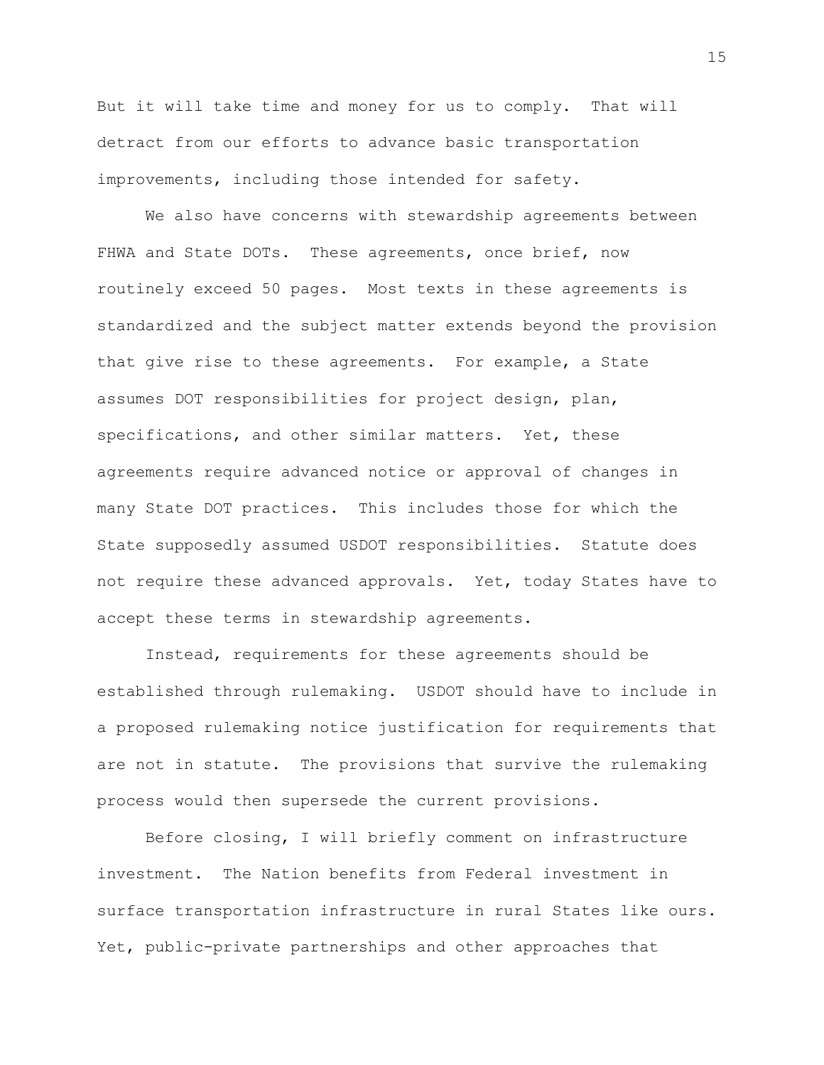But it will take time and money for us to comply. That will detract from our efforts to advance basic transportation improvements, including those intended for safety.

We also have concerns with stewardship agreements between FHWA and State DOTs. These agreements, once brief, now routinely exceed 50 pages. Most texts in these agreements is standardized and the subject matter extends beyond the provision that give rise to these agreements. For example, a State assumes DOT responsibilities for project design, plan, specifications, and other similar matters. Yet, these agreements require advanced notice or approval of changes in many State DOT practices. This includes those for which the State supposedly assumed USDOT responsibilities. Statute does not require these advanced approvals. Yet, today States have to accept these terms in stewardship agreements.

Instead, requirements for these agreements should be established through rulemaking. USDOT should have to include in a proposed rulemaking notice justification for requirements that are not in statute. The provisions that survive the rulemaking process would then supersede the current provisions.

Before closing, I will briefly comment on infrastructure investment. The Nation benefits from Federal investment in surface transportation infrastructure in rural States like ours. Yet, public-private partnerships and other approaches that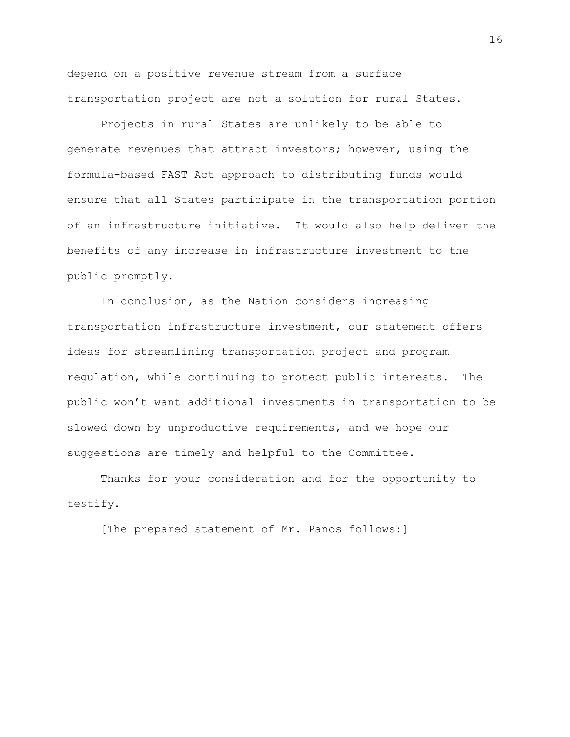depend on a positive revenue stream from a surface transportation project are not a solution for rural States.

Projects in rural States are unlikely to be able to generate revenues that attract investors; however, using the formula-based FAST Act approach to distributing funds would ensure that all States participate in the transportation portion of an infrastructure initiative. It would also help deliver the benefits of any increase in infrastructure investment to the public promptly.

In conclusion, as the Nation considers increasing transportation infrastructure investment, our statement offers ideas for streamlining transportation project and program regulation, while continuing to protect public interests. The public won't want additional investments in transportation to be slowed down by unproductive requirements, and we hope our suggestions are timely and helpful to the Committee.

Thanks for your consideration and for the opportunity to testify.

[The prepared statement of Mr. Panos follows:]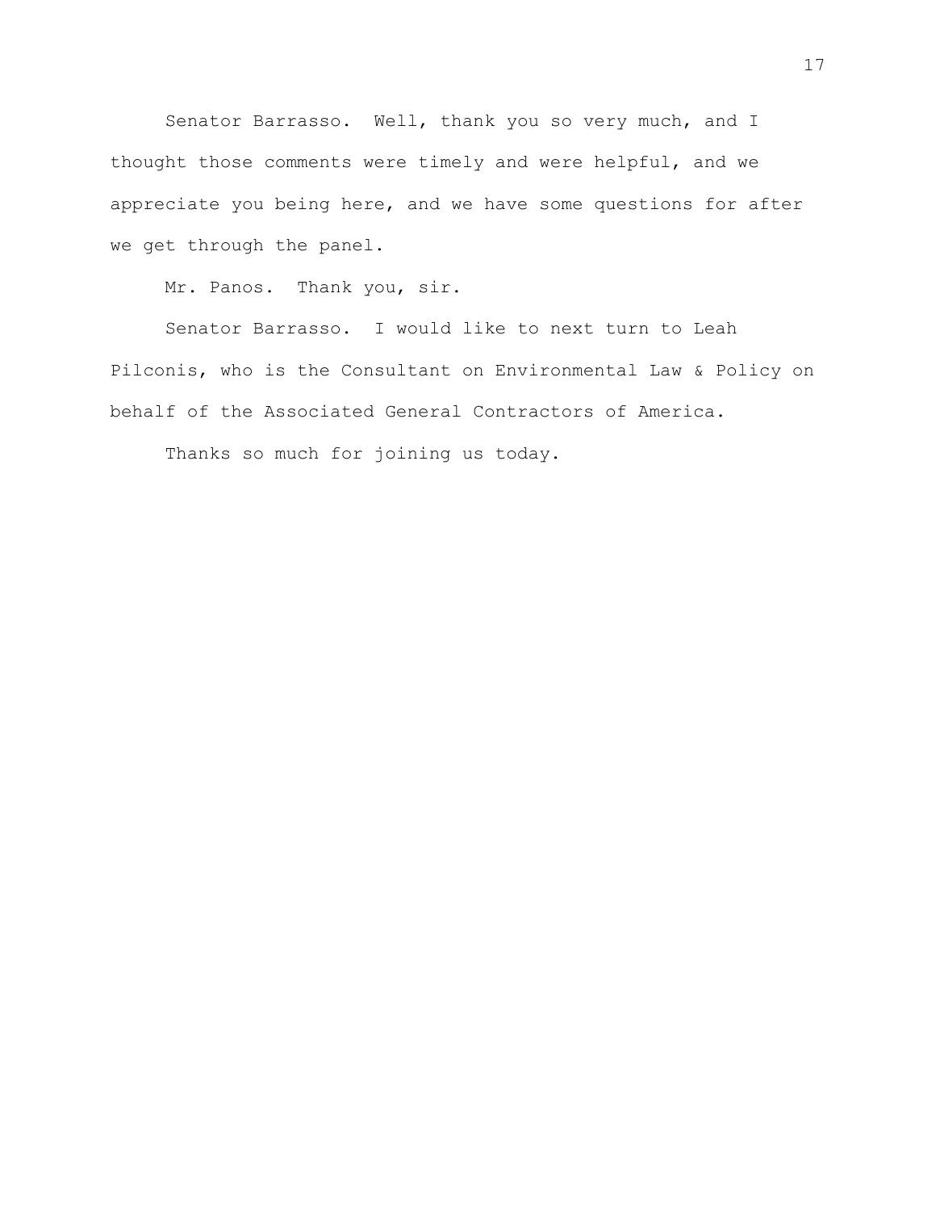Senator Barrasso. Well, thank you so very much, and I thought those comments were timely and were helpful, and we appreciate you being here, and we have some questions for after we get through the panel.

Mr. Panos. Thank you, sir.

Senator Barrasso. I would like to next turn to Leah Pilconis, who is the Consultant on Environmental Law & Policy on behalf of the Associated General Contractors of America.

Thanks so much for joining us today.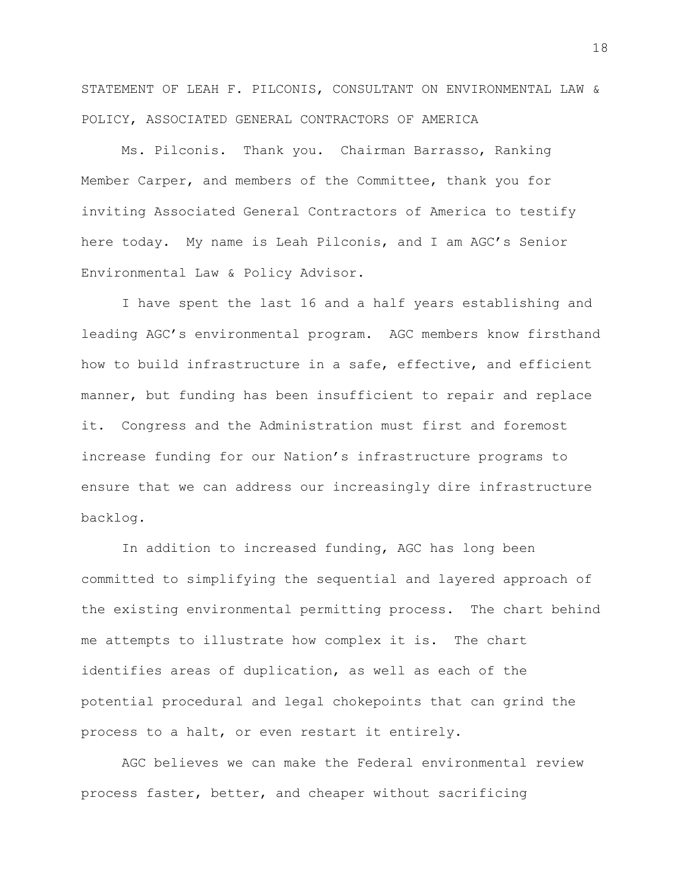STATEMENT OF LEAH F. PILCONIS, CONSULTANT ON ENVIRONMENTAL LAW & POLICY, ASSOCIATED GENERAL CONTRACTORS OF AMERICA

Ms. Pilconis. Thank you. Chairman Barrasso, Ranking Member Carper, and members of the Committee, thank you for inviting Associated General Contractors of America to testify here today. My name is Leah Pilconis, and I am AGC's Senior Environmental Law & Policy Advisor.

I have spent the last 16 and a half years establishing and leading AGC's environmental program. AGC members know firsthand how to build infrastructure in a safe, effective, and efficient manner, but funding has been insufficient to repair and replace it. Congress and the Administration must first and foremost increase funding for our Nation's infrastructure programs to ensure that we can address our increasingly dire infrastructure backlog.

In addition to increased funding, AGC has long been committed to simplifying the sequential and layered approach of the existing environmental permitting process. The chart behind me attempts to illustrate how complex it is. The chart identifies areas of duplication, as well as each of the potential procedural and legal chokepoints that can grind the process to a halt, or even restart it entirely.

AGC believes we can make the Federal environmental review process faster, better, and cheaper without sacrificing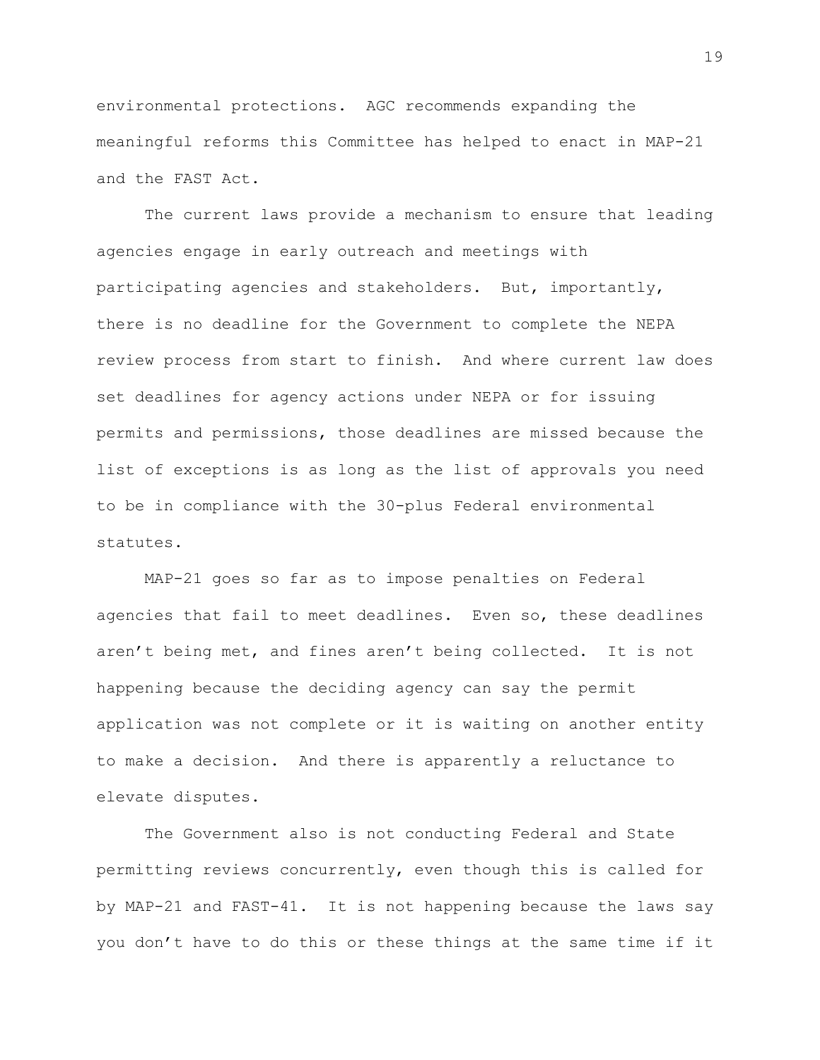environmental protections. AGC recommends expanding the meaningful reforms this Committee has helped to enact in MAP-21 and the FAST Act.

The current laws provide a mechanism to ensure that leading agencies engage in early outreach and meetings with participating agencies and stakeholders. But, importantly, there is no deadline for the Government to complete the NEPA review process from start to finish. And where current law does set deadlines for agency actions under NEPA or for issuing permits and permissions, those deadlines are missed because the list of exceptions is as long as the list of approvals you need to be in compliance with the 30-plus Federal environmental statutes.

MAP-21 goes so far as to impose penalties on Federal agencies that fail to meet deadlines. Even so, these deadlines aren't being met, and fines aren't being collected. It is not happening because the deciding agency can say the permit application was not complete or it is waiting on another entity to make a decision. And there is apparently a reluctance to elevate disputes.

The Government also is not conducting Federal and State permitting reviews concurrently, even though this is called for by MAP-21 and FAST-41. It is not happening because the laws say you don't have to do this or these things at the same time if it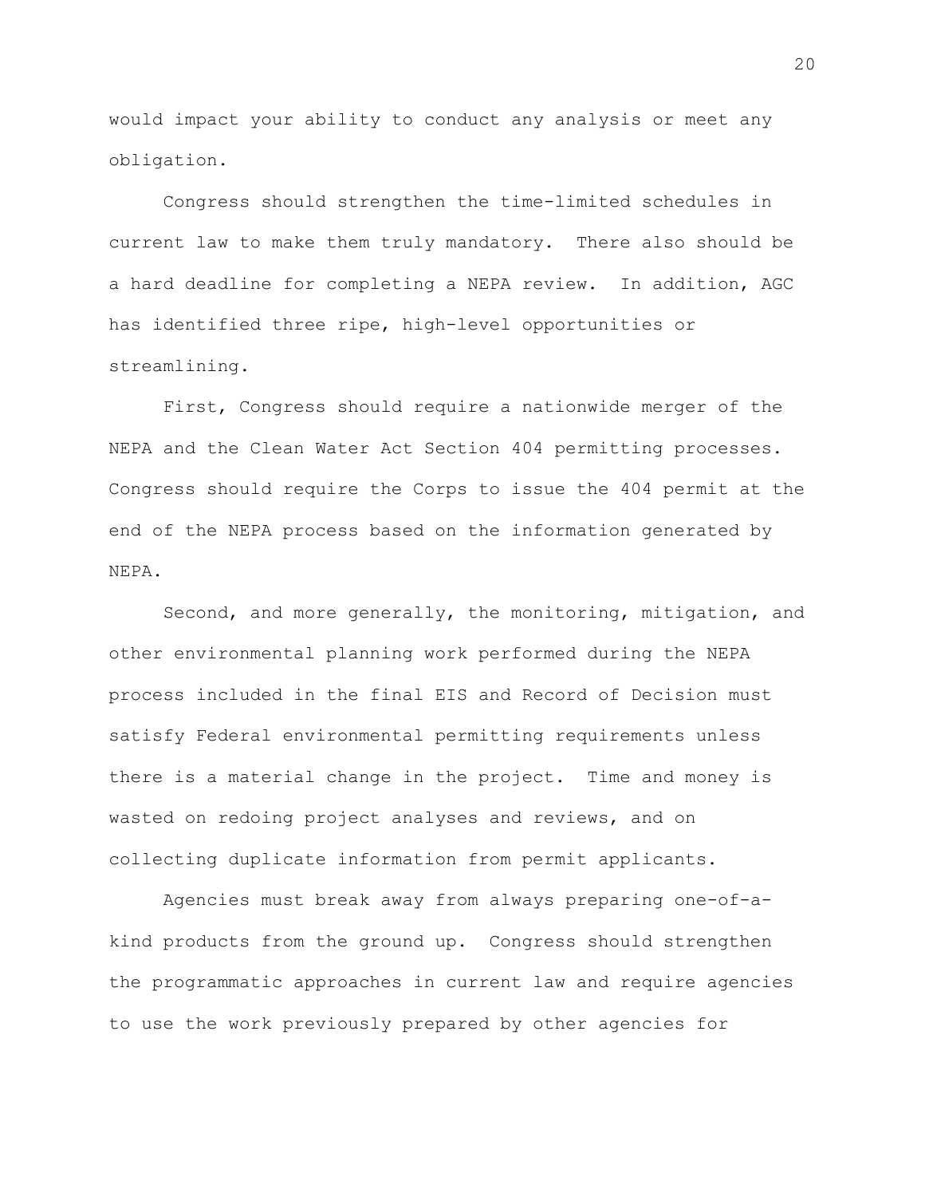would impact your ability to conduct any analysis or meet any obligation.

Congress should strengthen the time-limited schedules in current law to make them truly mandatory. There also should be a hard deadline for completing a NEPA review. In addition, AGC has identified three ripe, high-level opportunities or streamlining.

First, Congress should require a nationwide merger of the NEPA and the Clean Water Act Section 404 permitting processes. Congress should require the Corps to issue the 404 permit at the end of the NEPA process based on the information generated by NEPA.

Second, and more generally, the monitoring, mitigation, and other environmental planning work performed during the NEPA process included in the final EIS and Record of Decision must satisfy Federal environmental permitting requirements unless there is a material change in the project. Time and money is wasted on redoing project analyses and reviews, and on collecting duplicate information from permit applicants.

Agencies must break away from always preparing one-of-a-kind products from the ground up. Congress should strengthen the programmatic approaches in current law and require agencies to use the work previously prepared by other agencies for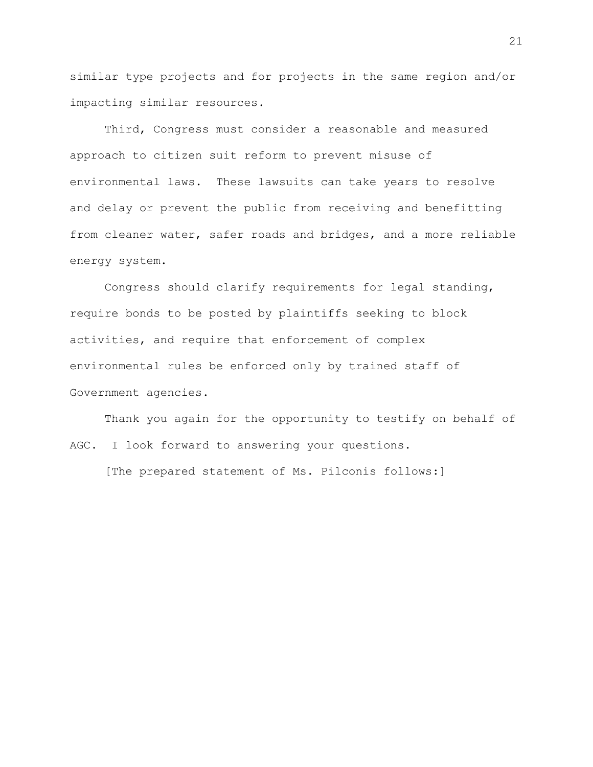similar type projects and for projects in the same region and/or impacting similar resources.

Third, Congress must consider a reasonable and measured approach to citizen suit reform to prevent misuse of environmental laws. These lawsuits can take years to resolve and delay or prevent the public from receiving and benefitting from cleaner water, safer roads and bridges, and a more reliable energy system.

Congress should clarify requirements for legal standing, require bonds to be posted by plaintiffs seeking to block activities, and require that enforcement of complex environmental rules be enforced only by trained staff of Government agencies.

Thank you again for the opportunity to testify on behalf of AGC. I look forward to answering your questions.

[The prepared statement of Ms. Pilconis follows:]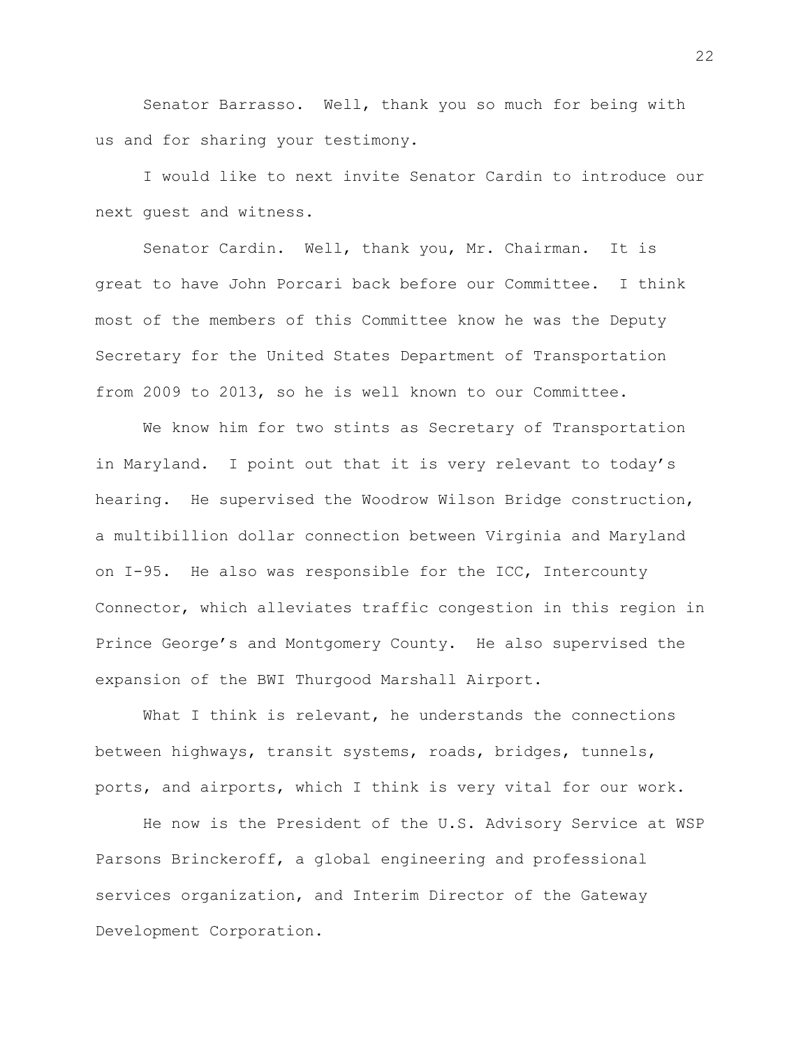Senator Barrasso. Well, thank you so much for being with us and for sharing your testimony.

I would like to next invite Senator Cardin to introduce our next guest and witness.

Senator Cardin. Well, thank you, Mr. Chairman. It is great to have John Porcari back before our Committee. I think most of the members of this Committee know he was the Deputy Secretary for the United States Department of Transportation from 2009 to 2013, so he is well known to our Committee.

We know him for two stints as Secretary of Transportation in Maryland. I point out that it is very relevant to today's hearing. He supervised the Woodrow Wilson Bridge construction, a multibillion dollar connection between Virginia and Maryland on I-95. He also was responsible for the ICC, Intercounty Connector, which alleviates traffic congestion in this region in Prince George's and Montgomery County. He also supervised the expansion of the BWI Thurgood Marshall Airport.

What I think is relevant, he understands the connections between highways, transit systems, roads, bridges, tunnels, ports, and airports, which I think is very vital for our work.

He now is the President of the U.S. Advisory Service at WSP Parsons Brinckeroff, a global engineering and professional services organization, and Interim Director of the Gateway Development Corporation.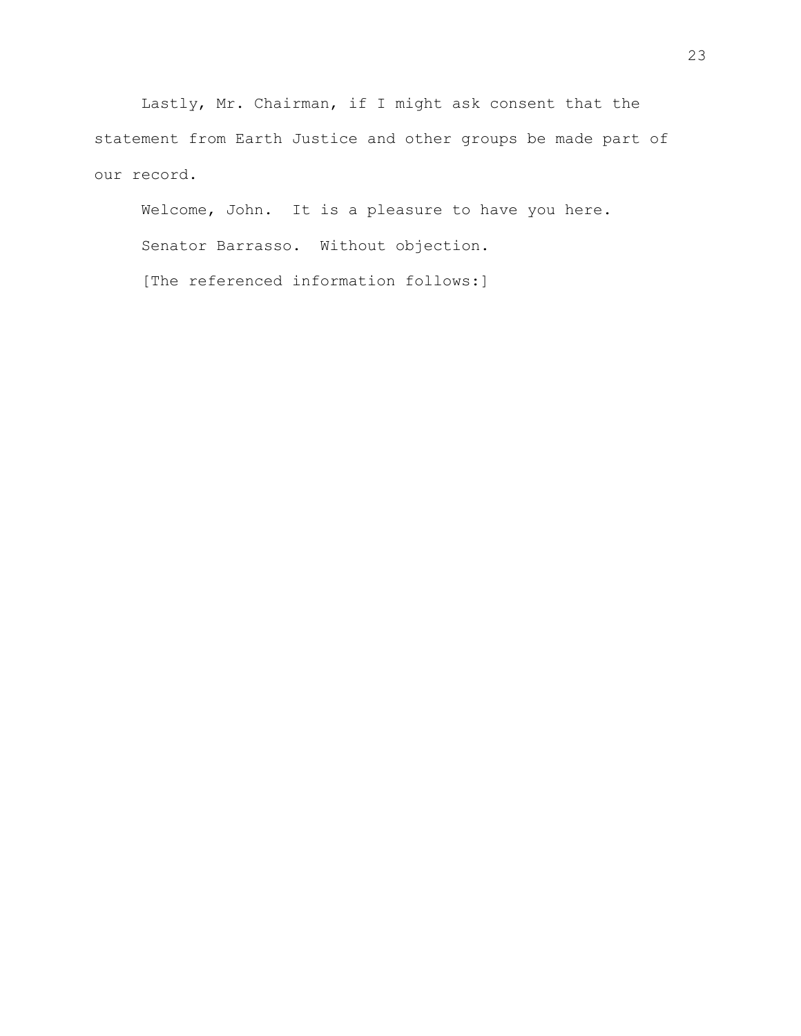Lastly, Mr. Chairman, if I might ask consent that the statement from Earth Justice and other groups be made part of our record.

Welcome, John. It is a pleasure to have you here.

Senator Barrasso. Without objection.

[The referenced information follows:]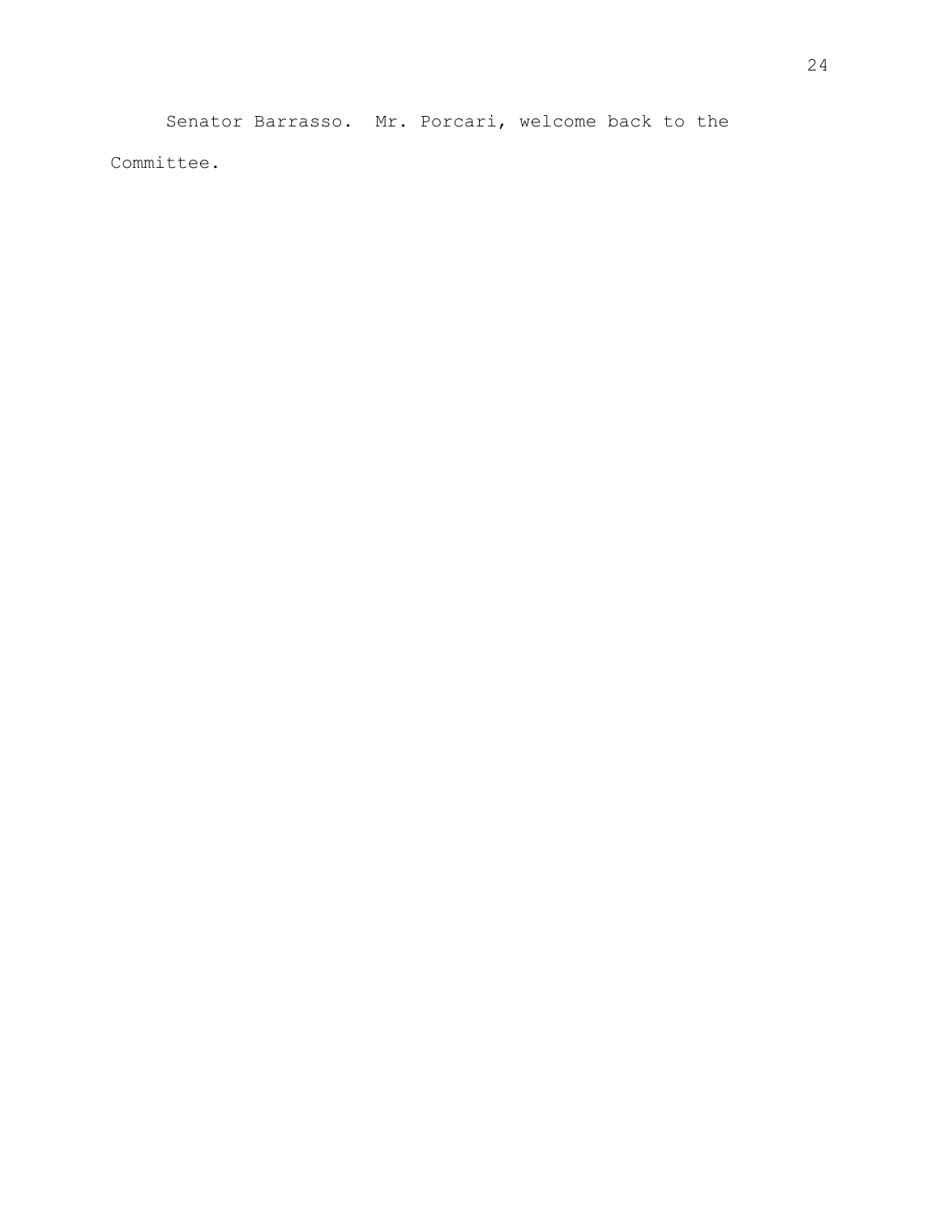Senator Barrasso. Mr. Porcari, welcome back to the Committee.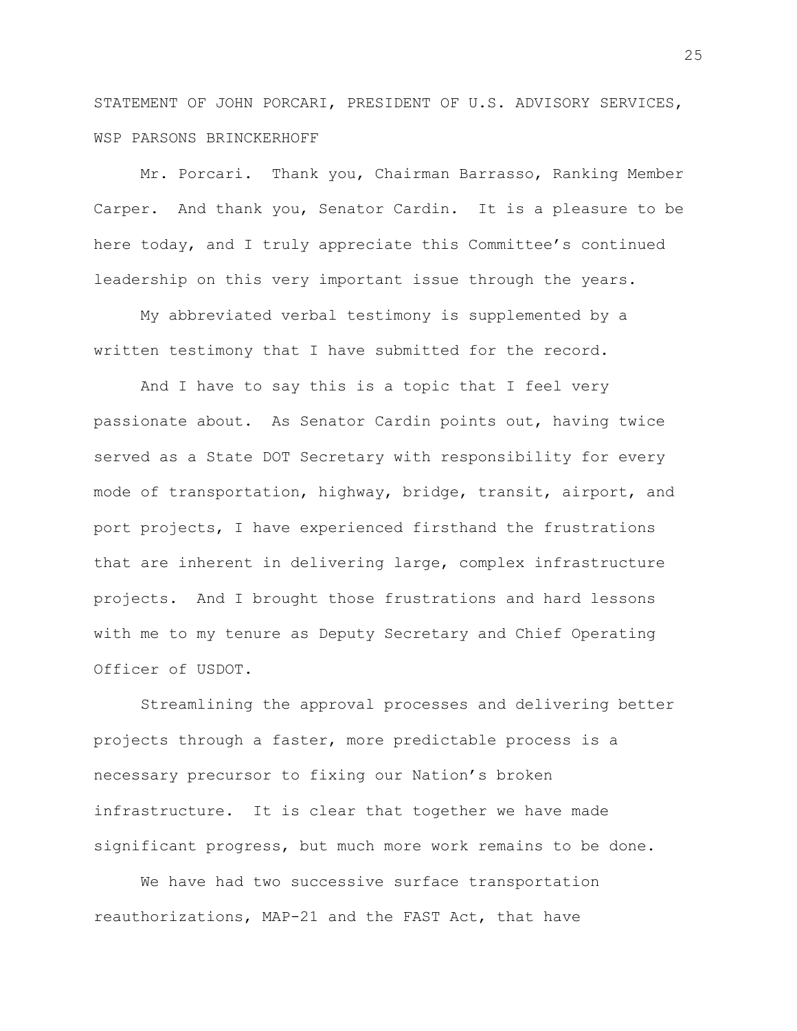STATEMENT OF JOHN PORCARI, PRESIDENT OF U.S. ADVISORY SERVICES, WSP PARSONS BRINCKERHOFF

Mr. Porcari. Thank you, Chairman Barrasso, Ranking Member Carper. And thank you, Senator Cardin. It is a pleasure to be here today, and I truly appreciate this Committee's continued leadership on this very important issue through the years.

My abbreviated verbal testimony is supplemented by a written testimony that I have submitted for the record.

And I have to say this is a topic that I feel very passionate about. As Senator Cardin points out, having twice served as a State DOT Secretary with responsibility for every mode of transportation, highway, bridge, transit, airport, and port projects, I have experienced firsthand the frustrations that are inherent in delivering large, complex infrastructure projects. And I brought those frustrations and hard lessons with me to my tenure as Deputy Secretary and Chief Operating Officer of USDOT.

Streamlining the approval processes and delivering better projects through a faster, more predictable process is a necessary precursor to fixing our Nation's broken infrastructure. It is clear that together we have made significant progress, but much more work remains to be done.

We have had two successive surface transportation reauthorizations, MAP-21 and the FAST Act, that have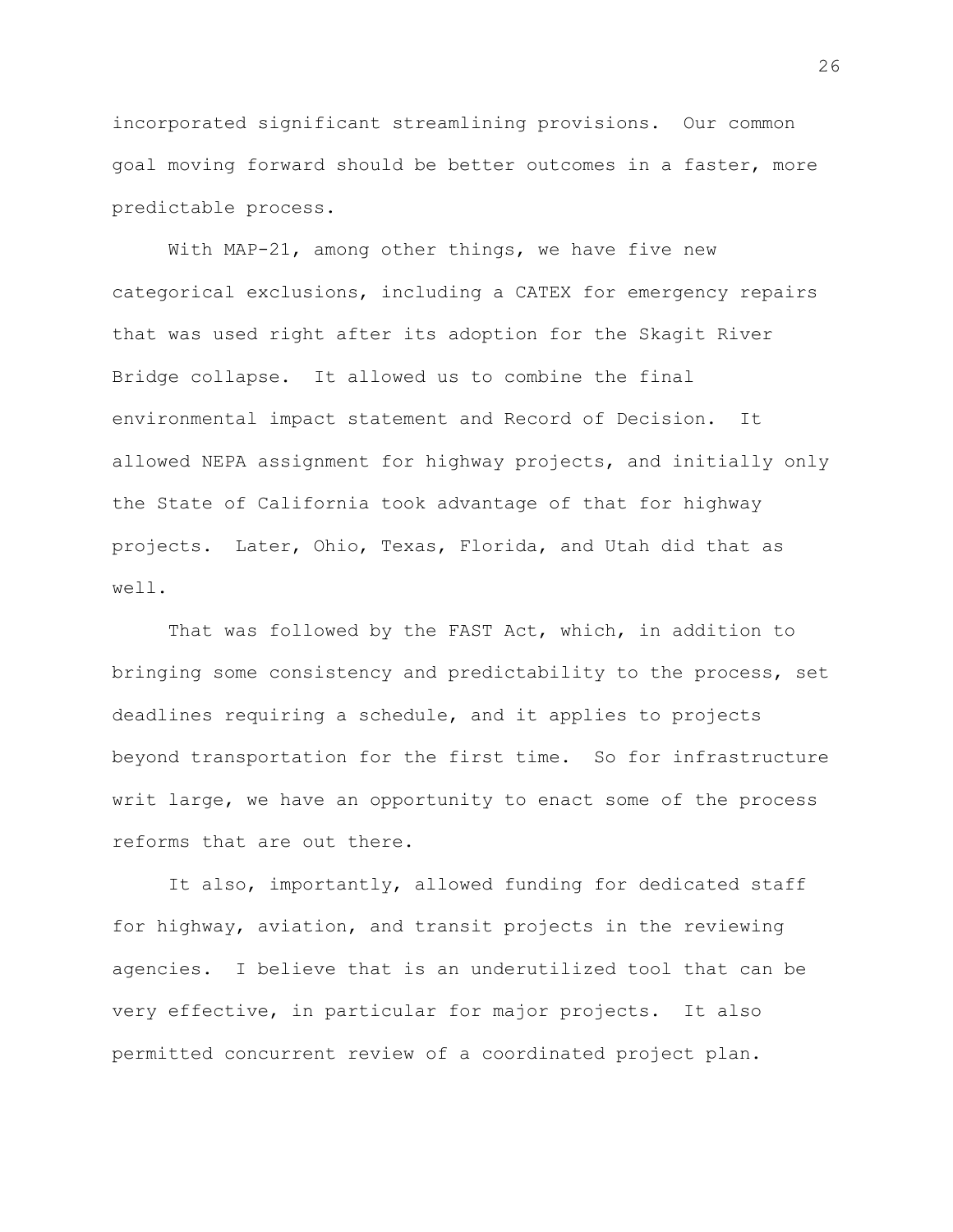incorporated significant streamlining provisions. Our common goal moving forward should be better outcomes in a faster, more predictable process.

With MAP-21, among other things, we have five new categorical exclusions, including a CATEX for emergency repairs that was used right after its adoption for the Skagit River Bridge collapse. It allowed us to combine the final environmental impact statement and Record of Decision. It allowed NEPA assignment for highway projects, and initially only the State of California took advantage of that for highway projects. Later, Ohio, Texas, Florida, and Utah did that as well.

That was followed by the FAST Act, which, in addition to bringing some consistency and predictability to the process, set deadlines requiring a schedule, and it applies to projects beyond transportation for the first time. So for infrastructure writ large, we have an opportunity to enact some of the process reforms that are out there.

It also, importantly, allowed funding for dedicated staff for highway, aviation, and transit projects in the reviewing agencies. I believe that is an underutilized tool that can be very effective, in particular for major projects. It also permitted concurrent review of a coordinated project plan.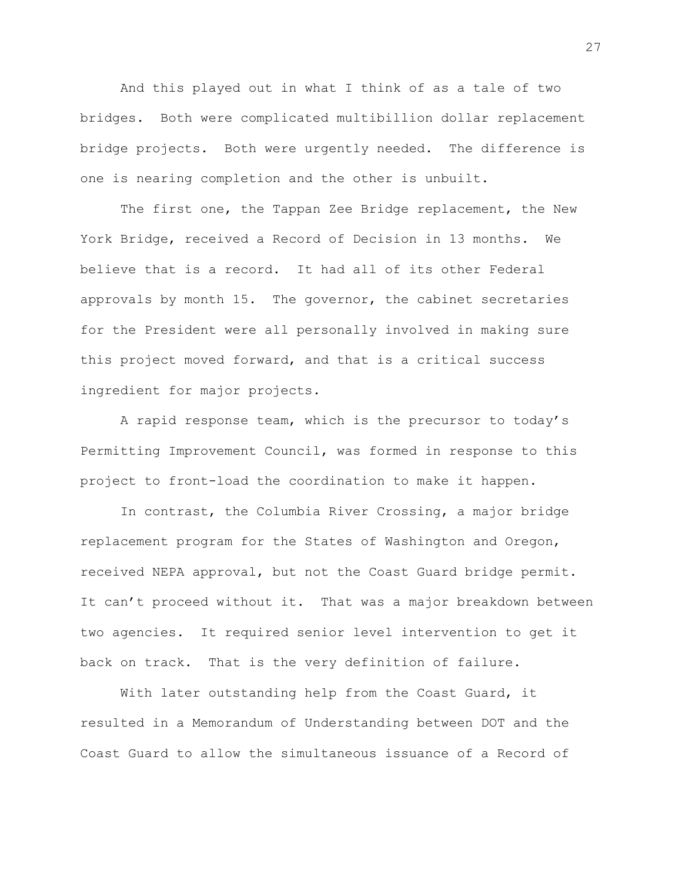And this played out in what I think of as a tale of two bridges. Both were complicated multibillion dollar replacement bridge projects. Both were urgently needed. The difference is one is nearing completion and the other is unbuilt.

The first one, the Tappan Zee Bridge replacement, the New York Bridge, received a Record of Decision in 13 months. We believe that is a record. It had all of its other Federal approvals by month 15. The governor, the cabinet secretaries for the President were all personally involved in making sure this project moved forward, and that is a critical success ingredient for major projects.

A rapid response team, which is the precursor to today's Permitting Improvement Council, was formed in response to this project to front-load the coordination to make it happen.

In contrast, the Columbia River Crossing, a major bridge replacement program for the States of Washington and Oregon, received NEPA approval, but not the Coast Guard bridge permit. It can't proceed without it. That was a major breakdown between two agencies. It required senior level intervention to get it back on track. That is the very definition of failure.

With later outstanding help from the Coast Guard, it resulted in a Memorandum of Understanding between DOT and the Coast Guard to allow the simultaneous issuance of a Record of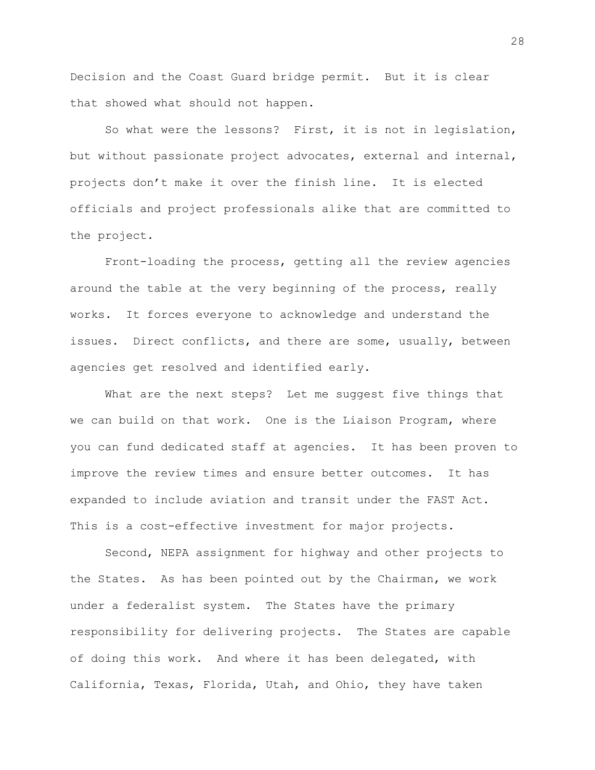Decision and the Coast Guard bridge permit. But it is clear that showed what should not happen.

So what were the lessons? First, it is not in legislation, but without passionate project advocates, external and internal, projects don't make it over the finish line. It is elected officials and project professionals alike that are committed to the project.

Front-loading the process, getting all the review agencies around the table at the very beginning of the process, really works. It forces everyone to acknowledge and understand the issues. Direct conflicts, and there are some, usually, between agencies get resolved and identified early.

What are the next steps? Let me suggest five things that we can build on that work. One is the Liaison Program, where you can fund dedicated staff at agencies. It has been proven to improve the review times and ensure better outcomes. It has expanded to include aviation and transit under the FAST Act. This is a cost-effective investment for major projects.

Second, NEPA assignment for highway and other projects to the States. As has been pointed out by the Chairman, we work under a federalist system. The States have the primary responsibility for delivering projects. The States are capable of doing this work. And where it has been delegated, with California, Texas, Florida, Utah, and Ohio, they have taken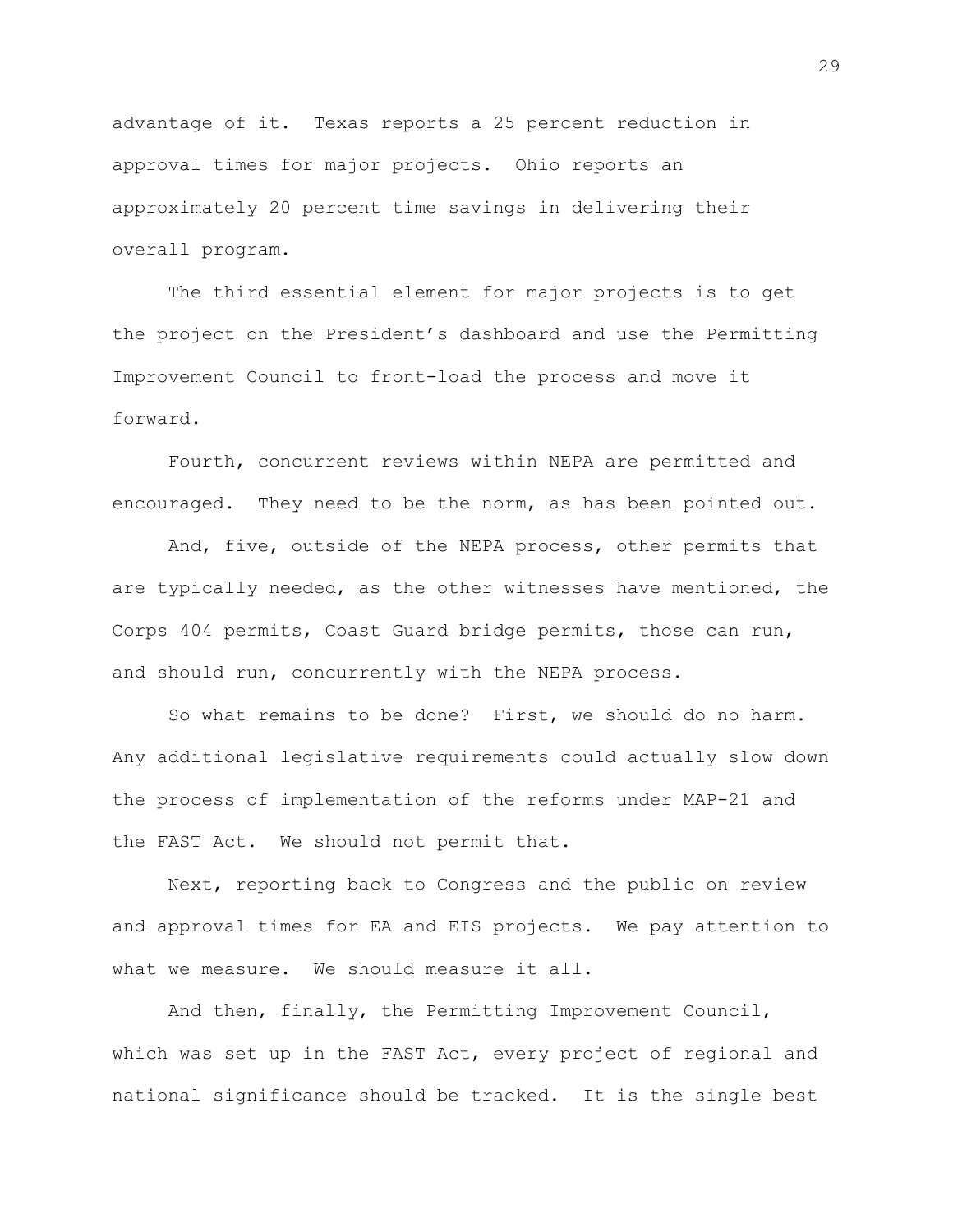advantage of it. Texas reports a 25 percent reduction in approval times for major projects. Ohio reports an approximately 20 percent time savings in delivering their overall program.

The third essential element for major projects is to get the project on the President's dashboard and use the Permitting Improvement Council to front-load the process and move it forward.

Fourth, concurrent reviews within NEPA are permitted and encouraged. They need to be the norm, as has been pointed out.

And, five, outside of the NEPA process, other permits that are typically needed, as the other witnesses have mentioned, the Corps 404 permits, Coast Guard bridge permits, those can run, and should run, concurrently with the NEPA process.

So what remains to be done? First, we should do no harm. Any additional legislative requirements could actually slow down the process of implementation of the reforms under MAP-21 and the FAST Act. We should not permit that.

Next, reporting back to Congress and the public on review and approval times for EA and EIS projects. We pay attention to what we measure. We should measure it all.

And then, finally, the Permitting Improvement Council, which was set up in the FAST Act, every project of regional and national significance should be tracked. It is the single best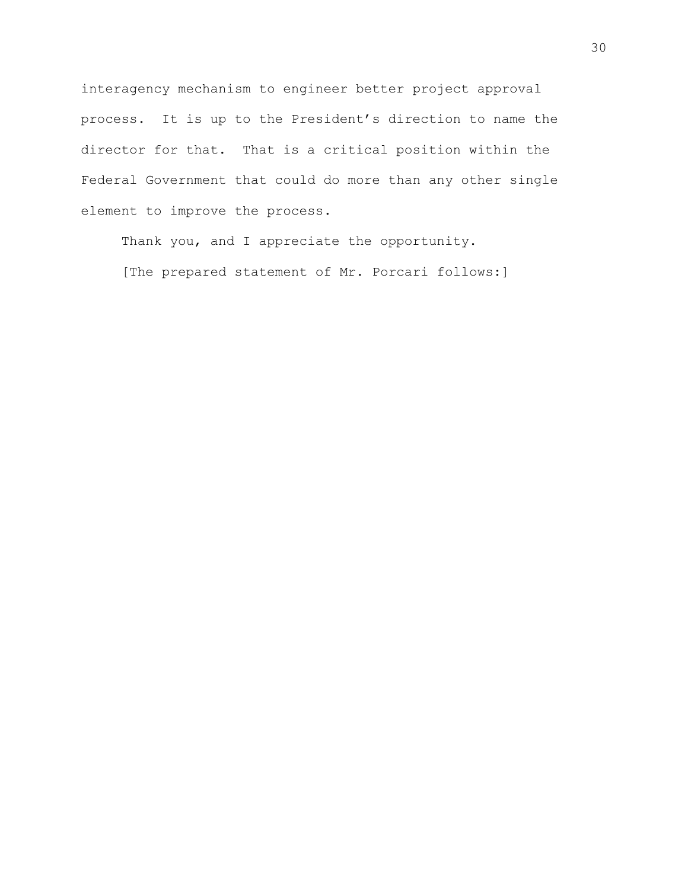interagency mechanism to engineer better project approval process. It is up to the President's direction to name the director for that. That is a critical position within the Federal Government that could do more than any other single element to improve the process.

Thank you, and I appreciate the opportunity.

[The prepared statement of Mr. Porcari follows:]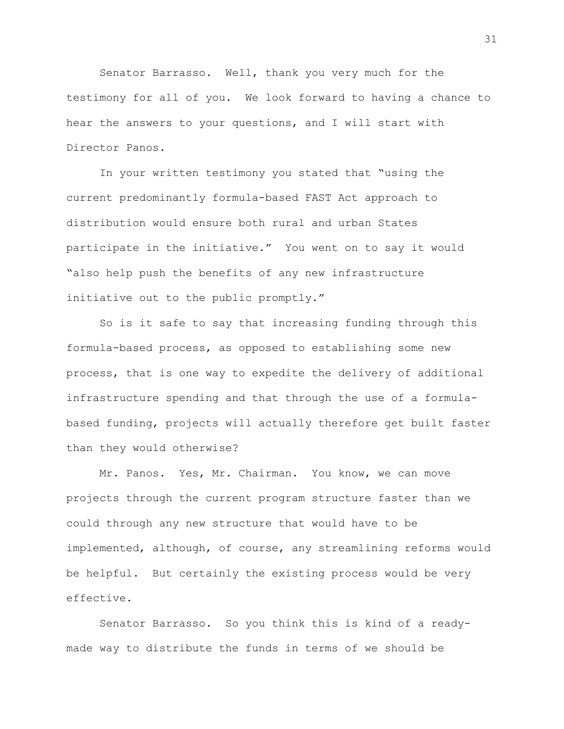Senator Barrasso. Well, thank you very much for the testimony for all of you. We look forward to having a chance to hear the answers to your questions, and I will start with Director Panos.

In your written testimony you stated that "using the current predominantly formula-based FAST Act approach to distribution would ensure both rural and urban States participate in the initiative." You went on to say it would "also help push the benefits of any new infrastructure initiative out to the public promptly."

So is it safe to say that increasing funding through this formula-based process, as opposed to establishing some new process, that is one way to expedite the delivery of additional infrastructure spending and that through the use of a formula-based funding, projects will actually therefore get built faster than they would otherwise?

Mr. Panos. Yes, Mr. Chairman. You know, we can move projects through the current program structure faster than we could through any new structure that would have to be implemented, although, of course, any streamlining reforms would be helpful. But certainly the existing process would be very effective.

Senator Barrasso. So you think this is kind of a ready-made way to distribute the funds in terms of we should be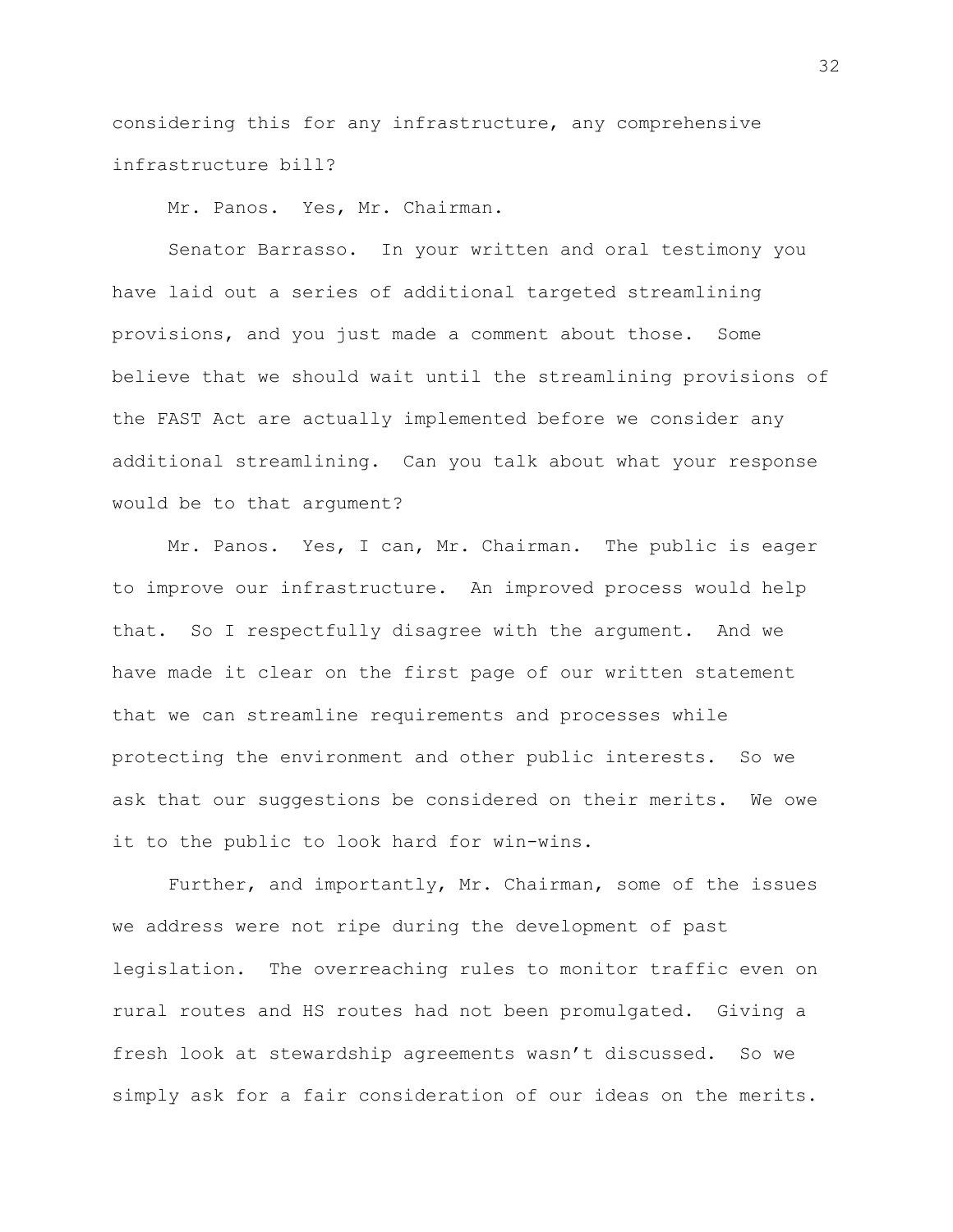considering this for any infrastructure, any comprehensive infrastructure bill?

Mr. Panos. Yes, Mr. Chairman.

Senator Barrasso. In your written and oral testimony you have laid out a series of additional targeted streamlining provisions, and you just made a comment about those. Some believe that we should wait until the streamlining provisions of the FAST Act are actually implemented before we consider any additional streamlining. Can you talk about what your response would be to that argument?

Mr. Panos. Yes, I can, Mr. Chairman. The public is eager to improve our infrastructure. An improved process would help that. So I respectfully disagree with the argument. And we have made it clear on the first page of our written statement that we can streamline requirements and processes while protecting the environment and other public interests. So we ask that our suggestions be considered on their merits. We owe it to the public to look hard for win-wins.

Further, and importantly, Mr. Chairman, some of the issues we address were not ripe during the development of past legislation. The overreaching rules to monitor traffic even on rural routes and HS routes had not been promulgated. Giving a fresh look at stewardship agreements wasn't discussed. So we simply ask for a fair consideration of our ideas on the merits.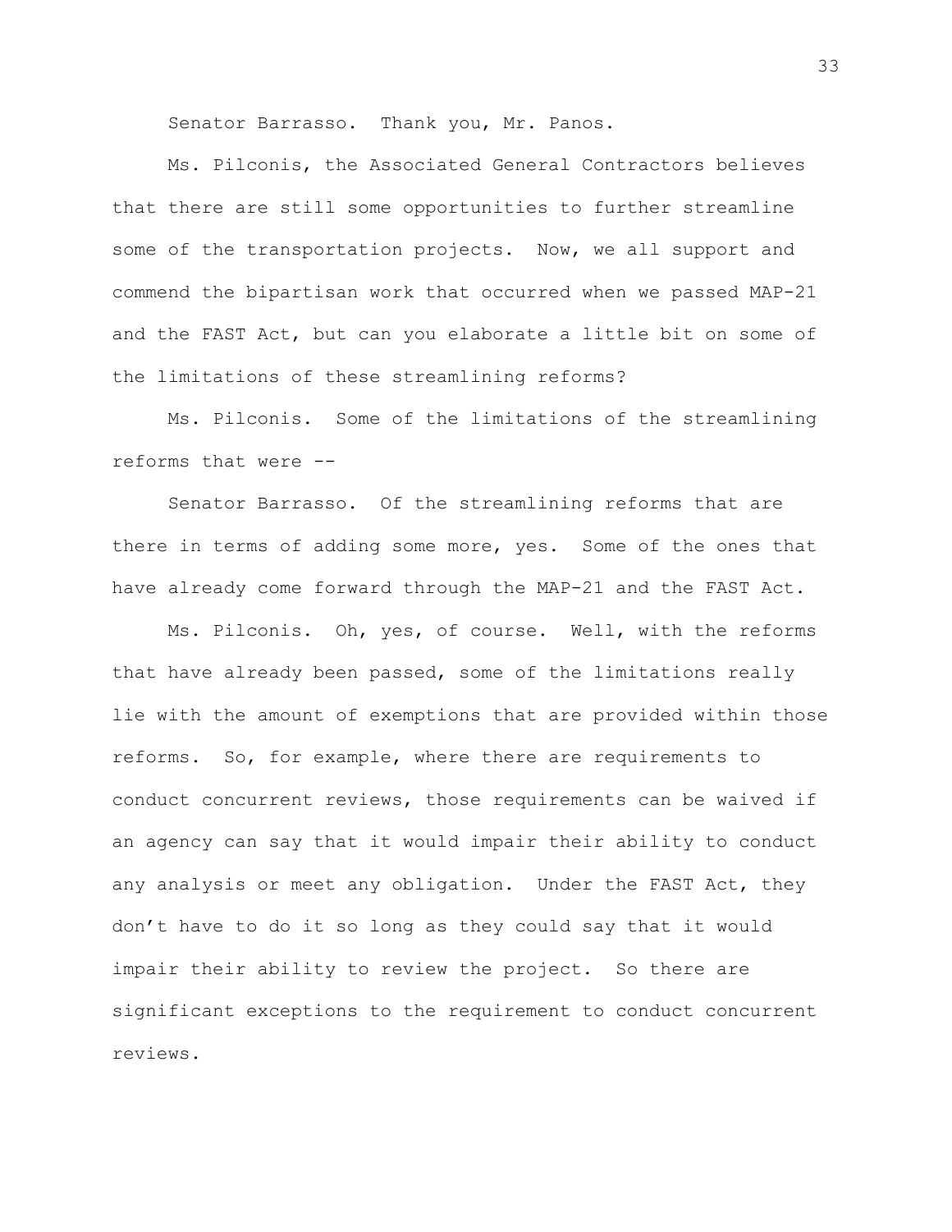Senator Barrasso. Thank you, Mr. Panos.

Ms. Pilconis, the Associated General Contractors believes that there are still some opportunities to further streamline some of the transportation projects. Now, we all support and commend the bipartisan work that occurred when we passed MAP-21 and the FAST Act, but can you elaborate a little bit on some of the limitations of these streamlining reforms?

Ms. Pilconis. Some of the limitations of the streamlining reforms that were --

Senator Barrasso. Of the streamlining reforms that are there in terms of adding some more, yes. Some of the ones that have already come forward through the MAP-21 and the FAST Act.

Ms. Pilconis. Oh, yes, of course. Well, with the reforms that have already been passed, some of the limitations really lie with the amount of exemptions that are provided within those reforms. So, for example, where there are requirements to conduct concurrent reviews, those requirements can be waived if an agency can say that it would impair their ability to conduct any analysis or meet any obligation. Under the FAST Act, they don't have to do it so long as they could say that it would impair their ability to review the project. So there are significant exceptions to the requirement to conduct concurrent reviews.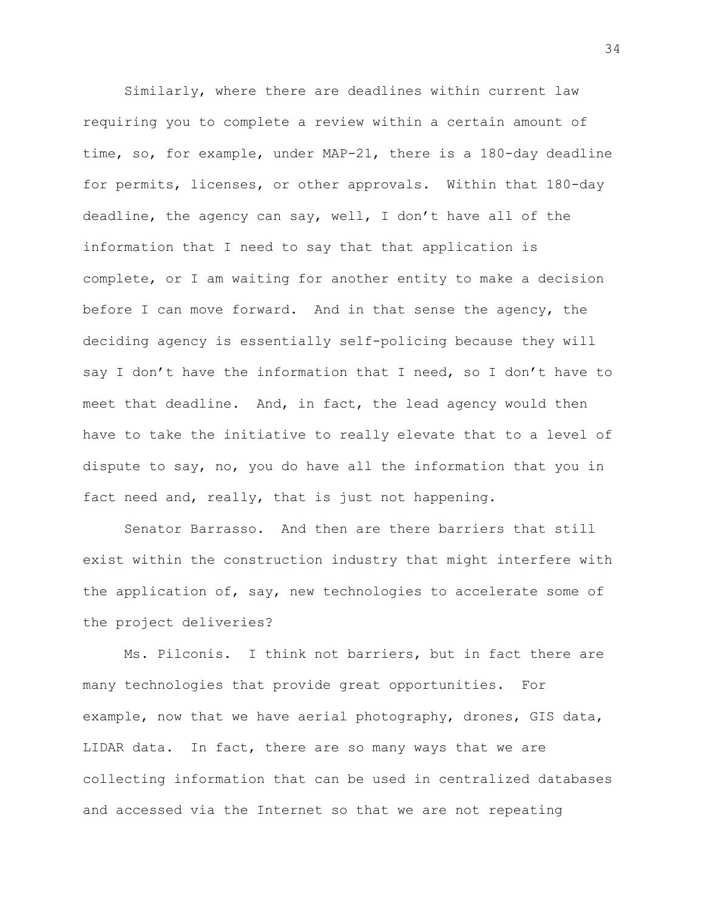Similarly, where there are deadlines within current law requiring you to complete a review within a certain amount of time, so, for example, under MAP-21, there is a 180-day deadline for permits, licenses, or other approvals. Within that 180-day deadline, the agency can say, well, I don't have all of the information that I need to say that that application is complete, or I am waiting for another entity to make a decision before I can move forward. And in that sense the agency, the deciding agency is essentially self-policing because they will say I don't have the information that I need, so I don't have to meet that deadline. And, in fact, the lead agency would then have to take the initiative to really elevate that to a level of dispute to say, no, you do have all the information that you in fact need and, really, that is just not happening.

Senator Barrasso. And then are there barriers that still exist within the construction industry that might interfere with the application of, say, new technologies to accelerate some of the project deliveries?

Ms. Pilconis. I think not barriers, but in fact there are many technologies that provide great opportunities. For example, now that we have aerial photography, drones, GIS data, LIDAR data. In fact, there are so many ways that we are collecting information that can be used in centralized databases and accessed via the Internet so that we are not repeating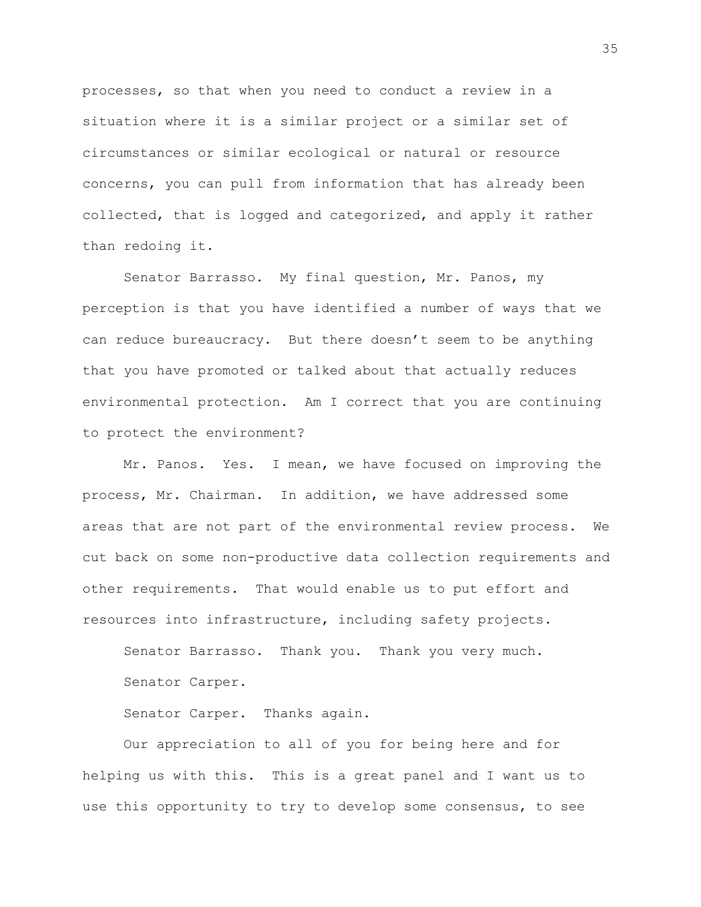processes, so that when you need to conduct a review in a situation where it is a similar project or a similar set of circumstances or similar ecological or natural or resource concerns, you can pull from information that has already been collected, that is logged and categorized, and apply it rather than redoing it.

Senator Barrasso. My final question, Mr. Panos, my perception is that you have identified a number of ways that we can reduce bureaucracy. But there doesn't seem to be anything that you have promoted or talked about that actually reduces environmental protection. Am I correct that you are continuing to protect the environment?

Mr. Panos. Yes. I mean, we have focused on improving the process, Mr. Chairman. In addition, we have addressed some areas that are not part of the environmental review process. We cut back on some non-productive data collection requirements and other requirements. That would enable us to put effort and resources into infrastructure, including safety projects.

Senator Barrasso. Thank you. Thank you very much.

Senator Carper.

Senator Carper. Thanks again.

Our appreciation to all of you for being here and for helping us with this. This is a great panel and I want us to use this opportunity to try to develop some consensus, to see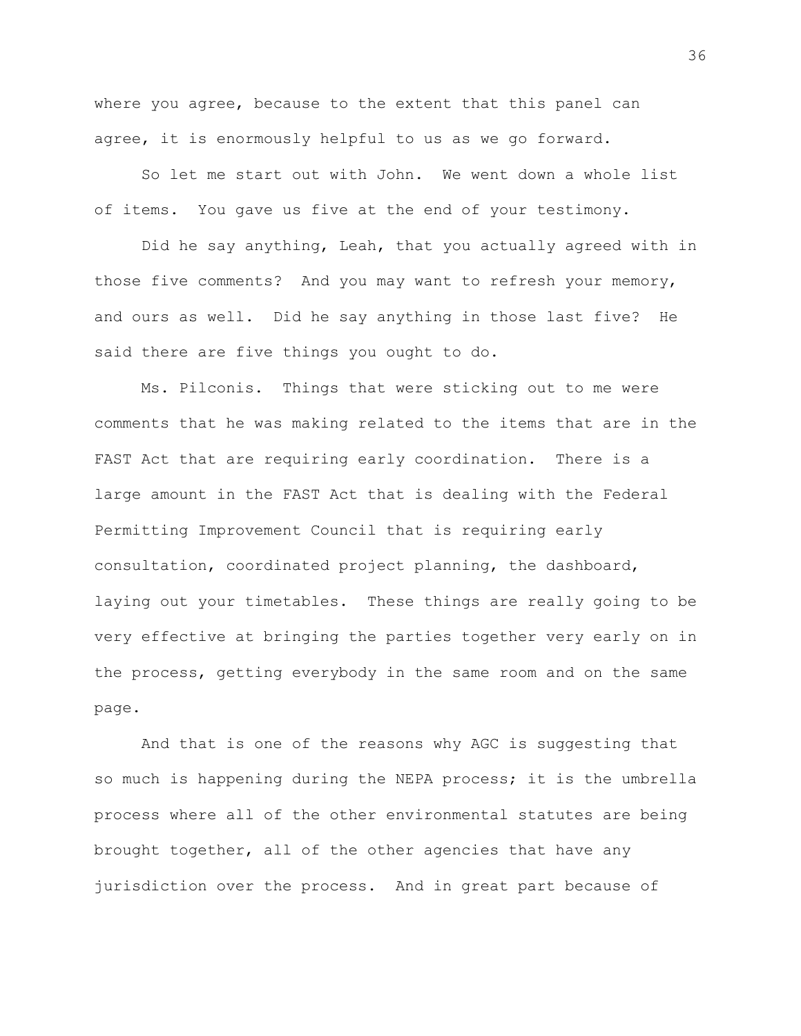where you agree, because to the extent that this panel can agree, it is enormously helpful to us as we go forward.

So let me start out with John. We went down a whole list of items. You gave us five at the end of your testimony.

Did he say anything, Leah, that you actually agreed with in those five comments? And you may want to refresh your memory, and ours as well. Did he say anything in those last five? He said there are five things you ought to do.

Ms. Pilconis. Things that were sticking out to me were comments that he was making related to the items that are in the FAST Act that are requiring early coordination. There is a large amount in the FAST Act that is dealing with the Federal Permitting Improvement Council that is requiring early consultation, coordinated project planning, the dashboard, laying out your timetables. These things are really going to be very effective at bringing the parties together very early on in the process, getting everybody in the same room and on the same page.

And that is one of the reasons why AGC is suggesting that so much is happening during the NEPA process; it is the umbrella process where all of the other environmental statutes are being brought together, all of the other agencies that have any jurisdiction over the process. And in great part because of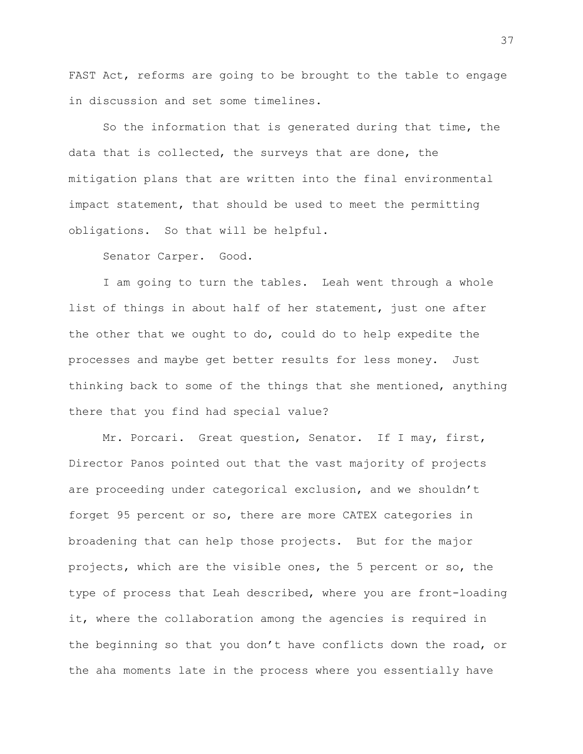FAST Act, reforms are going to be brought to the table to engage in discussion and set some timelines.

So the information that is generated during that time, the data that is collected, the surveys that are done, the mitigation plans that are written into the final environmental impact statement, that should be used to meet the permitting obligations. So that will be helpful.

Senator Carper. Good.

I am going to turn the tables. Leah went through a whole list of things in about half of her statement, just one after the other that we ought to do, could do to help expedite the processes and maybe get better results for less money. Just thinking back to some of the things that she mentioned, anything there that you find had special value?

Mr. Porcari. Great question, Senator. If I may, first, Director Panos pointed out that the vast majority of projects are proceeding under categorical exclusion, and we shouldn't forget 95 percent or so, there are more CATEX categories in broadening that can help those projects. But for the major projects, which are the visible ones, the 5 percent or so, the type of process that Leah described, where you are front-loading it, where the collaboration among the agencies is required in the beginning so that you don't have conflicts down the road, or the aha moments late in the process where you essentially have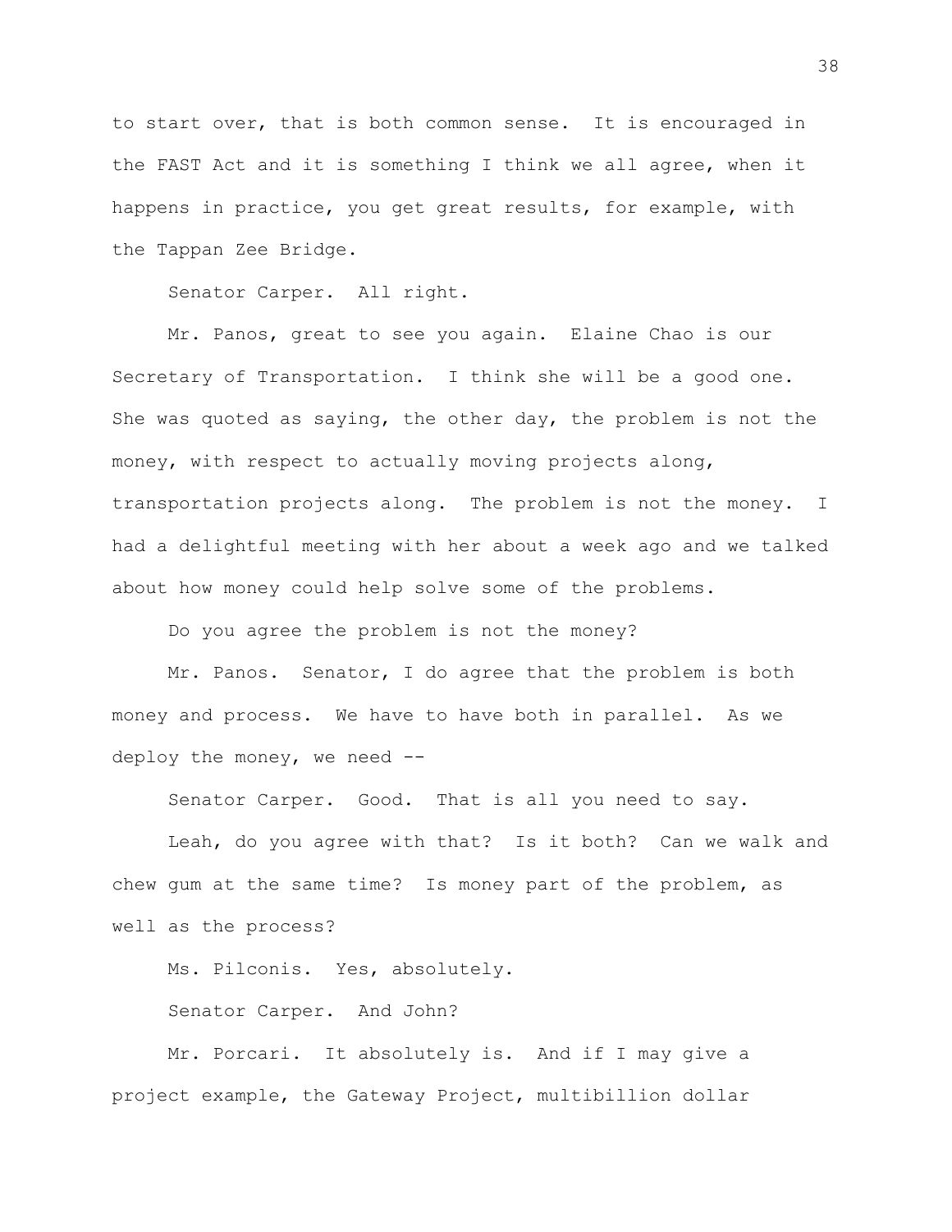to start over, that is both common sense. It is encouraged in the FAST Act and it is something I think we all agree, when it happens in practice, you get great results, for example, with the Tappan Zee Bridge.

Senator Carper. All right.

Mr. Panos, great to see you again. Elaine Chao is our Secretary of Transportation. I think she will be a good one. She was quoted as saying, the other day, the problem is not the money, with respect to actually moving projects along, transportation projects along. The problem is not the money. I had a delightful meeting with her about a week ago and we talked about how money could help solve some of the problems.

Do you agree the problem is not the money?

Mr. Panos. Senator, I do agree that the problem is both money and process. We have to have both in parallel. As we deploy the money, we need --

Senator Carper. Good. That is all you need to say.

Leah, do you agree with that? Is it both? Can we walk and chew gum at the same time? Is money part of the problem, as well as the process?

Ms. Pilconis. Yes, absolutely.

Senator Carper. And John?

Mr. Porcari. It absolutely is. And if I may give a project example, the Gateway Project, multibillion dollar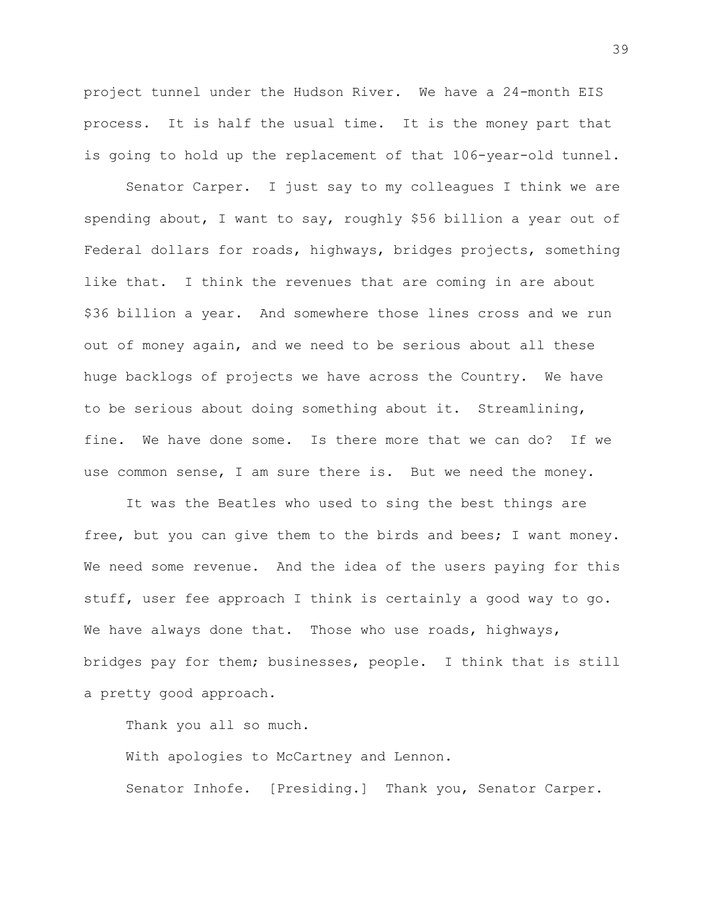project tunnel under the Hudson River. We have a 24-month EIS process. It is half the usual time. It is the money part that is going to hold up the replacement of that 106-year-old tunnel.

Senator Carper. I just say to my colleagues I think we are spending about, I want to say, roughly $56 billion a year out of Federal dollars for roads, highways, bridges projects, something like that. I think the revenues that are coming in are about $36 billion a year. And somewhere those lines cross and we run out of money again, and we need to be serious about all these huge backlogs of projects we have across the Country. We have to be serious about doing something about it. Streamlining, fine. We have done some. Is there more that we can do? If we use common sense, I am sure there is. But we need the money.

It was the Beatles who used to sing the best things are free, but you can give them to the birds and bees; I want money. We need some revenue. And the idea of the users paying for this stuff, user fee approach I think is certainly a good way to go. We have always done that. Those who use roads, highways, bridges pay for them; businesses, people. I think that is still a pretty good approach.

Thank you all so much.

With apologies to McCartney and Lennon.

Senator Inhofe. [Presiding.] Thank you, Senator Carper.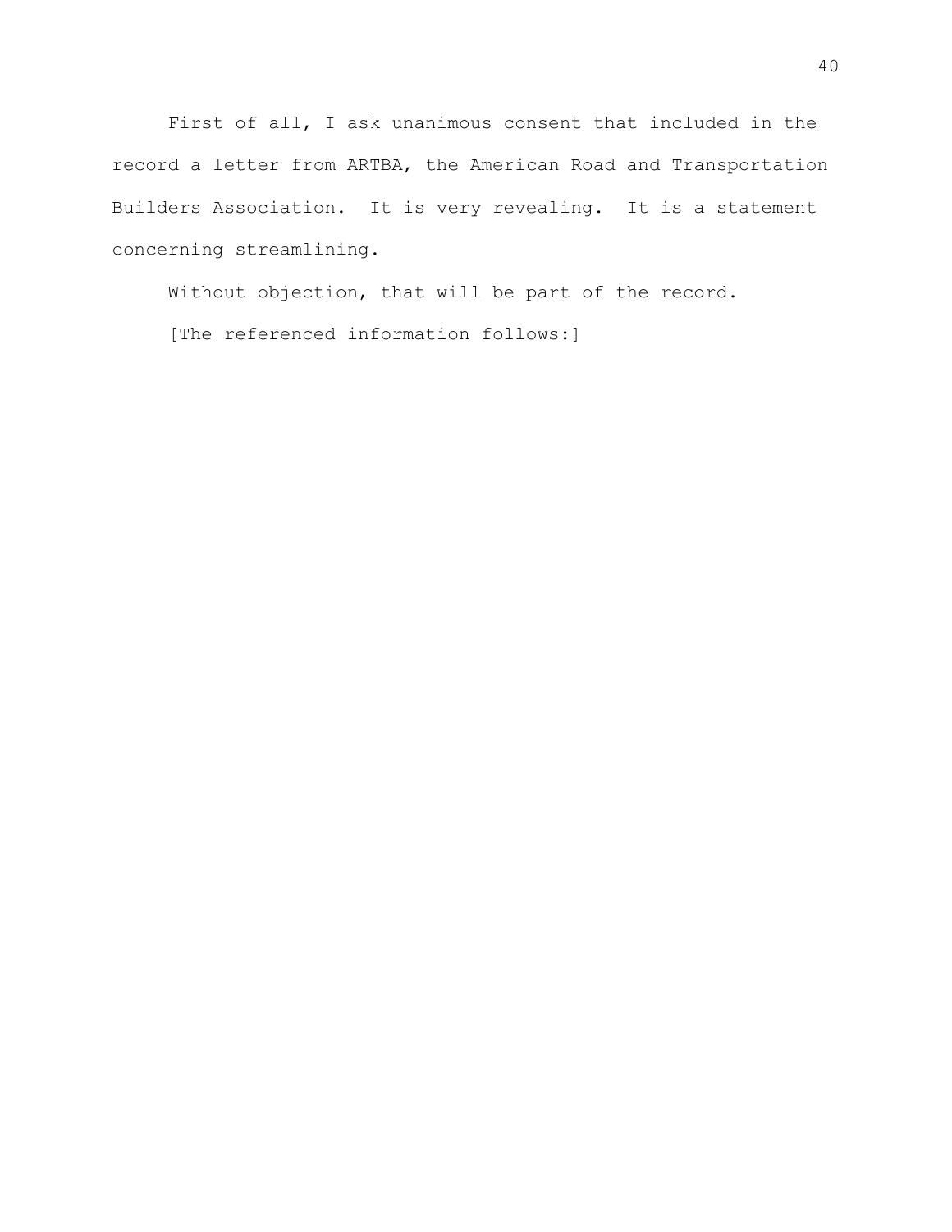First of all, I ask unanimous consent that included in the record a letter from ARTBA, the American Road and Transportation Builders Association. It is very revealing. It is a statement concerning streamlining.

Without objection, that will be part of the record.

[The referenced information follows:]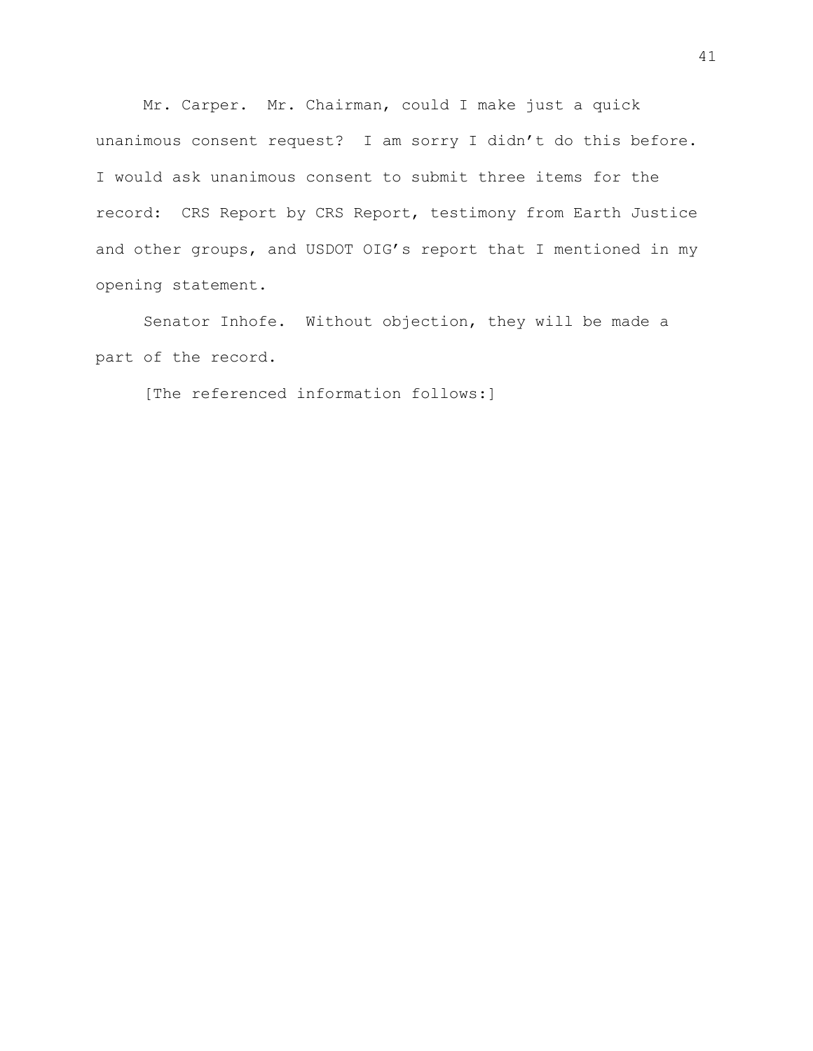Mr. Carper. Mr. Chairman, could I make just a quick unanimous consent request? I am sorry I didn't do this before. I would ask unanimous consent to submit three items for the record: CRS Report by CRS Report, testimony from Earth Justice and other groups, and USDOT OIG's report that I mentioned in my opening statement.

Senator Inhofe. Without objection, they will be made a part of the record.

[The referenced information follows:]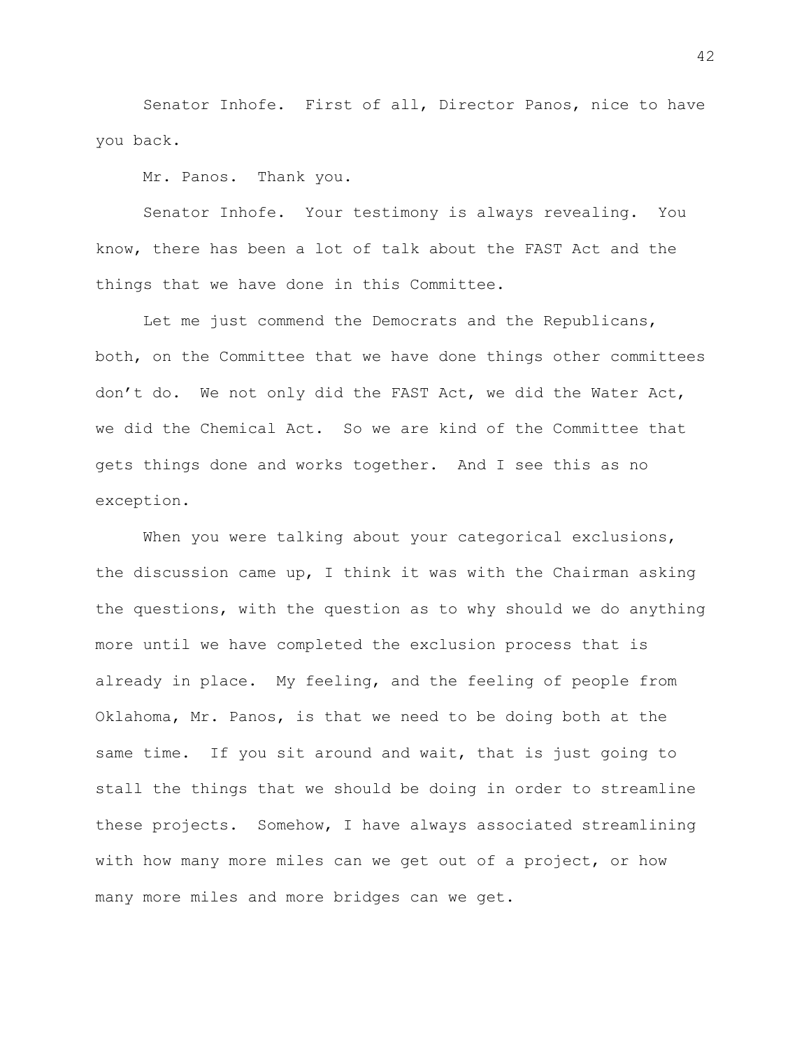Senator Inhofe. First of all, Director Panos, nice to have you back.

Mr. Panos. Thank you.

Senator Inhofe. Your testimony is always revealing. You know, there has been a lot of talk about the FAST Act and the things that we have done in this Committee.

Let me just commend the Democrats and the Republicans, both, on the Committee that we have done things other committees don't do. We not only did the FAST Act, we did the Water Act, we did the Chemical Act. So we are kind of the Committee that gets things done and works together. And I see this as no exception.

When you were talking about your categorical exclusions, the discussion came up, I think it was with the Chairman asking the questions, with the question as to why should we do anything more until we have completed the exclusion process that is already in place. My feeling, and the feeling of people from Oklahoma, Mr. Panos, is that we need to be doing both at the same time. If you sit around and wait, that is just going to stall the things that we should be doing in order to streamline these projects. Somehow, I have always associated streamlining with how many more miles can we get out of a project, or how many more miles and more bridges can we get.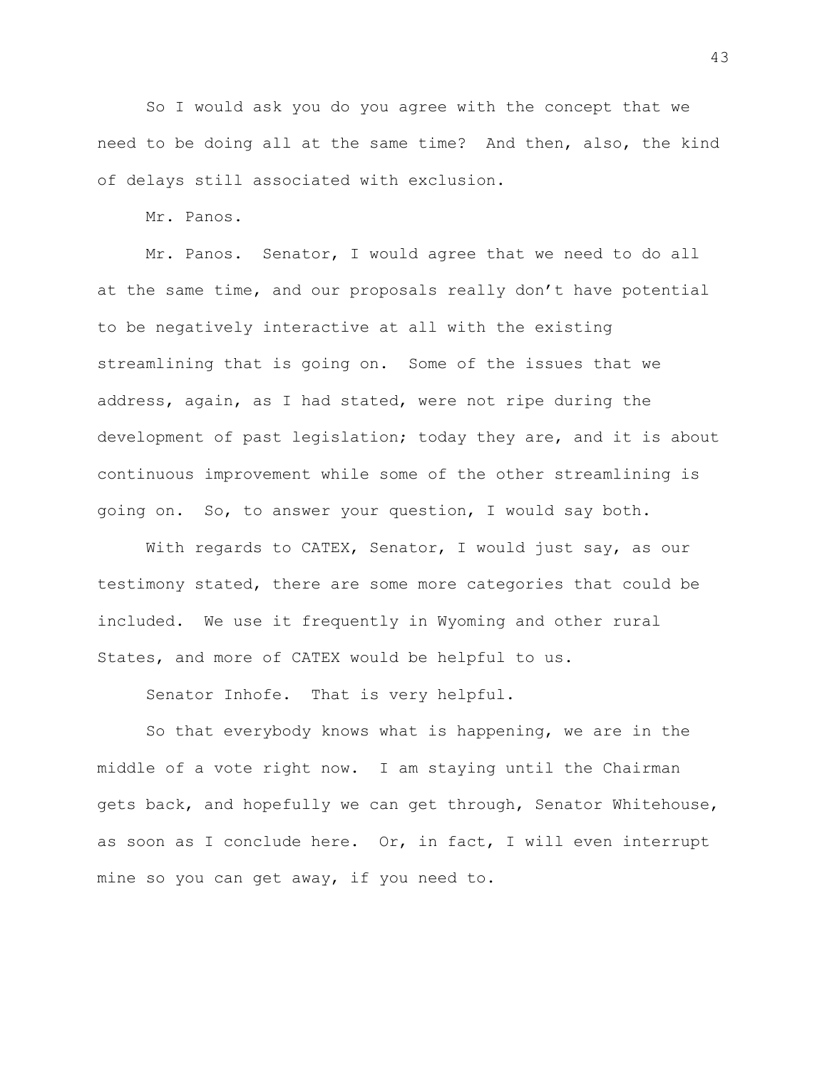So I would ask you do you agree with the concept that we need to be doing all at the same time? And then, also, the kind of delays still associated with exclusion.

Mr. Panos.

Mr. Panos. Senator, I would agree that we need to do all at the same time, and our proposals really don't have potential to be negatively interactive at all with the existing streamlining that is going on. Some of the issues that we address, again, as I had stated, were not ripe during the development of past legislation; today they are, and it is about continuous improvement while some of the other streamlining is going on. So, to answer your question, I would say both.

With regards to CATEX, Senator, I would just say, as our testimony stated, there are some more categories that could be included. We use it frequently in Wyoming and other rural States, and more of CATEX would be helpful to us.

Senator Inhofe. That is very helpful.

So that everybody knows what is happening, we are in the middle of a vote right now. I am staying until the Chairman gets back, and hopefully we can get through, Senator Whitehouse, as soon as I conclude here. Or, in fact, I will even interrupt mine so you can get away, if you need to.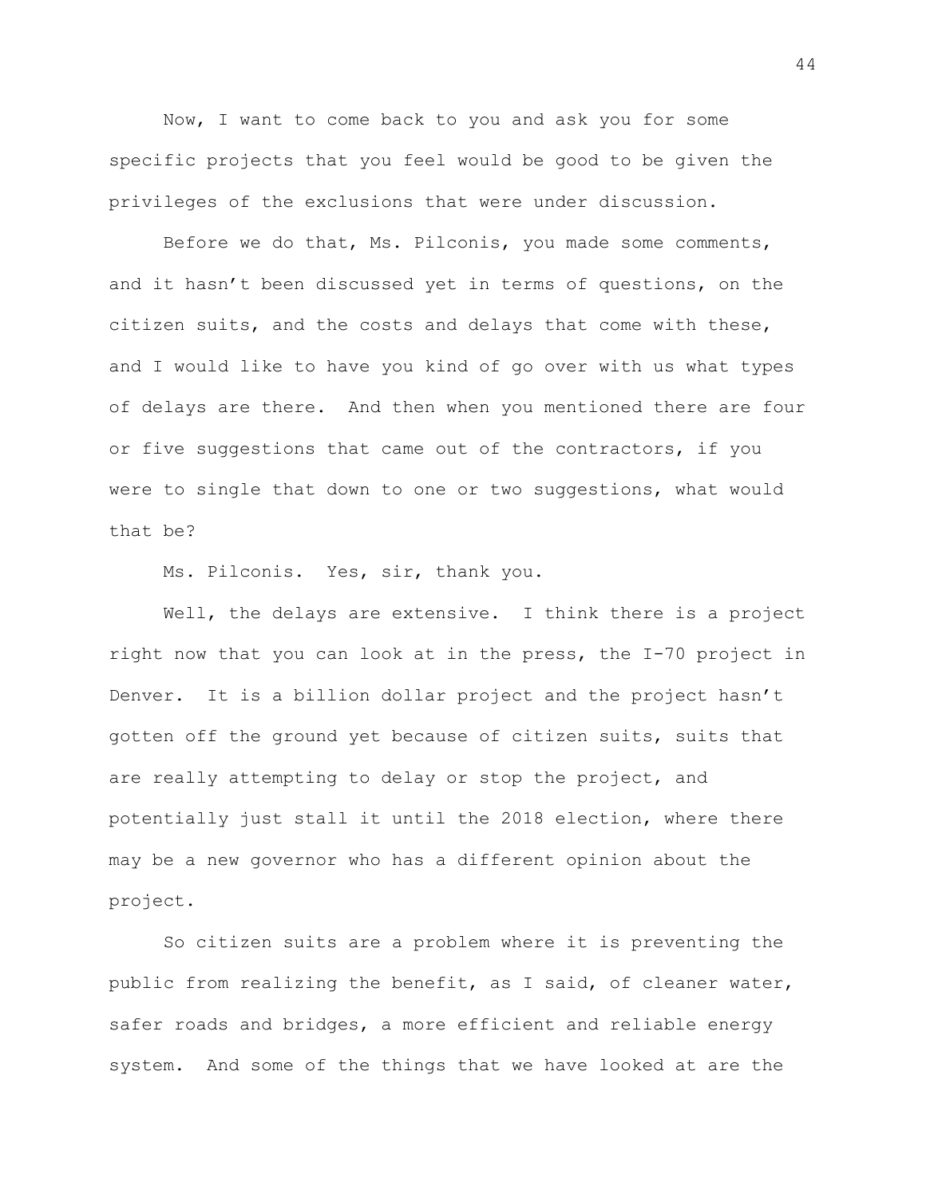Now, I want to come back to you and ask you for some specific projects that you feel would be good to be given the privileges of the exclusions that were under discussion.

Before we do that, Ms. Pilconis, you made some comments, and it hasn't been discussed yet in terms of questions, on the citizen suits, and the costs and delays that come with these, and I would like to have you kind of go over with us what types of delays are there. And then when you mentioned there are four or five suggestions that came out of the contractors, if you were to single that down to one or two suggestions, what would that be?

Ms. Pilconis. Yes, sir, thank you.

Well, the delays are extensive. I think there is a project right now that you can look at in the press, the I-70 project in Denver. It is a billion dollar project and the project hasn't gotten off the ground yet because of citizen suits, suits that are really attempting to delay or stop the project, and potentially just stall it until the 2018 election, where there may be a new governor who has a different opinion about the project.

So citizen suits are a problem where it is preventing the public from realizing the benefit, as I said, of cleaner water, safer roads and bridges, a more efficient and reliable energy system. And some of the things that we have looked at are the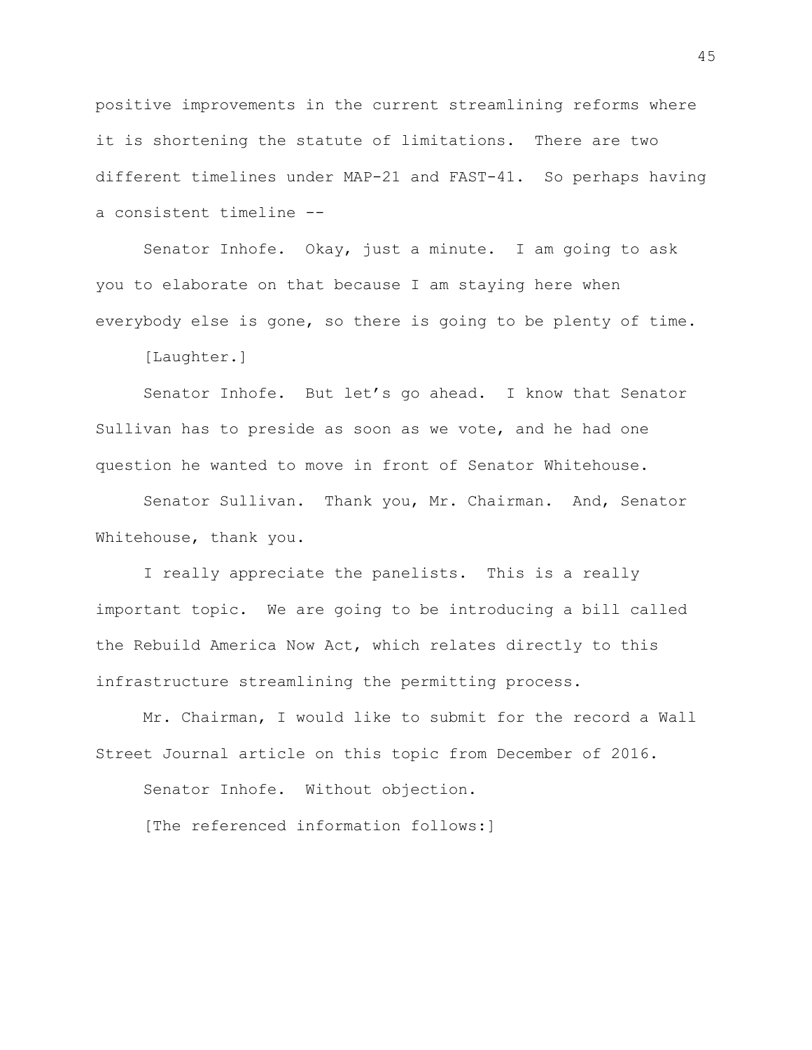positive improvements in the current streamlining reforms where it is shortening the statute of limitations. There are two different timelines under MAP-21 and FAST-41. So perhaps having a consistent timeline --

Senator Inhofe. Okay, just a minute. I am going to ask you to elaborate on that because I am staying here when everybody else is gone, so there is going to be plenty of time.

[Laughter.]

Senator Inhofe. But let's go ahead. I know that Senator Sullivan has to preside as soon as we vote, and he had one question he wanted to move in front of Senator Whitehouse.

Senator Sullivan. Thank you, Mr. Chairman. And, Senator Whitehouse, thank you.

I really appreciate the panelists. This is a really important topic. We are going to be introducing a bill called the Rebuild America Now Act, which relates directly to this infrastructure streamlining the permitting process.

Mr. Chairman, I would like to submit for the record a Wall Street Journal article on this topic from December of 2016.

Senator Inhofe. Without objection.

[The referenced information follows:]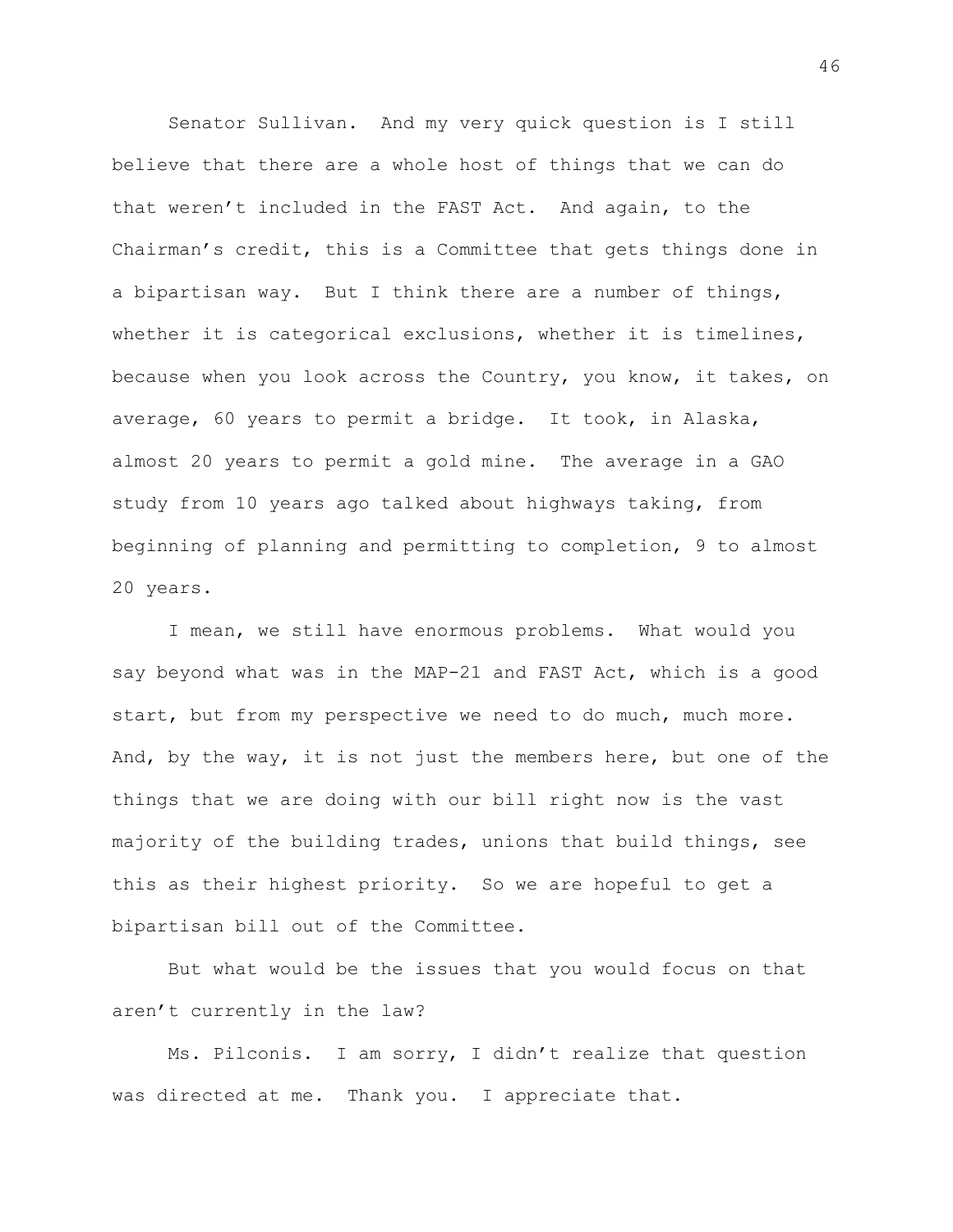Senator Sullivan. And my very quick question is I still believe that there are a whole host of things that we can do that weren't included in the FAST Act. And again, to the Chairman's credit, this is a Committee that gets things done in a bipartisan way. But I think there are a number of things, whether it is categorical exclusions, whether it is timelines, because when you look across the Country, you know, it takes, on average, 60 years to permit a bridge. It took, in Alaska, almost 20 years to permit a gold mine. The average in a GAO study from 10 years ago talked about highways taking, from beginning of planning and permitting to completion, 9 to almost 20 years.

I mean, we still have enormous problems. What would you say beyond what was in the MAP-21 and FAST Act, which is a good start, but from my perspective we need to do much, much more. And, by the way, it is not just the members here, but one of the things that we are doing with our bill right now is the vast majority of the building trades, unions that build things, see this as their highest priority. So we are hopeful to get a bipartisan bill out of the Committee.

But what would be the issues that you would focus on that aren't currently in the law?

Ms. Pilconis. I am sorry, I didn't realize that question was directed at me. Thank you. I appreciate that.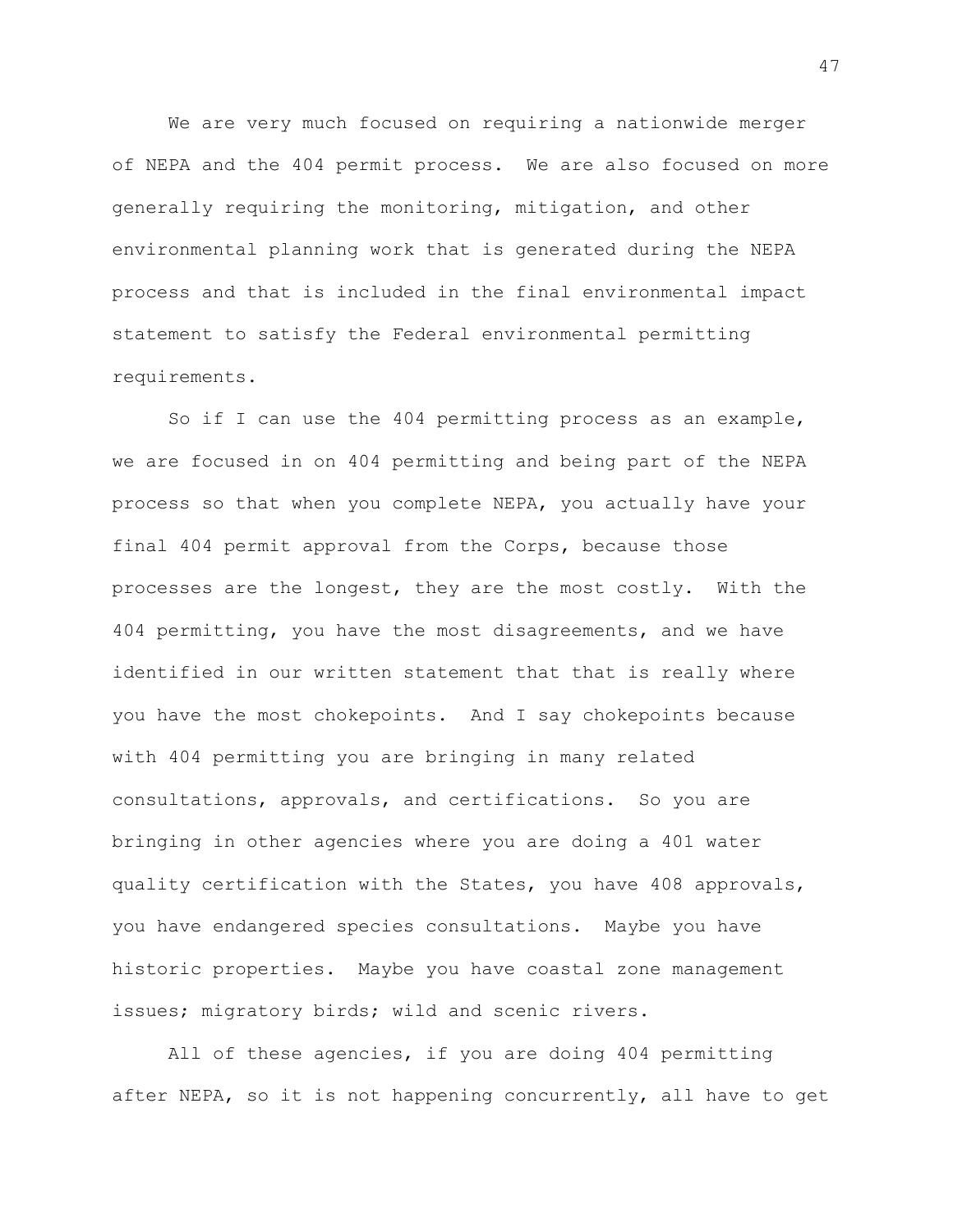We are very much focused on requiring a nationwide merger of NEPA and the 404 permit process. We are also focused on more generally requiring the monitoring, mitigation, and other environmental planning work that is generated during the NEPA process and that is included in the final environmental impact statement to satisfy the Federal environmental permitting requirements.

So if I can use the 404 permitting process as an example, we are focused in on 404 permitting and being part of the NEPA process so that when you complete NEPA, you actually have your final 404 permit approval from the Corps, because those processes are the longest, they are the most costly. With the 404 permitting, you have the most disagreements, and we have identified in our written statement that that is really where you have the most chokepoints. And I say chokepoints because with 404 permitting you are bringing in many related consultations, approvals, and certifications. So you are bringing in other agencies where you are doing a 401 water quality certification with the States, you have 408 approvals, you have endangered species consultations. Maybe you have historic properties. Maybe you have coastal zone management issues; migratory birds; wild and scenic rivers.

All of these agencies, if you are doing 404 permitting after NEPA, so it is not happening concurrently, all have to get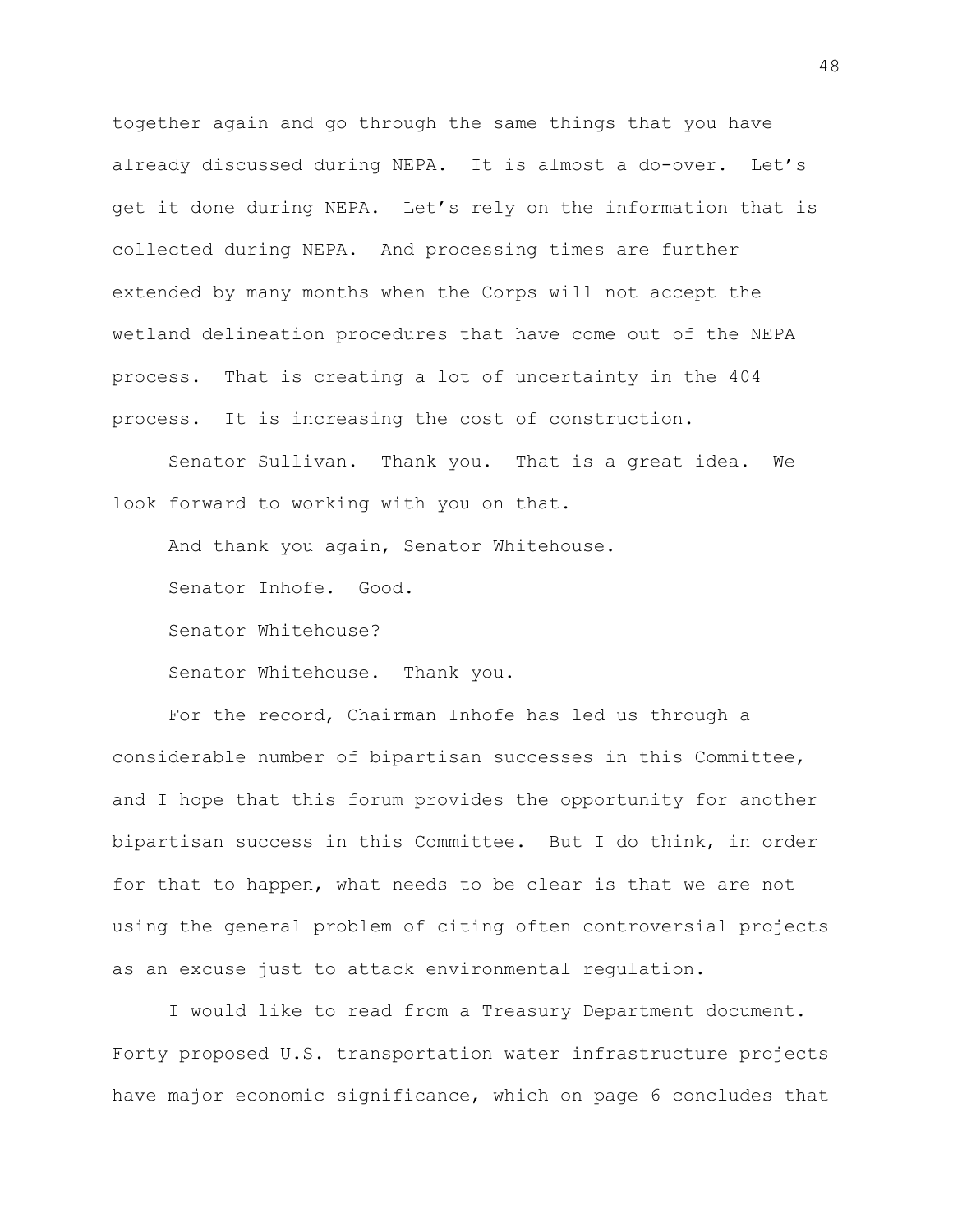together again and go through the same things that you have already discussed during NEPA. It is almost a do-over. Let's get it done during NEPA. Let's rely on the information that is collected during NEPA. And processing times are further extended by many months when the Corps will not accept the wetland delineation procedures that have come out of the NEPA process. That is creating a lot of uncertainty in the 404 process. It is increasing the cost of construction.

Senator Sullivan. Thank you. That is a great idea. We look forward to working with you on that.

And thank you again, Senator Whitehouse.

Senator Inhofe. Good.

Senator Whitehouse?

Senator Whitehouse. Thank you.

For the record, Chairman Inhofe has led us through a considerable number of bipartisan successes in this Committee, and I hope that this forum provides the opportunity for another bipartisan success in this Committee. But I do think, in order for that to happen, what needs to be clear is that we are not using the general problem of citing often controversial projects as an excuse just to attack environmental regulation.

I would like to read from a Treasury Department document. Forty proposed U.S. transportation water infrastructure projects have major economic significance, which on page 6 concludes that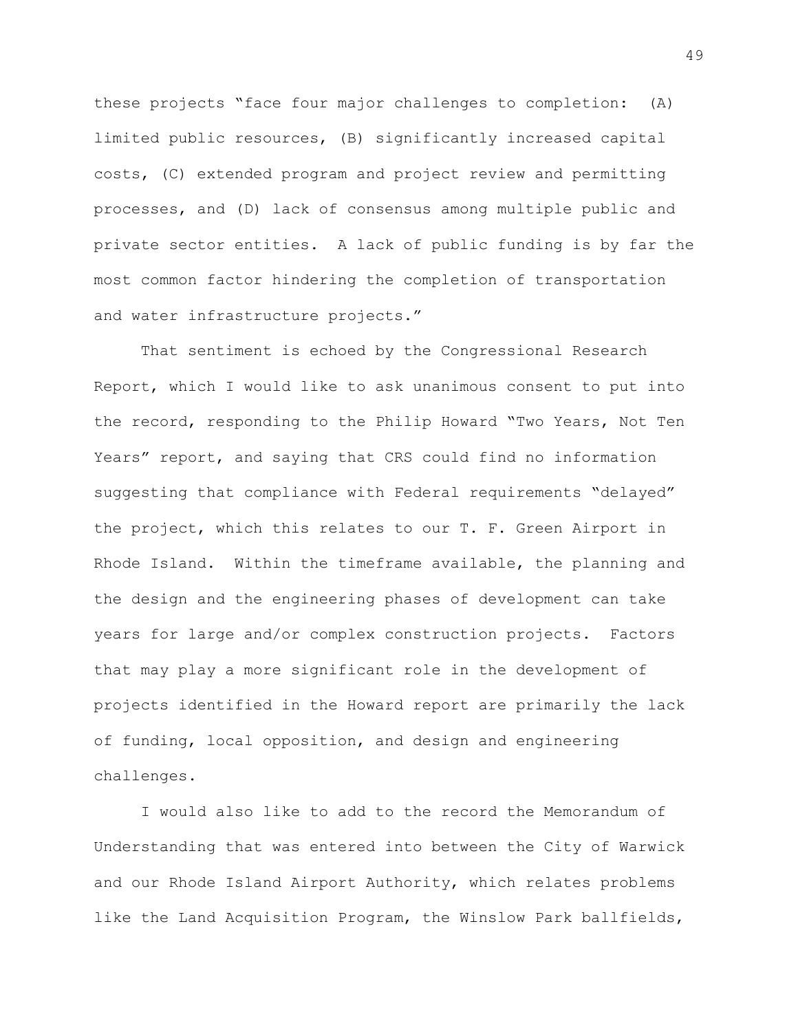these projects "face four major challenges to completion: (A) limited public resources, (B) significantly increased capital costs, (C) extended program and project review and permitting processes, and (D) lack of consensus among multiple public and private sector entities. A lack of public funding is by far the most common factor hindering the completion of transportation and water infrastructure projects."

That sentiment is echoed by the Congressional Research Report, which I would like to ask unanimous consent to put into the record, responding to the Philip Howard "Two Years, Not Ten Years" report, and saying that CRS could find no information suggesting that compliance with Federal requirements "delayed" the project, which this relates to our T. F. Green Airport in Rhode Island. Within the timeframe available, the planning and the design and the engineering phases of development can take years for large and/or complex construction projects. Factors that may play a more significant role in the development of projects identified in the Howard report are primarily the lack of funding, local opposition, and design and engineering challenges.

I would also like to add to the record the Memorandum of Understanding that was entered into between the City of Warwick and our Rhode Island Airport Authority, which relates problems like the Land Acquisition Program, the Winslow Park ballfields,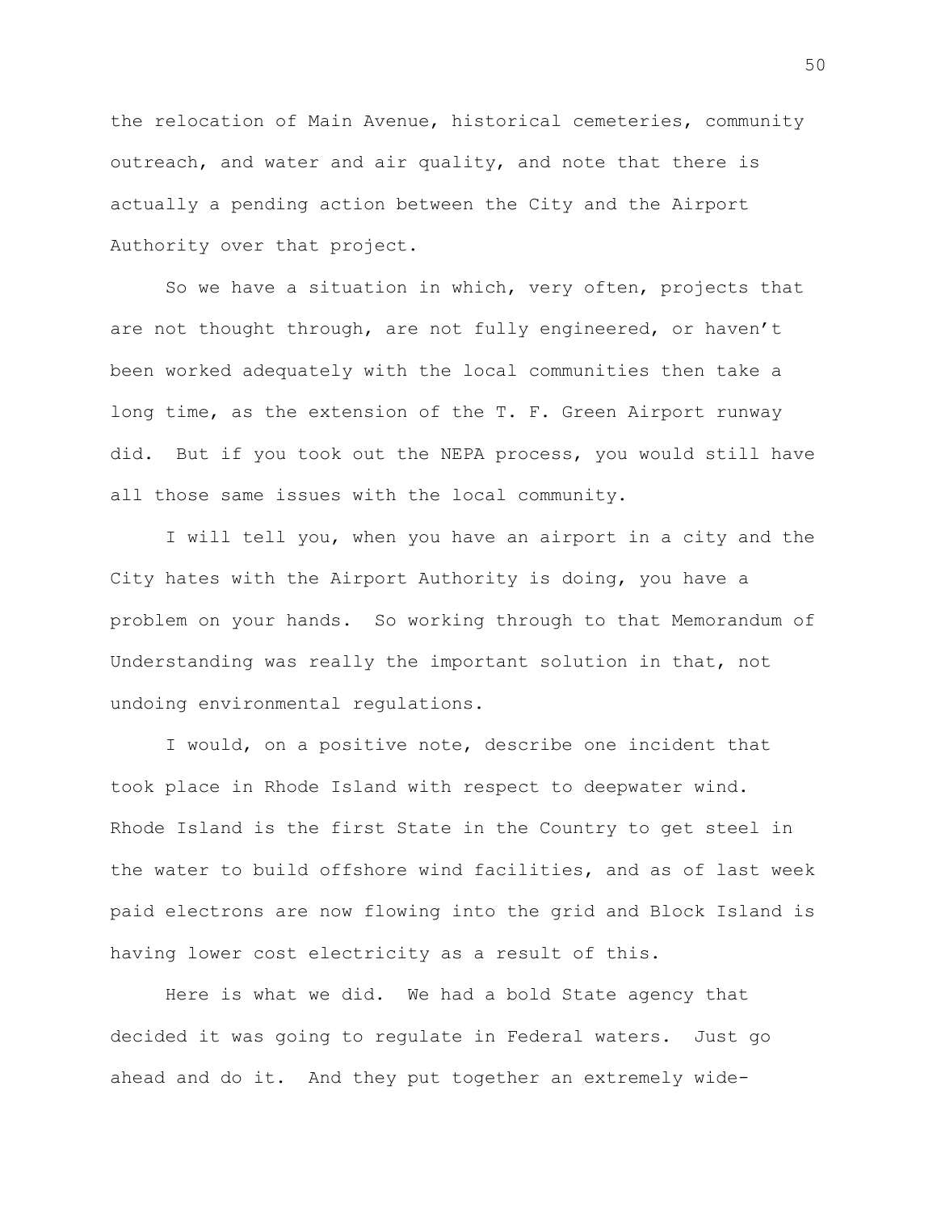the relocation of Main Avenue, historical cemeteries, community outreach, and water and air quality, and note that there is actually a pending action between the City and the Airport Authority over that project.

So we have a situation in which, very often, projects that are not thought through, are not fully engineered, or haven't been worked adequately with the local communities then take a long time, as the extension of the T. F. Green Airport runway did. But if you took out the NEPA process, you would still have all those same issues with the local community.

I will tell you, when you have an airport in a city and the City hates with the Airport Authority is doing, you have a problem on your hands. So working through to that Memorandum of Understanding was really the important solution in that, not undoing environmental regulations.

I would, on a positive note, describe one incident that took place in Rhode Island with respect to deepwater wind. Rhode Island is the first State in the Country to get steel in the water to build offshore wind facilities, and as of last week paid electrons are now flowing into the grid and Block Island is having lower cost electricity as a result of this.

Here is what we did. We had a bold State agency that decided it was going to regulate in Federal waters. Just go ahead and do it. And they put together an extremely wide-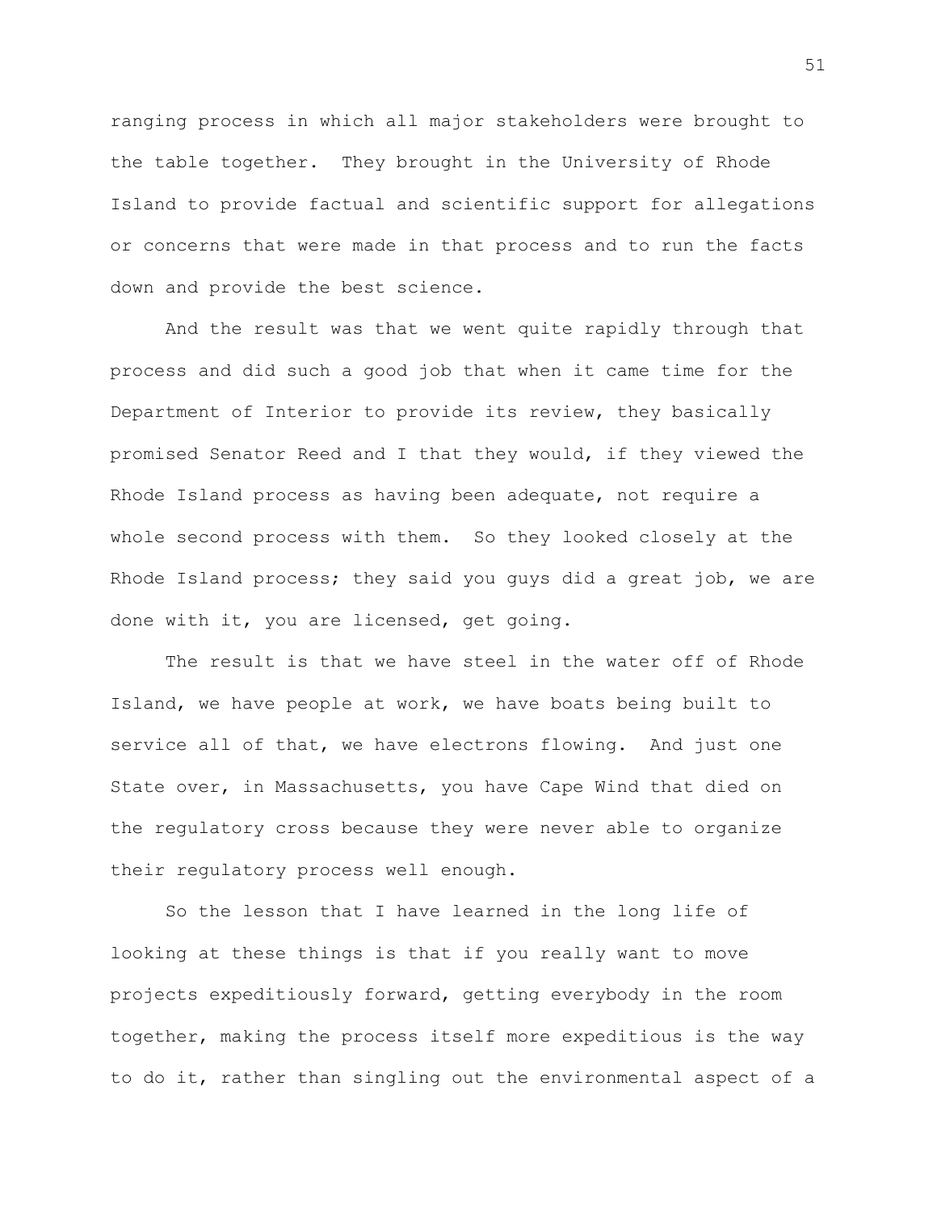ranging process in which all major stakeholders were brought to the table together. They brought in the University of Rhode Island to provide factual and scientific support for allegations or concerns that were made in that process and to run the facts down and provide the best science.

And the result was that we went quite rapidly through that process and did such a good job that when it came time for the Department of Interior to provide its review, they basically promised Senator Reed and I that they would, if they viewed the Rhode Island process as having been adequate, not require a whole second process with them. So they looked closely at the Rhode Island process; they said you guys did a great job, we are done with it, you are licensed, get going.

The result is that we have steel in the water off of Rhode Island, we have people at work, we have boats being built to service all of that, we have electrons flowing. And just one State over, in Massachusetts, you have Cape Wind that died on the regulatory cross because they were never able to organize their regulatory process well enough.

So the lesson that I have learned in the long life of looking at these things is that if you really want to move projects expeditiously forward, getting everybody in the room together, making the process itself more expeditious is the way to do it, rather than singling out the environmental aspect of a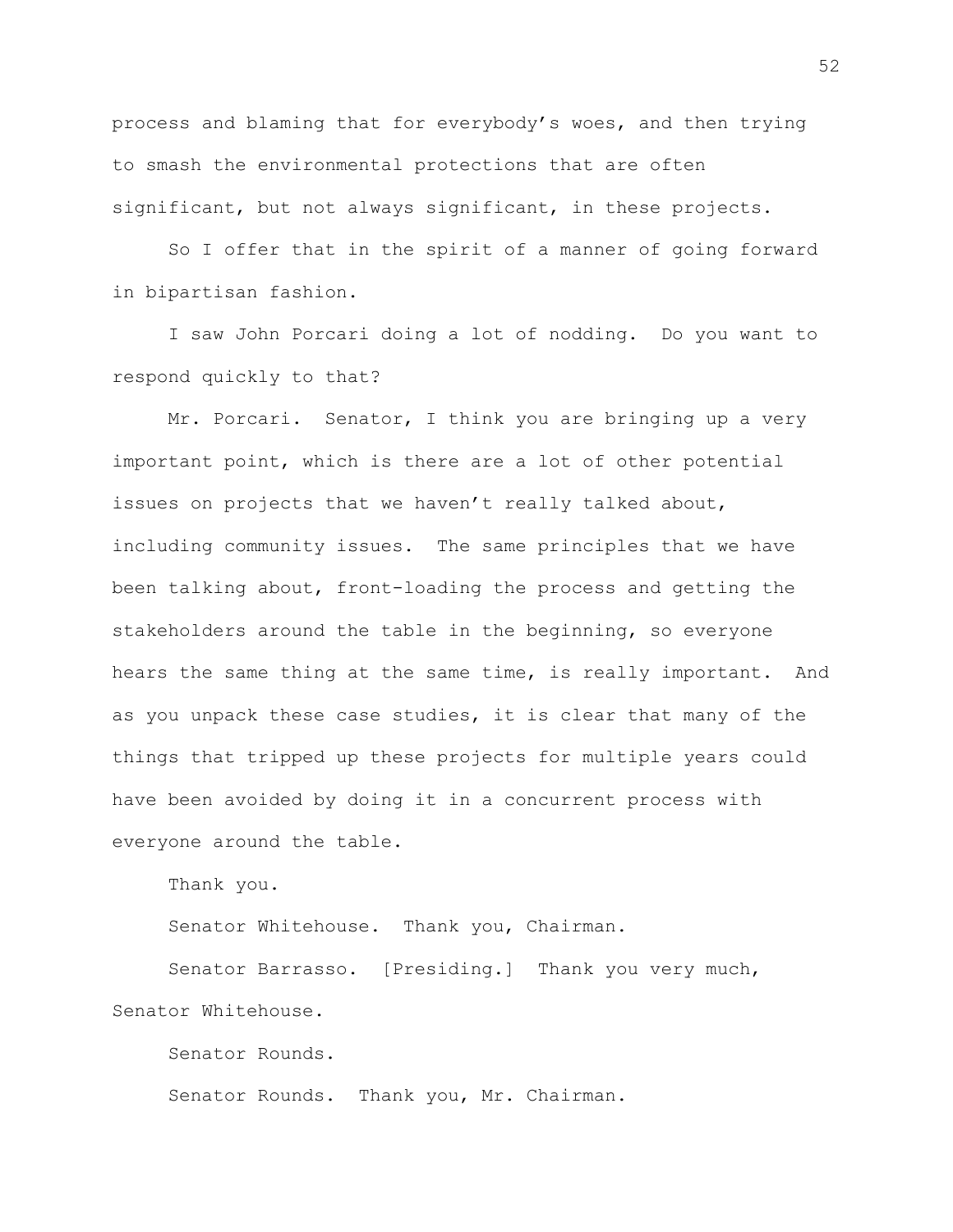process and blaming that for everybody's woes, and then trying to smash the environmental protections that are often significant, but not always significant, in these projects.

So I offer that in the spirit of a manner of going forward in bipartisan fashion.

I saw John Porcari doing a lot of nodding. Do you want to respond quickly to that?

Mr. Porcari. Senator, I think you are bringing up a very important point, which is there are a lot of other potential issues on projects that we haven't really talked about, including community issues. The same principles that we have been talking about, front-loading the process and getting the stakeholders around the table in the beginning, so everyone hears the same thing at the same time, is really important. And as you unpack these case studies, it is clear that many of the things that tripped up these projects for multiple years could have been avoided by doing it in a concurrent process with everyone around the table.

Thank you.

Senator Whitehouse. Thank you, Chairman.

Senator Barrasso. [Presiding.] Thank you very much, Senator Whitehouse.

Senator Rounds.

Senator Rounds. Thank you, Mr. Chairman.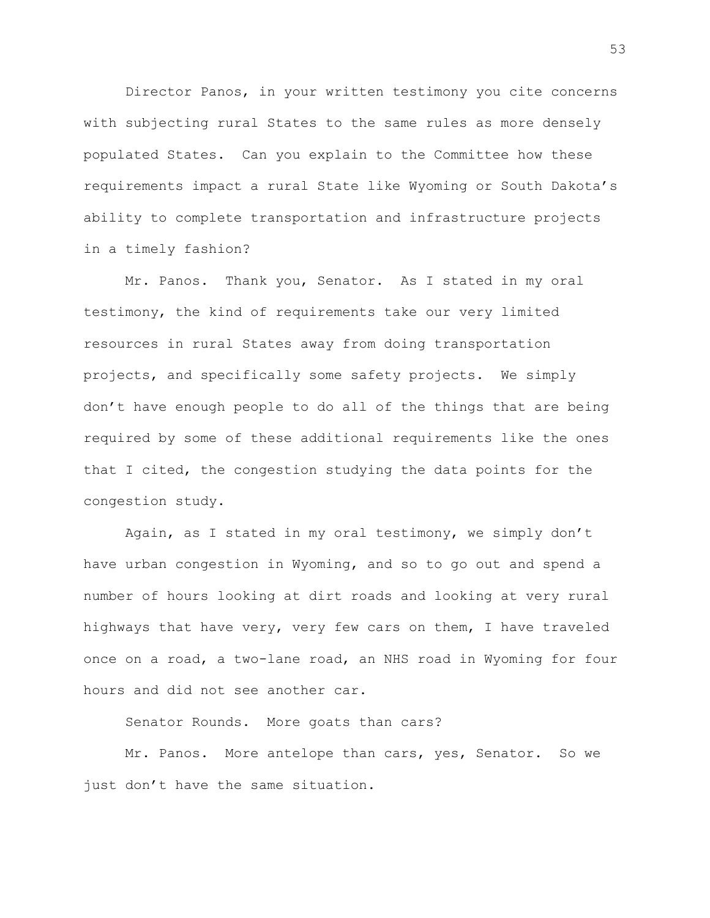Director Panos, in your written testimony you cite concerns with subjecting rural States to the same rules as more densely populated States. Can you explain to the Committee how these requirements impact a rural State like Wyoming or South Dakota's ability to complete transportation and infrastructure projects in a timely fashion?

Mr. Panos. Thank you, Senator. As I stated in my oral testimony, the kind of requirements take our very limited resources in rural States away from doing transportation projects, and specifically some safety projects. We simply don't have enough people to do all of the things that are being required by some of these additional requirements like the ones that I cited, the congestion studying the data points for the congestion study.

Again, as I stated in my oral testimony, we simply don't have urban congestion in Wyoming, and so to go out and spend a number of hours looking at dirt roads and looking at very rural highways that have very, very few cars on them, I have traveled once on a road, a two-lane road, an NHS road in Wyoming for four hours and did not see another car.

Senator Rounds. More goats than cars?

Mr. Panos. More antelope than cars, yes, Senator. So we just don't have the same situation.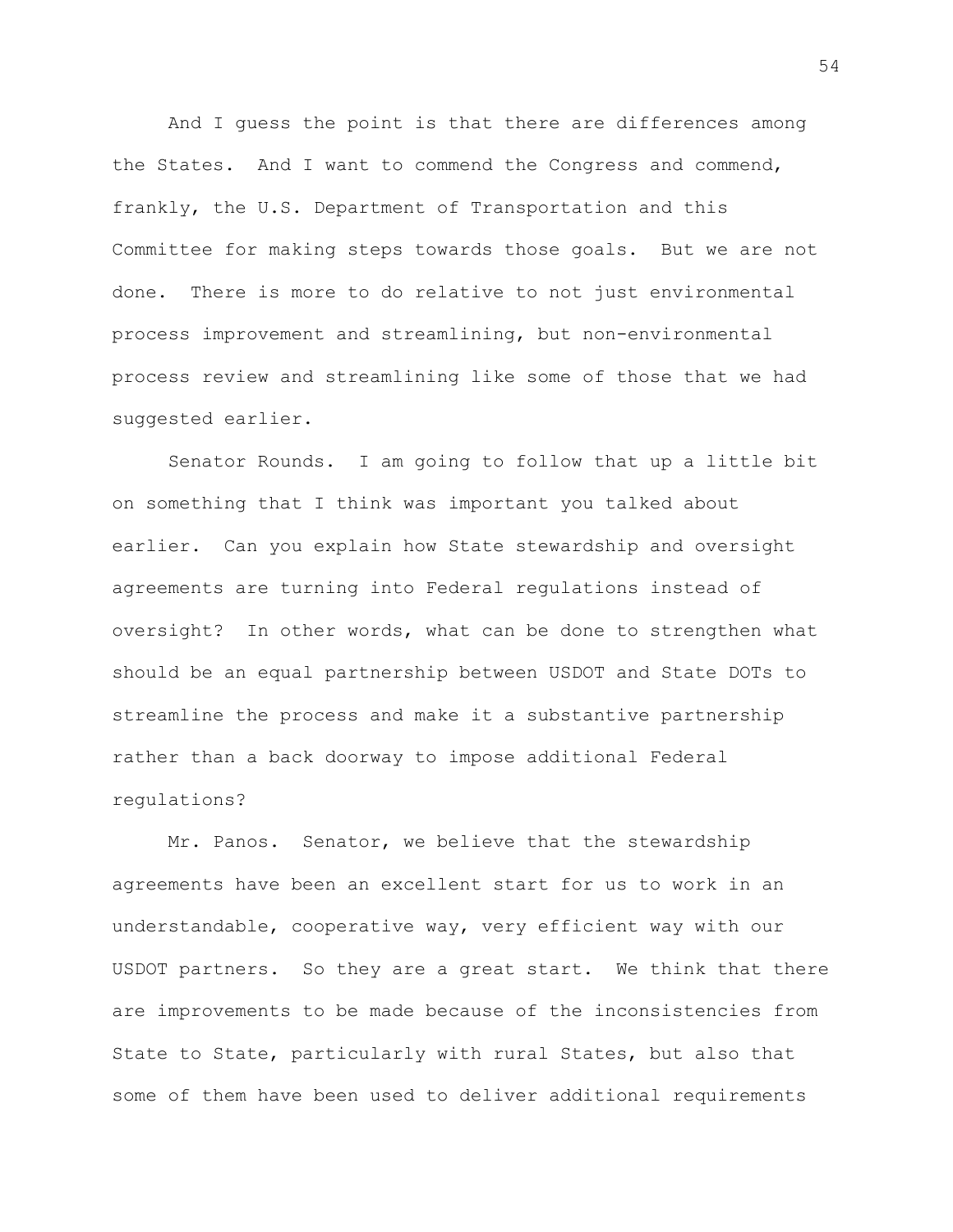And I guess the point is that there are differences among the States. And I want to commend the Congress and commend, frankly, the U.S. Department of Transportation and this Committee for making steps towards those goals. But we are not done. There is more to do relative to not just environmental process improvement and streamlining, but non-environmental process review and streamlining like some of those that we had suggested earlier.

Senator Rounds. I am going to follow that up a little bit on something that I think was important you talked about earlier. Can you explain how State stewardship and oversight agreements are turning into Federal regulations instead of oversight? In other words, what can be done to strengthen what should be an equal partnership between USDOT and State DOTs to streamline the process and make it a substantive partnership rather than a back doorway to impose additional Federal regulations?

Mr. Panos. Senator, we believe that the stewardship agreements have been an excellent start for us to work in an understandable, cooperative way, very efficient way with our USDOT partners. So they are a great start. We think that there are improvements to be made because of the inconsistencies from State to State, particularly with rural States, but also that some of them have been used to deliver additional requirements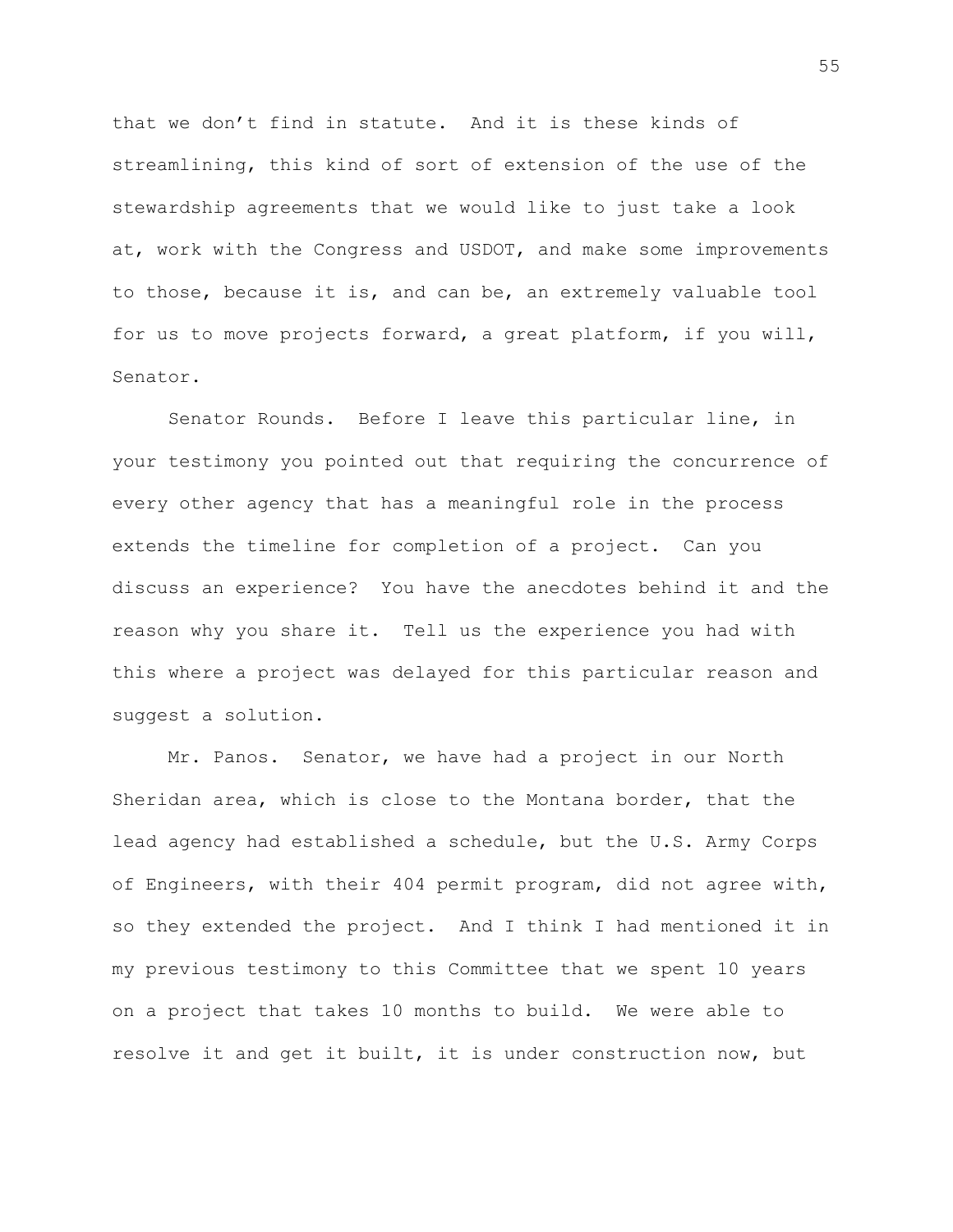that we don’t find in statute. And it is these kinds of streamlining, this kind of sort of extension of the use of the stewardship agreements that we would like to just take a look at, work with the Congress and USDOT, and make some improvements to those, because it is, and can be, an extremely valuable tool for us to move projects forward, a great platform, if you will, Senator.

Senator Rounds. Before I leave this particular line, in your testimony you pointed out that requiring the concurrence of every other agency that has a meaningful role in the process extends the timeline for completion of a project. Can you discuss an experience? You have the anecdotes behind it and the reason why you share it. Tell us the experience you had with this where a project was delayed for this particular reason and suggest a solution.

Mr. Panos. Senator, we have had a project in our North Sheridan area, which is close to the Montana border, that the lead agency had established a schedule, but the U.S. Army Corps of Engineers, with their 404 permit program, did not agree with, so they extended the project. And I think I had mentioned it in my previous testimony to this Committee that we spent 10 years on a project that takes 10 months to build. We were able to resolve it and get it built, it is under construction now, but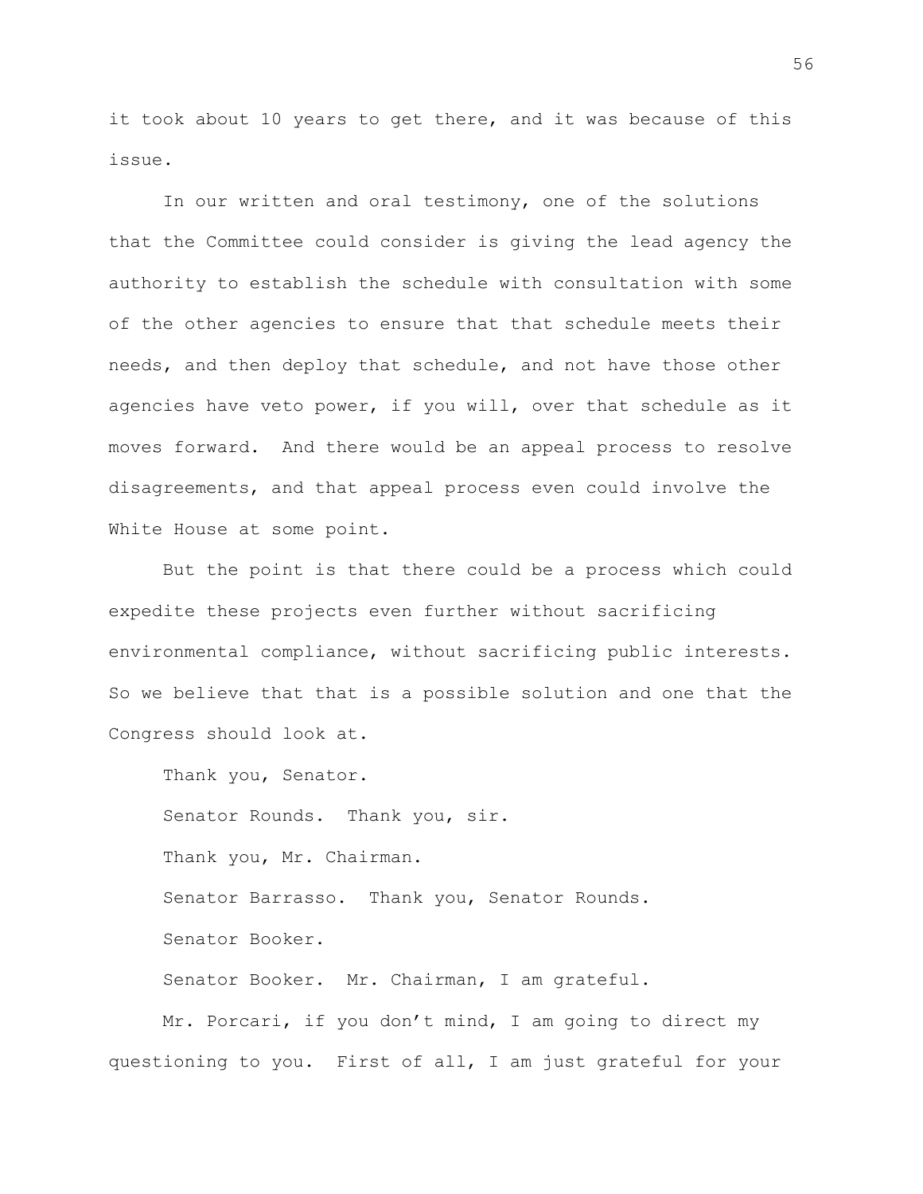it took about 10 years to get there, and it was because of this issue.

In our written and oral testimony, one of the solutions that the Committee could consider is giving the lead agency the authority to establish the schedule with consultation with some of the other agencies to ensure that that schedule meets their needs, and then deploy that schedule, and not have those other agencies have veto power, if you will, over that schedule as it moves forward. And there would be an appeal process to resolve disagreements, and that appeal process even could involve the White House at some point.

But the point is that there could be a process which could expedite these projects even further without sacrificing environmental compliance, without sacrificing public interests. So we believe that that is a possible solution and one that the Congress should look at.

Thank you, Senator.

Senator Rounds. Thank you, sir.

Thank you, Mr. Chairman.

Senator Barrasso. Thank you, Senator Rounds.

Senator Booker.

Senator Booker. Mr. Chairman, I am grateful.

Mr. Porcari, if you don't mind, I am going to direct my questioning to you. First of all, I am just grateful for your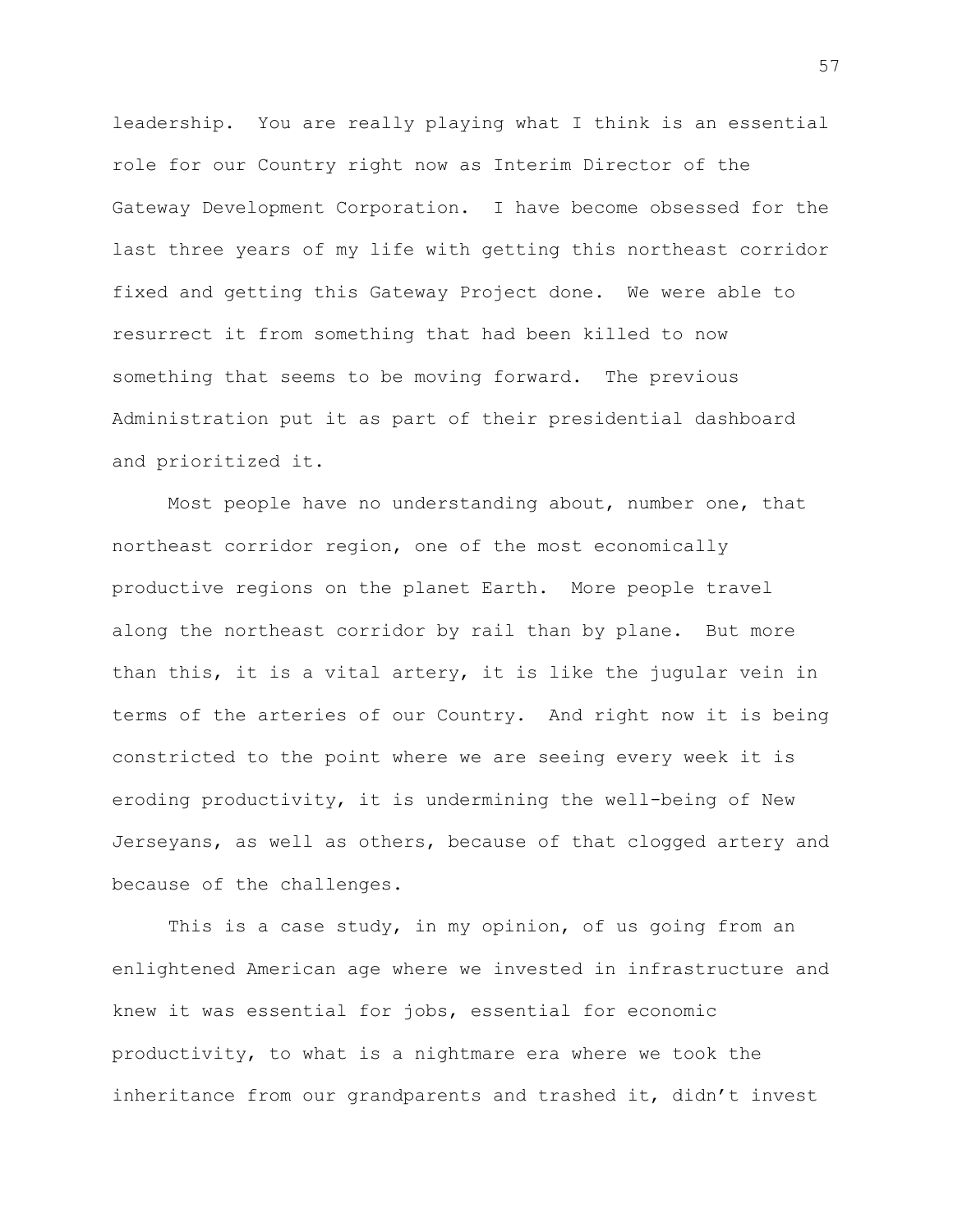leadership. You are really playing what I think is an essential role for our Country right now as Interim Director of the Gateway Development Corporation. I have become obsessed for the last three years of my life with getting this northeast corridor fixed and getting this Gateway Project done. We were able to resurrect it from something that had been killed to now something that seems to be moving forward. The previous Administration put it as part of their presidential dashboard and prioritized it.

Most people have no understanding about, number one, that northeast corridor region, one of the most economically productive regions on the planet Earth. More people travel along the northeast corridor by rail than by plane. But more than this, it is a vital artery, it is like the jugular vein in terms of the arteries of our Country. And right now it is being constricted to the point where we are seeing every week it is eroding productivity, it is undermining the well-being of New Jerseyans, as well as others, because of that clogged artery and because of the challenges.

This is a case study, in my opinion, of us going from an enlightened American age where we invested in infrastructure and knew it was essential for jobs, essential for economic productivity, to what is a nightmare era where we took the inheritance from our grandparents and trashed it, didn't invest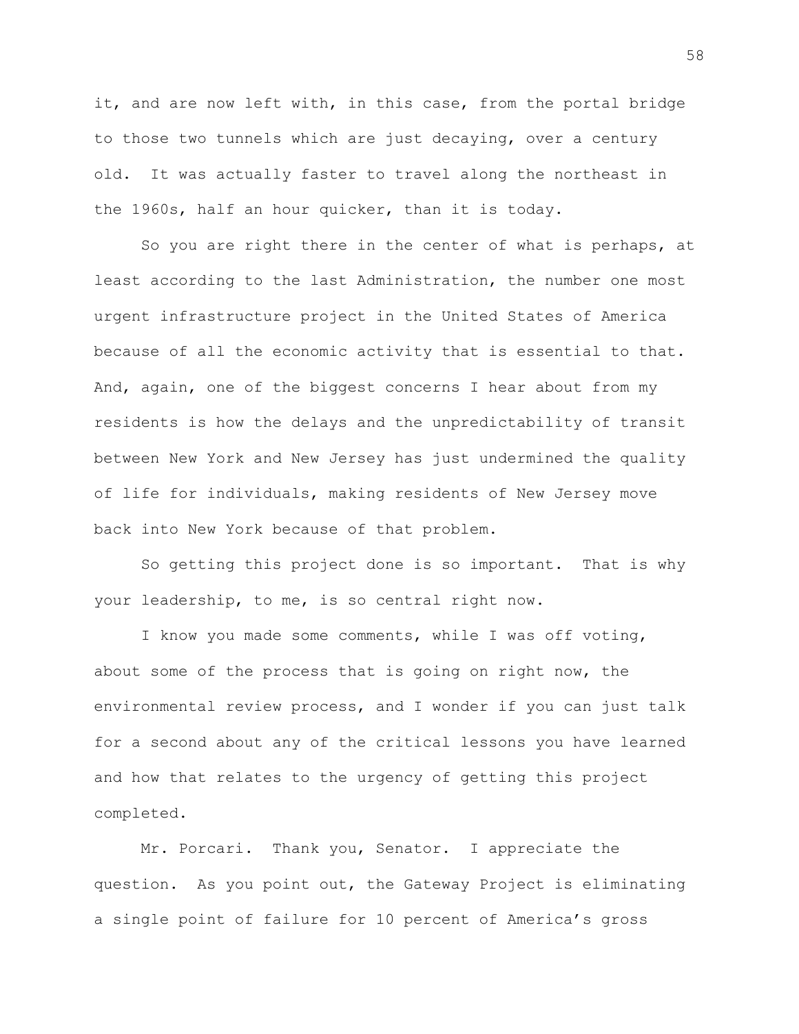it, and are now left with, in this case, from the portal bridge to those two tunnels which are just decaying, over a century old. It was actually faster to travel along the northeast in the 1960s, half an hour quicker, than it is today.

So you are right there in the center of what is perhaps, at least according to the last Administration, the number one most urgent infrastructure project in the United States of America because of all the economic activity that is essential to that. And, again, one of the biggest concerns I hear about from my residents is how the delays and the unpredictability of transit between New York and New Jersey has just undermined the quality of life for individuals, making residents of New Jersey move back into New York because of that problem.

So getting this project done is so important. That is why your leadership, to me, is so central right now.

I know you made some comments, while I was off voting, about some of the process that is going on right now, the environmental review process, and I wonder if you can just talk for a second about any of the critical lessons you have learned and how that relates to the urgency of getting this project completed.

Mr. Porcari. Thank you, Senator. I appreciate the question. As you point out, the Gateway Project is eliminating a single point of failure for 10 percent of America's gross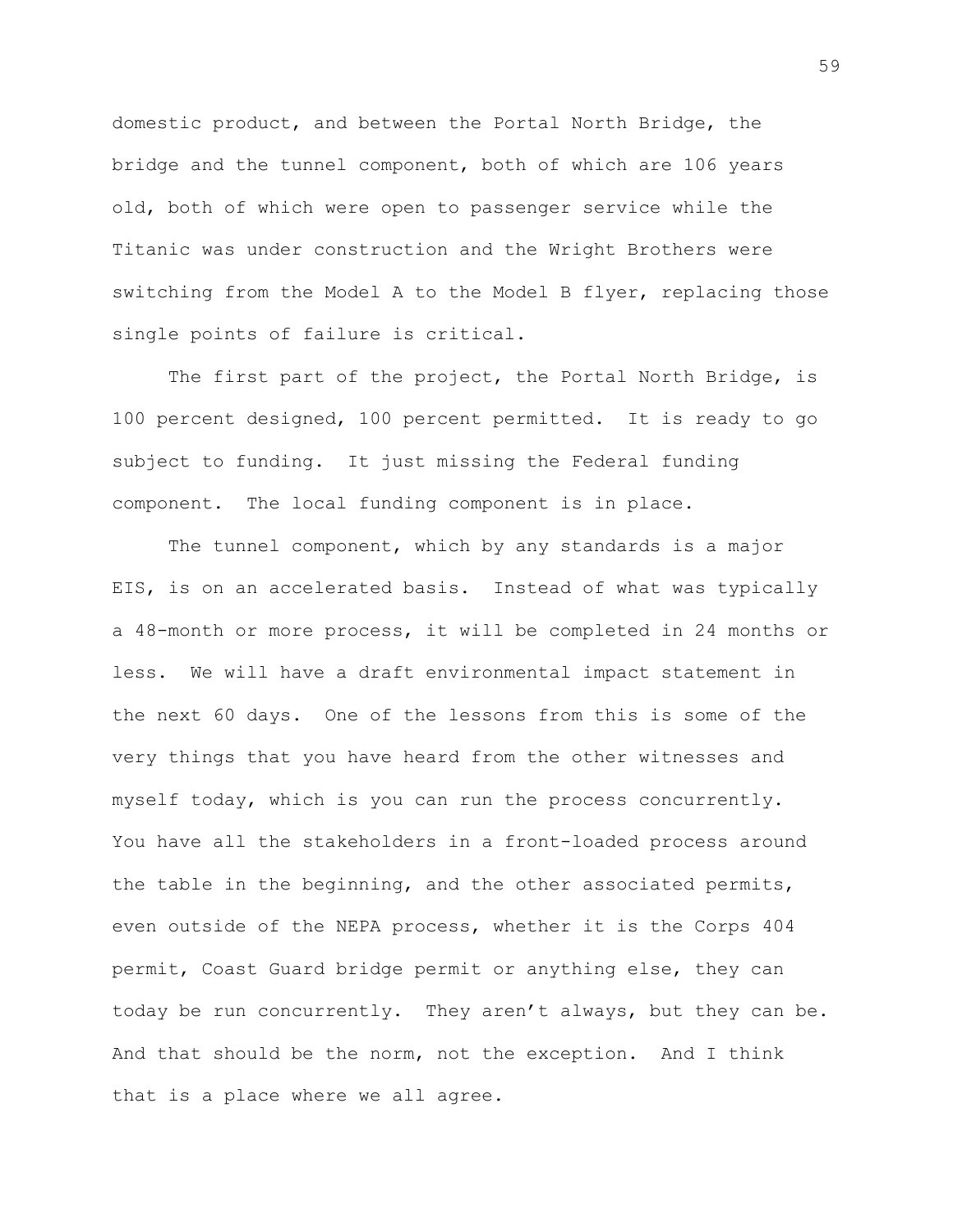domestic product, and between the Portal North Bridge, the bridge and the tunnel component, both of which are 106 years old, both of which were open to passenger service while the Titanic was under construction and the Wright Brothers were switching from the Model A to the Model B flyer, replacing those single points of failure is critical.

The first part of the project, the Portal North Bridge, is 100 percent designed, 100 percent permitted. It is ready to go subject to funding. It just missing the Federal funding component. The local funding component is in place.

The tunnel component, which by any standards is a major EIS, is on an accelerated basis. Instead of what was typically a 48-month or more process, it will be completed in 24 months or less. We will have a draft environmental impact statement in the next 60 days. One of the lessons from this is some of the very things that you have heard from the other witnesses and myself today, which is you can run the process concurrently. You have all the stakeholders in a front-loaded process around the table in the beginning, and the other associated permits, even outside of the NEPA process, whether it is the Corps 404 permit, Coast Guard bridge permit or anything else, they can today be run concurrently. They aren't always, but they can be. And that should be the norm, not the exception. And I think that is a place where we all agree.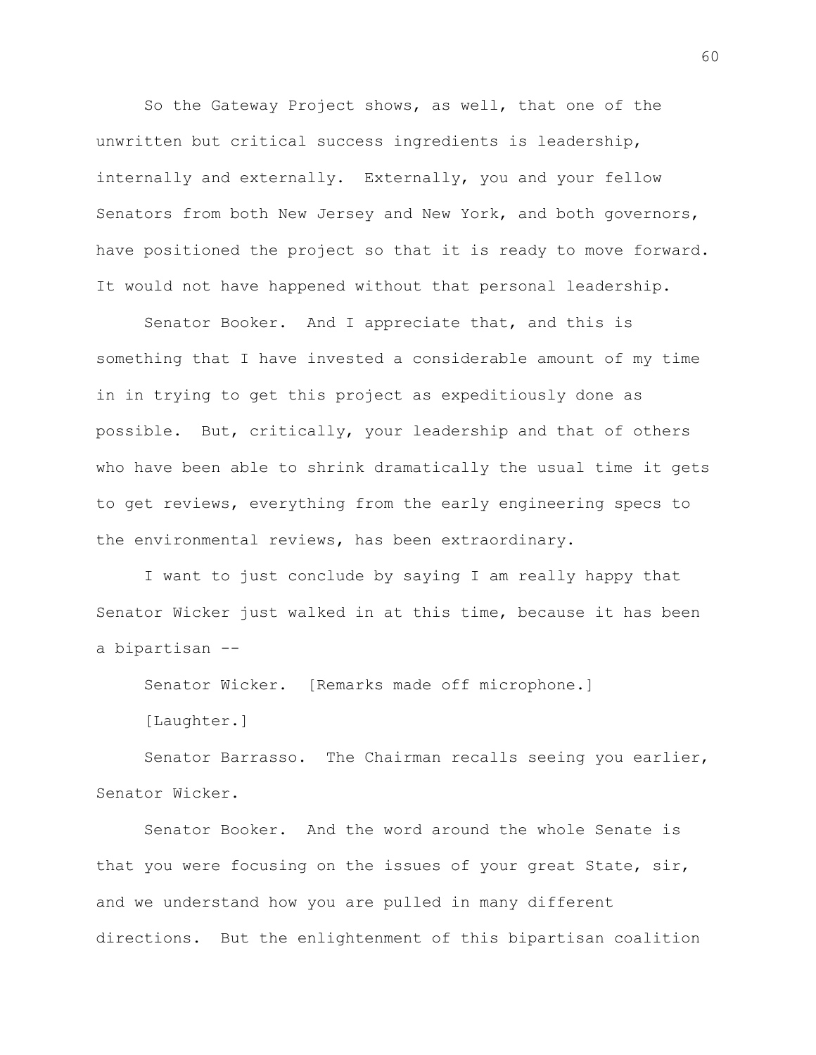So the Gateway Project shows, as well, that one of the unwritten but critical success ingredients is leadership, internally and externally. Externally, you and your fellow Senators from both New Jersey and New York, and both governors, have positioned the project so that it is ready to move forward. It would not have happened without that personal leadership.

Senator Booker. And I appreciate that, and this is something that I have invested a considerable amount of my time in in trying to get this project as expeditiously done as possible. But, critically, your leadership and that of others who have been able to shrink dramatically the usual time it gets to get reviews, everything from the early engineering specs to the environmental reviews, has been extraordinary.

I want to just conclude by saying I am really happy that Senator Wicker just walked in at this time, because it has been a bipartisan --

Senator Wicker. [Remarks made off microphone.]

[Laughter.]

Senator Barrasso. The Chairman recalls seeing you earlier, Senator Wicker.

Senator Booker. And the word around the whole Senate is that you were focusing on the issues of your great State, sir, and we understand how you are pulled in many different directions. But the enlightenment of this bipartisan coalition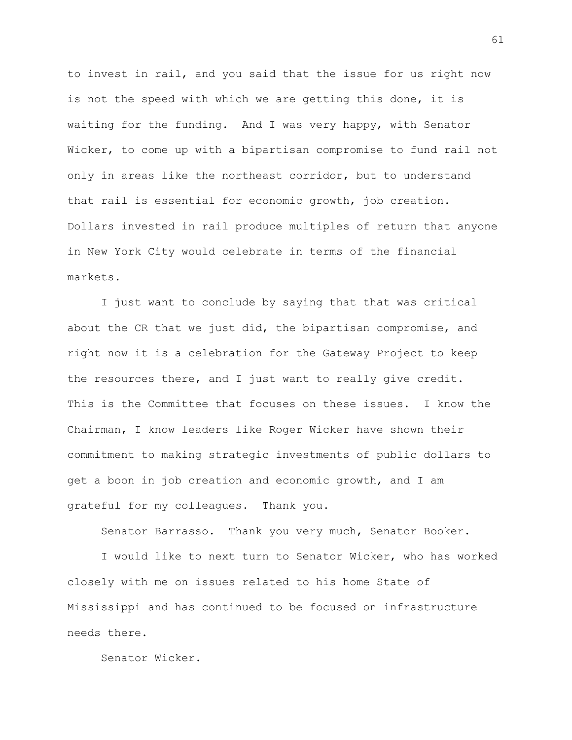to invest in rail, and you said that the issue for us right now is not the speed with which we are getting this done, it is waiting for the funding. And I was very happy, with Senator Wicker, to come up with a bipartisan compromise to fund rail not only in areas like the northeast corridor, but to understand that rail is essential for economic growth, job creation. Dollars invested in rail produce multiples of return that anyone in New York City would celebrate in terms of the financial markets.

I just want to conclude by saying that that was critical about the CR that we just did, the bipartisan compromise, and right now it is a celebration for the Gateway Project to keep the resources there, and I just want to really give credit. This is the Committee that focuses on these issues. I know the Chairman, I know leaders like Roger Wicker have shown their commitment to making strategic investments of public dollars to get a boon in job creation and economic growth, and I am grateful for my colleagues. Thank you.

Senator Barrasso. Thank you very much, Senator Booker.

I would like to next turn to Senator Wicker, who has worked closely with me on issues related to his home State of Mississippi and has continued to be focused on infrastructure needs there.

Senator Wicker.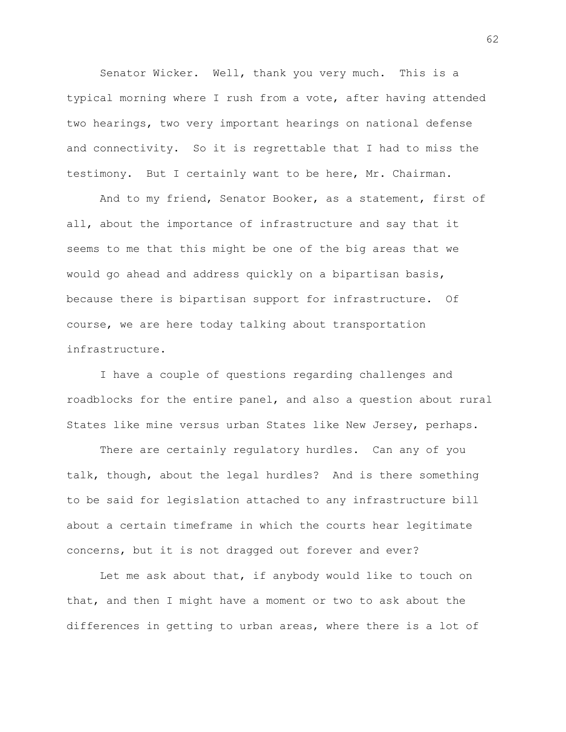Senator Wicker. Well, thank you very much. This is a typical morning where I rush from a vote, after having attended two hearings, two very important hearings on national defense and connectivity. So it is regrettable that I had to miss the testimony. But I certainly want to be here, Mr. Chairman.

And to my friend, Senator Booker, as a statement, first of all, about the importance of infrastructure and say that it seems to me that this might be one of the big areas that we would go ahead and address quickly on a bipartisan basis, because there is bipartisan support for infrastructure. Of course, we are here today talking about transportation infrastructure.

I have a couple of questions regarding challenges and roadblocks for the entire panel, and also a question about rural States like mine versus urban States like New Jersey, perhaps.

There are certainly regulatory hurdles. Can any of you talk, though, about the legal hurdles? And is there something to be said for legislation attached to any infrastructure bill about a certain timeframe in which the courts hear legitimate concerns, but it is not dragged out forever and ever?

Let me ask about that, if anybody would like to touch on that, and then I might have a moment or two to ask about the differences in getting to urban areas, where there is a lot of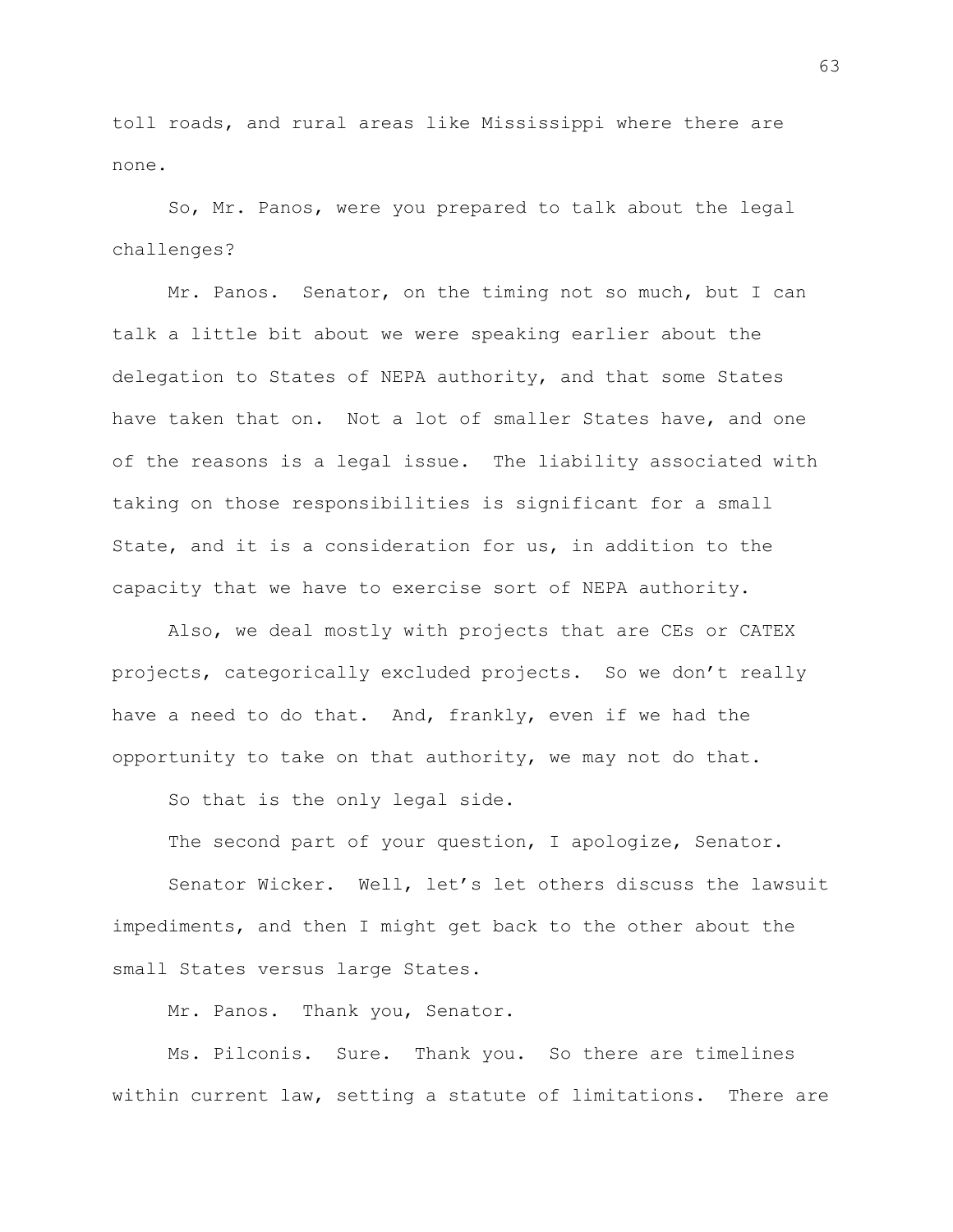toll roads, and rural areas like Mississippi where there are none.

So, Mr. Panos, were you prepared to talk about the legal challenges?

Mr. Panos. Senator, on the timing not so much, but I can talk a little bit about we were speaking earlier about the delegation to States of NEPA authority, and that some States have taken that on. Not a lot of smaller States have, and one of the reasons is a legal issue. The liability associated with taking on those responsibilities is significant for a small State, and it is a consideration for us, in addition to the capacity that we have to exercise sort of NEPA authority.

Also, we deal mostly with projects that are CEs or CATEX projects, categorically excluded projects. So we don't really have a need to do that. And, frankly, even if we had the opportunity to take on that authority, we may not do that.

So that is the only legal side.

The second part of your question, I apologize, Senator.

Senator Wicker. Well, let's let others discuss the lawsuit impediments, and then I might get back to the other about the small States versus large States.

Mr. Panos. Thank you, Senator.

Ms. Pilconis. Sure. Thank you. So there are timelines within current law, setting a statute of limitations. There are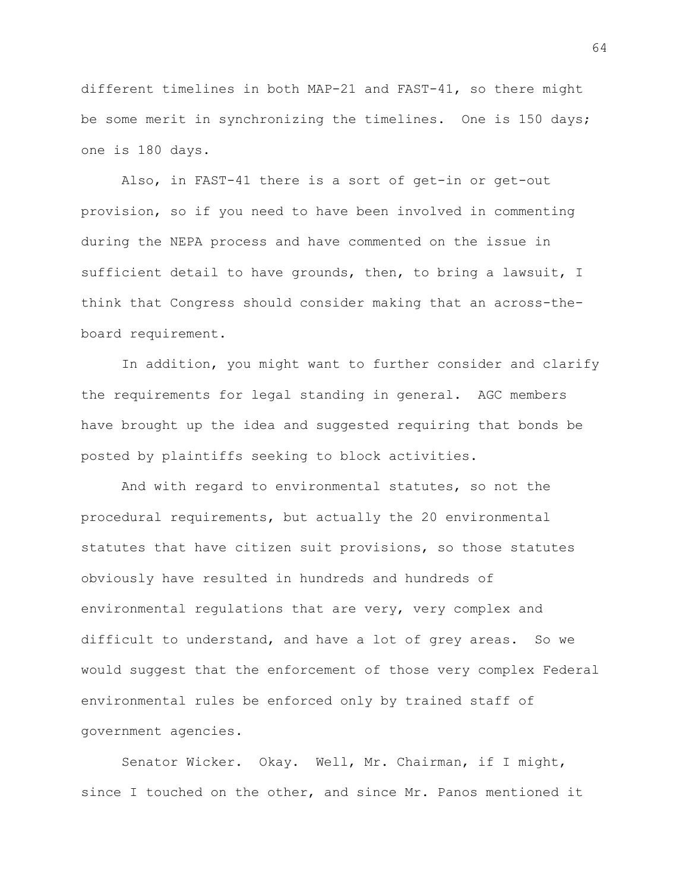different timelines in both MAP-21 and FAST-41, so there might be some merit in synchronizing the timelines. One is 150 days; one is 180 days.

Also, in FAST-41 there is a sort of get-in or get-out provision, so if you need to have been involved in commenting during the NEPA process and have commented on the issue in sufficient detail to have grounds, then, to bring a lawsuit, I think that Congress should consider making that an across-the-board requirement.

In addition, you might want to further consider and clarify the requirements for legal standing in general. AGC members have brought up the idea and suggested requiring that bonds be posted by plaintiffs seeking to block activities.

And with regard to environmental statutes, so not the procedural requirements, but actually the 20 environmental statutes that have citizen suit provisions, so those statutes obviously have resulted in hundreds and hundreds of environmental regulations that are very, very complex and difficult to understand, and have a lot of grey areas. So we would suggest that the enforcement of those very complex Federal environmental rules be enforced only by trained staff of government agencies.

Senator Wicker. Okay. Well, Mr. Chairman, if I might, since I touched on the other, and since Mr. Panos mentioned it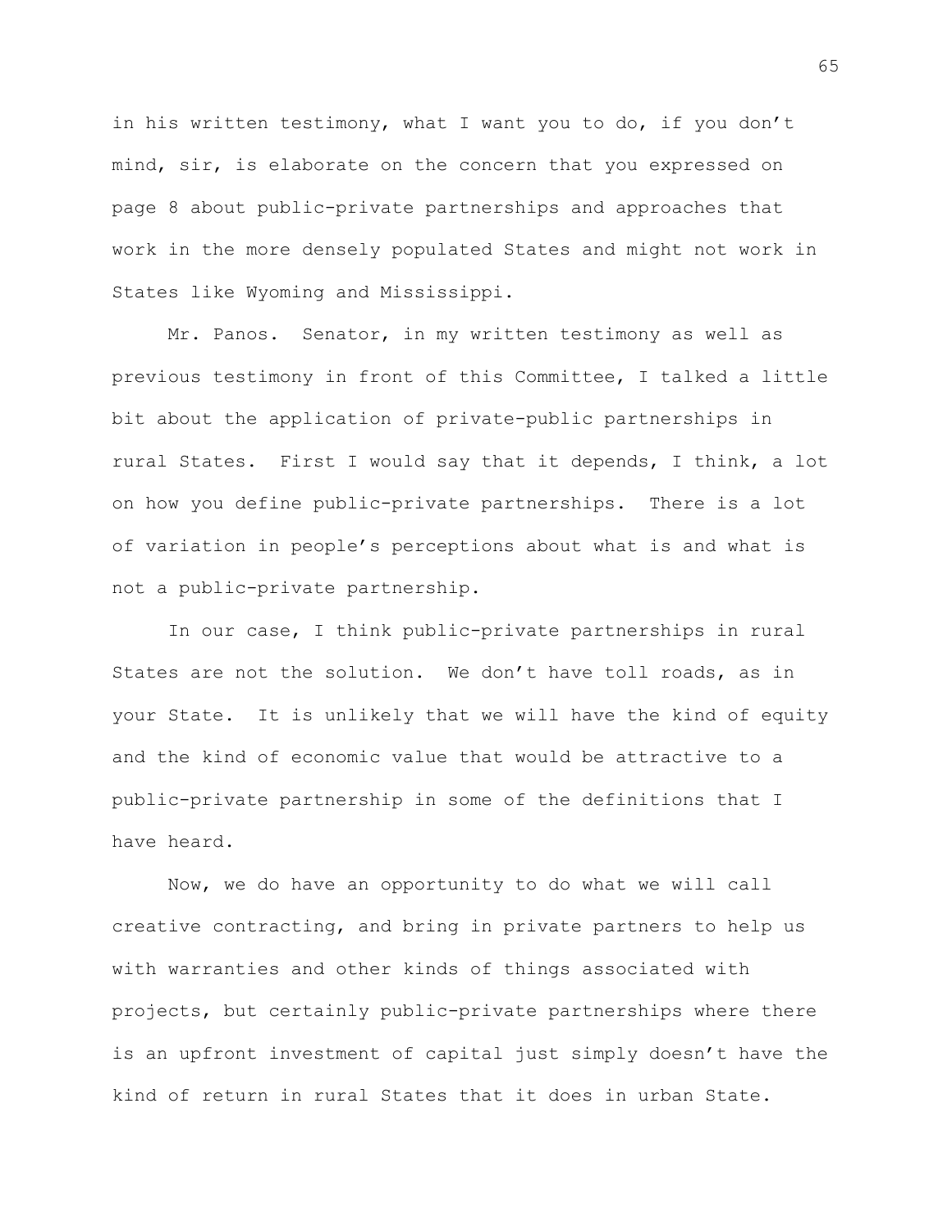in his written testimony, what I want you to do, if you don't mind, sir, is elaborate on the concern that you expressed on page 8 about public-private partnerships and approaches that work in the more densely populated States and might not work in States like Wyoming and Mississippi.

Mr. Panos. Senator, in my written testimony as well as previous testimony in front of this Committee, I talked a little bit about the application of private-public partnerships in rural States. First I would say that it depends, I think, a lot on how you define public-private partnerships. There is a lot of variation in people's perceptions about what is and what is not a public-private partnership.

In our case, I think public-private partnerships in rural States are not the solution. We don't have toll roads, as in your State. It is unlikely that we will have the kind of equity and the kind of economic value that would be attractive to a public-private partnership in some of the definitions that I have heard.

Now, we do have an opportunity to do what we will call creative contracting, and bring in private partners to help us with warranties and other kinds of things associated with projects, but certainly public-private partnerships where there is an upfront investment of capital just simply doesn't have the kind of return in rural States that it does in urban State.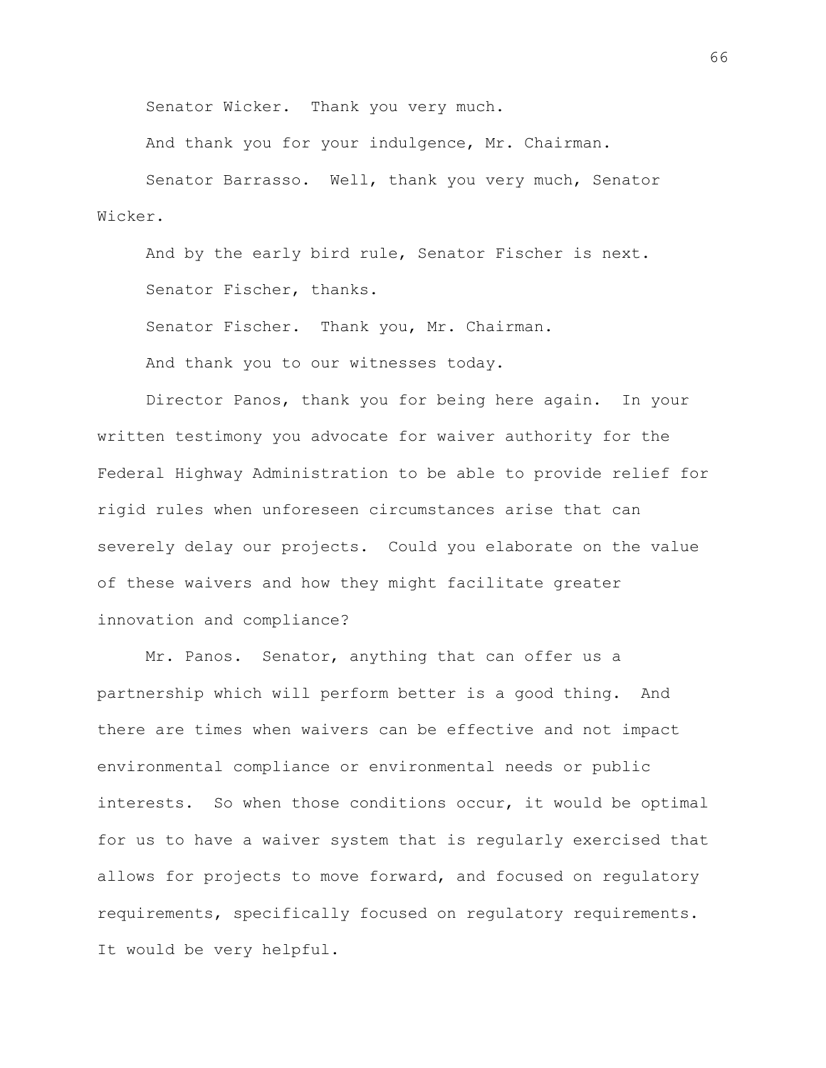Senator Wicker. Thank you very much.

And thank you for your indulgence, Mr. Chairman.

Senator Barrasso. Well, thank you very much, Senator Wicker.

And by the early bird rule, Senator Fischer is next.

Senator Fischer, thanks.

Senator Fischer. Thank you, Mr. Chairman.

And thank you to our witnesses today.

Director Panos, thank you for being here again. In your written testimony you advocate for waiver authority for the Federal Highway Administration to be able to provide relief for rigid rules when unforeseen circumstances arise that can severely delay our projects. Could you elaborate on the value of these waivers and how they might facilitate greater innovation and compliance?

Mr. Panos. Senator, anything that can offer us a partnership which will perform better is a good thing. And there are times when waivers can be effective and not impact environmental compliance or environmental needs or public interests. So when those conditions occur, it would be optimal for us to have a waiver system that is regularly exercised that allows for projects to move forward, and focused on regulatory requirements, specifically focused on regulatory requirements. It would be very helpful.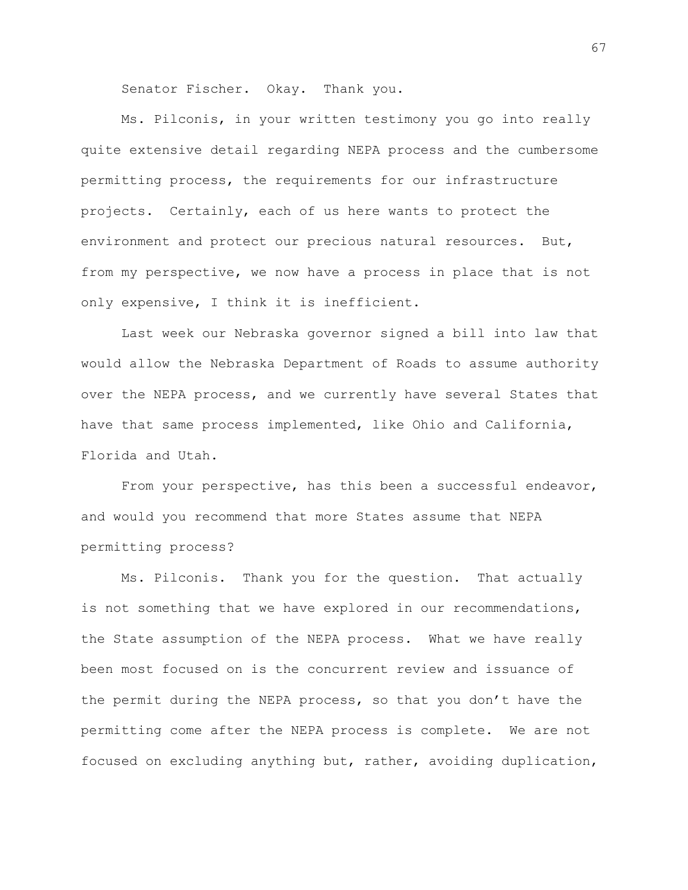Senator Fischer. Okay. Thank you.

Ms. Pilconis, in your written testimony you go into really quite extensive detail regarding NEPA process and the cumbersome permitting process, the requirements for our infrastructure projects. Certainly, each of us here wants to protect the environment and protect our precious natural resources. But, from my perspective, we now have a process in place that is not only expensive, I think it is inefficient.

Last week our Nebraska governor signed a bill into law that would allow the Nebraska Department of Roads to assume authority over the NEPA process, and we currently have several States that have that same process implemented, like Ohio and California, Florida and Utah.

From your perspective, has this been a successful endeavor, and would you recommend that more States assume that NEPA permitting process?

Ms. Pilconis. Thank you for the question. That actually is not something that we have explored in our recommendations, the State assumption of the NEPA process. What we have really been most focused on is the concurrent review and issuance of the permit during the NEPA process, so that you don't have the permitting come after the NEPA process is complete. We are not focused on excluding anything but, rather, avoiding duplication,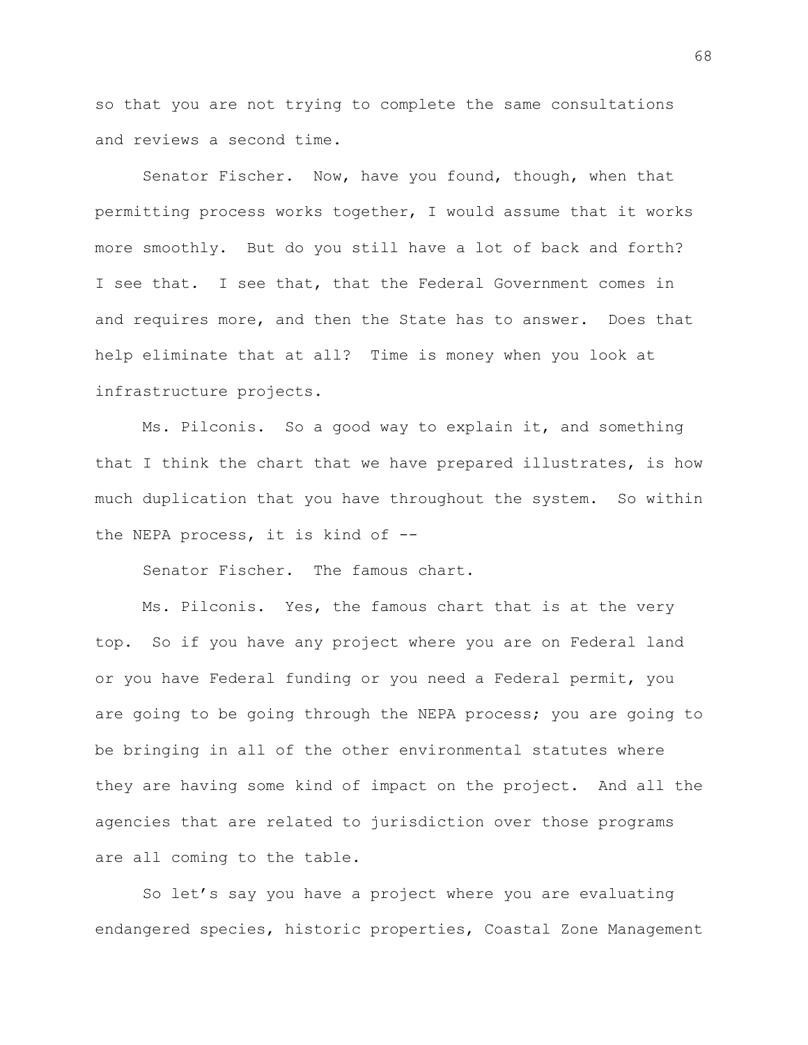so that you are not trying to complete the same consultations and reviews a second time.

Senator Fischer. Now, have you found, though, when that permitting process works together, I would assume that it works more smoothly. But do you still have a lot of back and forth? I see that. I see that, that the Federal Government comes in and requires more, and then the State has to answer. Does that help eliminate that at all? Time is money when you look at infrastructure projects.

Ms. Pilconis. So a good way to explain it, and something that I think the chart that we have prepared illustrates, is how much duplication that you have throughout the system. So within the NEPA process, it is kind of --

Senator Fischer. The famous chart.

Ms. Pilconis. Yes, the famous chart that is at the very top. So if you have any project where you are on Federal land or you have Federal funding or you need a Federal permit, you are going to be going through the NEPA process; you are going to be bringing in all of the other environmental statutes where they are having some kind of impact on the project. And all the agencies that are related to jurisdiction over those programs are all coming to the table.

So let's say you have a project where you are evaluating endangered species, historic properties, Coastal Zone Management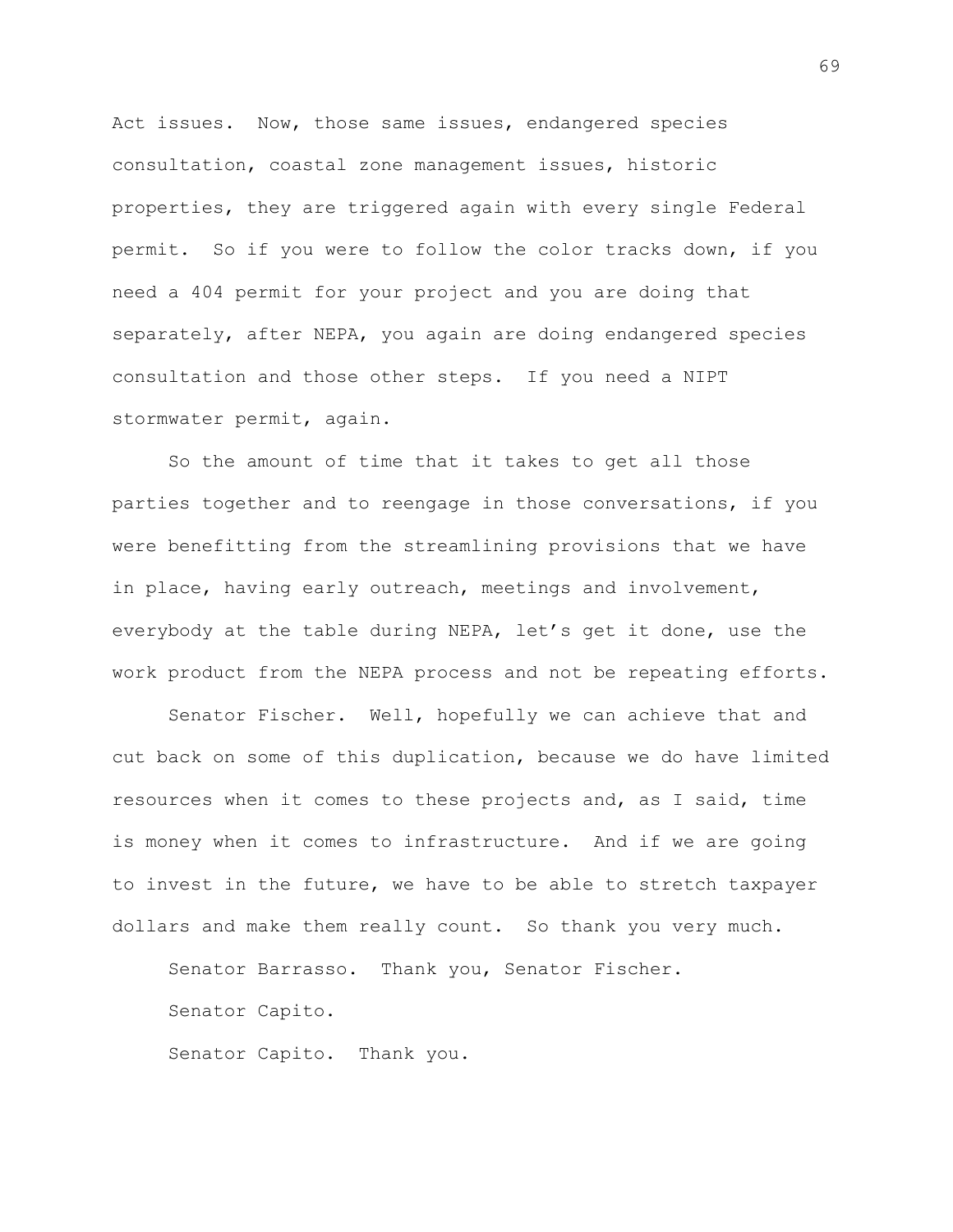Act issues. Now, those same issues, endangered species consultation, coastal zone management issues, historic properties, they are triggered again with every single Federal permit. So if you were to follow the color tracks down, if you need a 404 permit for your project and you are doing that separately, after NEPA, you again are doing endangered species consultation and those other steps. If you need a NIPT stormwater permit, again.

So the amount of time that it takes to get all those parties together and to reengage in those conversations, if you were benefitting from the streamlining provisions that we have in place, having early outreach, meetings and involvement, everybody at the table during NEPA, let's get it done, use the work product from the NEPA process and not be repeating efforts.

Senator Fischer. Well, hopefully we can achieve that and cut back on some of this duplication, because we do have limited resources when it comes to these projects and, as I said, time is money when it comes to infrastructure. And if we are going to invest in the future, we have to be able to stretch taxpayer dollars and make them really count. So thank you very much.

Senator Barrasso. Thank you, Senator Fischer.

Senator Capito.

Senator Capito. Thank you.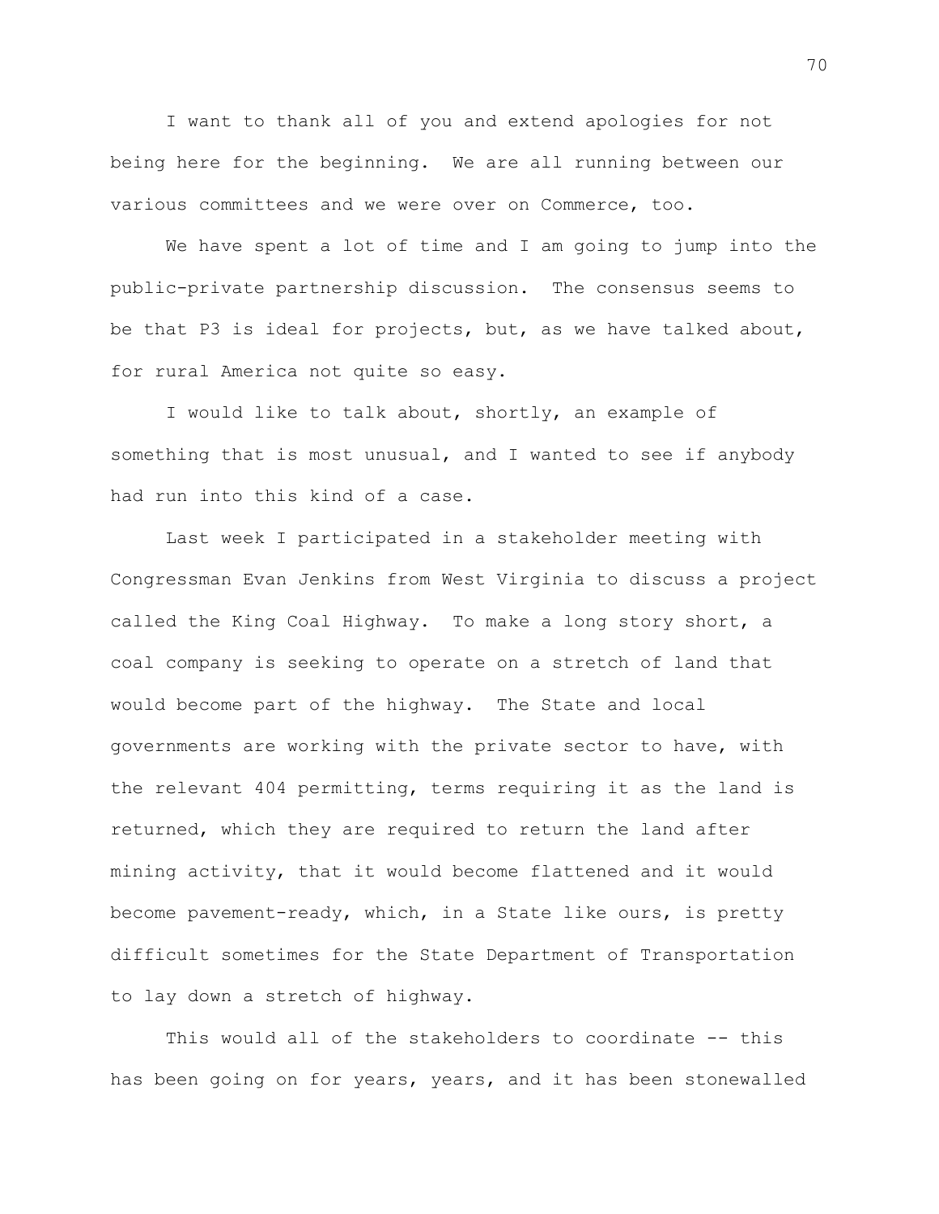I want to thank all of you and extend apologies for not being here for the beginning. We are all running between our various committees and we were over on Commerce, too.

We have spent a lot of time and I am going to jump into the public-private partnership discussion. The consensus seems to be that P3 is ideal for projects, but, as we have talked about, for rural America not quite so easy.

I would like to talk about, shortly, an example of something that is most unusual, and I wanted to see if anybody had run into this kind of a case.

Last week I participated in a stakeholder meeting with Congressman Evan Jenkins from West Virginia to discuss a project called the King Coal Highway. To make a long story short, a coal company is seeking to operate on a stretch of land that would become part of the highway. The State and local governments are working with the private sector to have, with the relevant 404 permitting, terms requiring it as the land is returned, which they are required to return the land after mining activity, that it would become flattened and it would become pavement-ready, which, in a State like ours, is pretty difficult sometimes for the State Department of Transportation to lay down a stretch of highway.

This would all of the stakeholders to coordinate -- this has been going on for years, years, and it has been stonewalled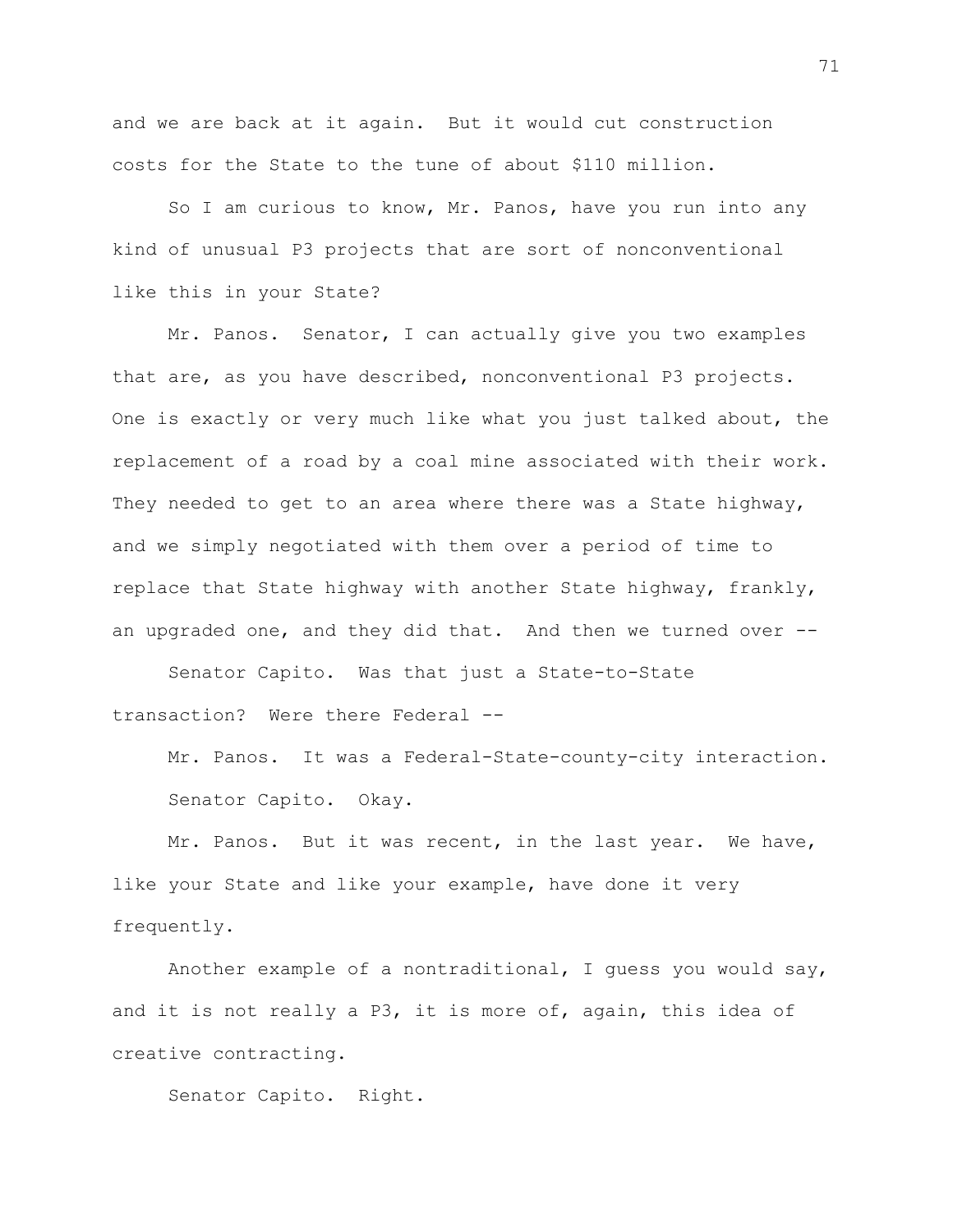and we are back at it again. But it would cut construction costs for the State to the tune of about $110 million.

So I am curious to know, Mr. Panos, have you run into any kind of unusual P3 projects that are sort of nonconventional like this in your State?

Mr. Panos. Senator, I can actually give you two examples that are, as you have described, nonconventional P3 projects. One is exactly or very much like what you just talked about, the replacement of a road by a coal mine associated with their work. They needed to get to an area where there was a State highway, and we simply negotiated with them over a period of time to replace that State highway with another State highway, frankly, an upgraded one, and they did that. And then we turned over --

Senator Capito. Was that just a State-to-State transaction? Were there Federal --

Mr. Panos. It was a Federal-State-county-city interaction.

Senator Capito. Okay.

Mr. Panos. But it was recent, in the last year. We have, like your State and like your example, have done it very frequently.

Another example of a nontraditional, I guess you would say, and it is not really a P3, it is more of, again, this idea of creative contracting.

Senator Capito. Right.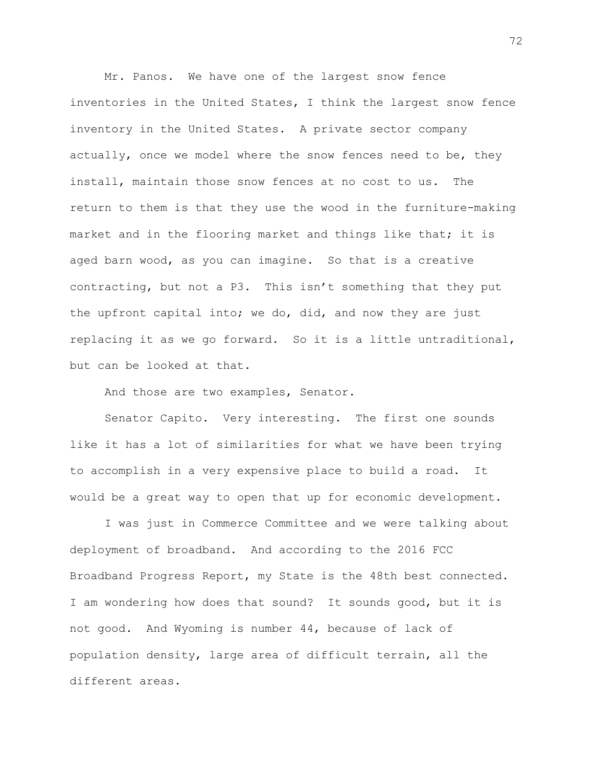Mr. Panos. We have one of the largest snow fence inventories in the United States, I think the largest snow fence inventory in the United States. A private sector company actually, once we model where the snow fences need to be, they install, maintain those snow fences at no cost to us. The return to them is that they use the wood in the furniture-making market and in the flooring market and things like that; it is aged barn wood, as you can imagine. So that is a creative contracting, but not a P3. This isn't something that they put the upfront capital into; we do, did, and now they are just replacing it as we go forward. So it is a little untraditional, but can be looked at that.

And those are two examples, Senator.

Senator Capito. Very interesting. The first one sounds like it has a lot of similarities for what we have been trying to accomplish in a very expensive place to build a road. It would be a great way to open that up for economic development.

I was just in Commerce Committee and we were talking about deployment of broadband. And according to the 2016 FCC Broadband Progress Report, my State is the 48th best connected. I am wondering how does that sound? It sounds good, but it is not good. And Wyoming is number 44, because of lack of population density, large area of difficult terrain, all the different areas.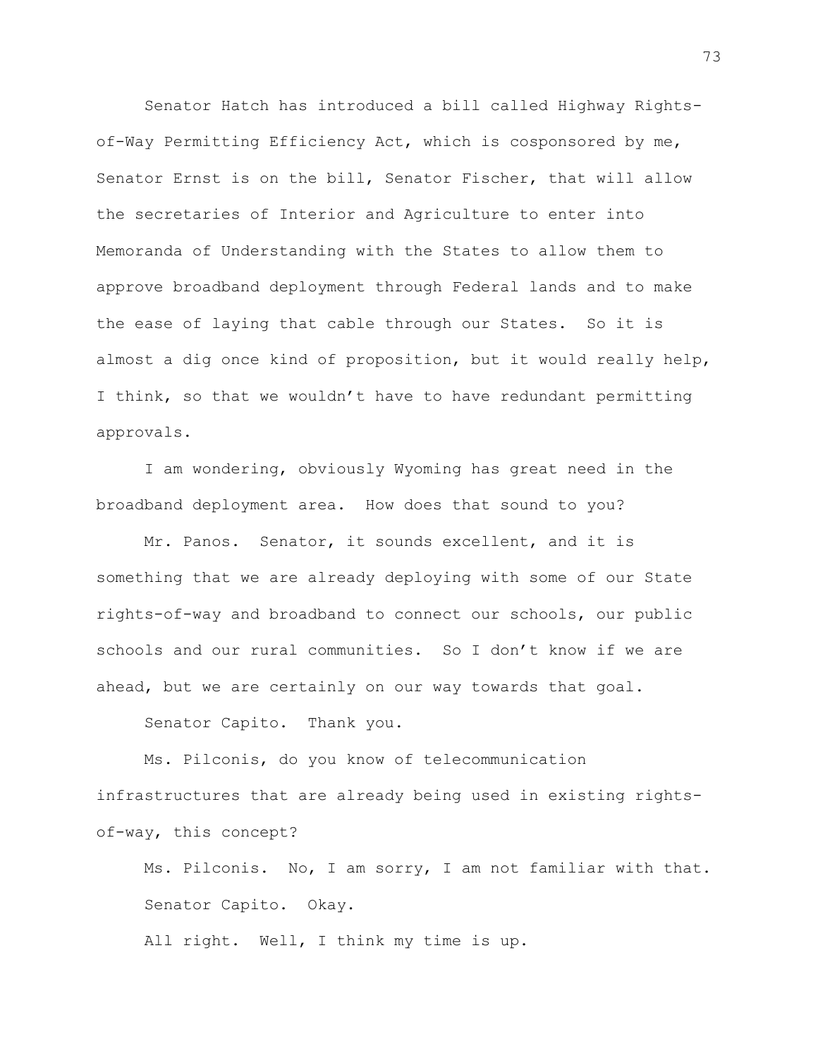Senator Hatch has introduced a bill called Highway Rights-of-Way Permitting Efficiency Act, which is cosponsored by me, Senator Ernst is on the bill, Senator Fischer, that will allow the secretaries of Interior and Agriculture to enter into Memoranda of Understanding with the States to allow them to approve broadband deployment through Federal lands and to make the ease of laying that cable through our States. So it is almost a dig once kind of proposition, but it would really help, I think, so that we wouldn't have to have redundant permitting approvals.

I am wondering, obviously Wyoming has great need in the broadband deployment area. How does that sound to you?

Mr. Panos. Senator, it sounds excellent, and it is something that we are already deploying with some of our State rights-of-way and broadband to connect our schools, our public schools and our rural communities. So I don't know if we are ahead, but we are certainly on our way towards that goal.

Senator Capito. Thank you.

Ms. Pilconis, do you know of telecommunication infrastructures that are already being used in existing rights-of-way, this concept?

Ms. Pilconis. No, I am sorry, I am not familiar with that.

Senator Capito. Okay.

All right. Well, I think my time is up.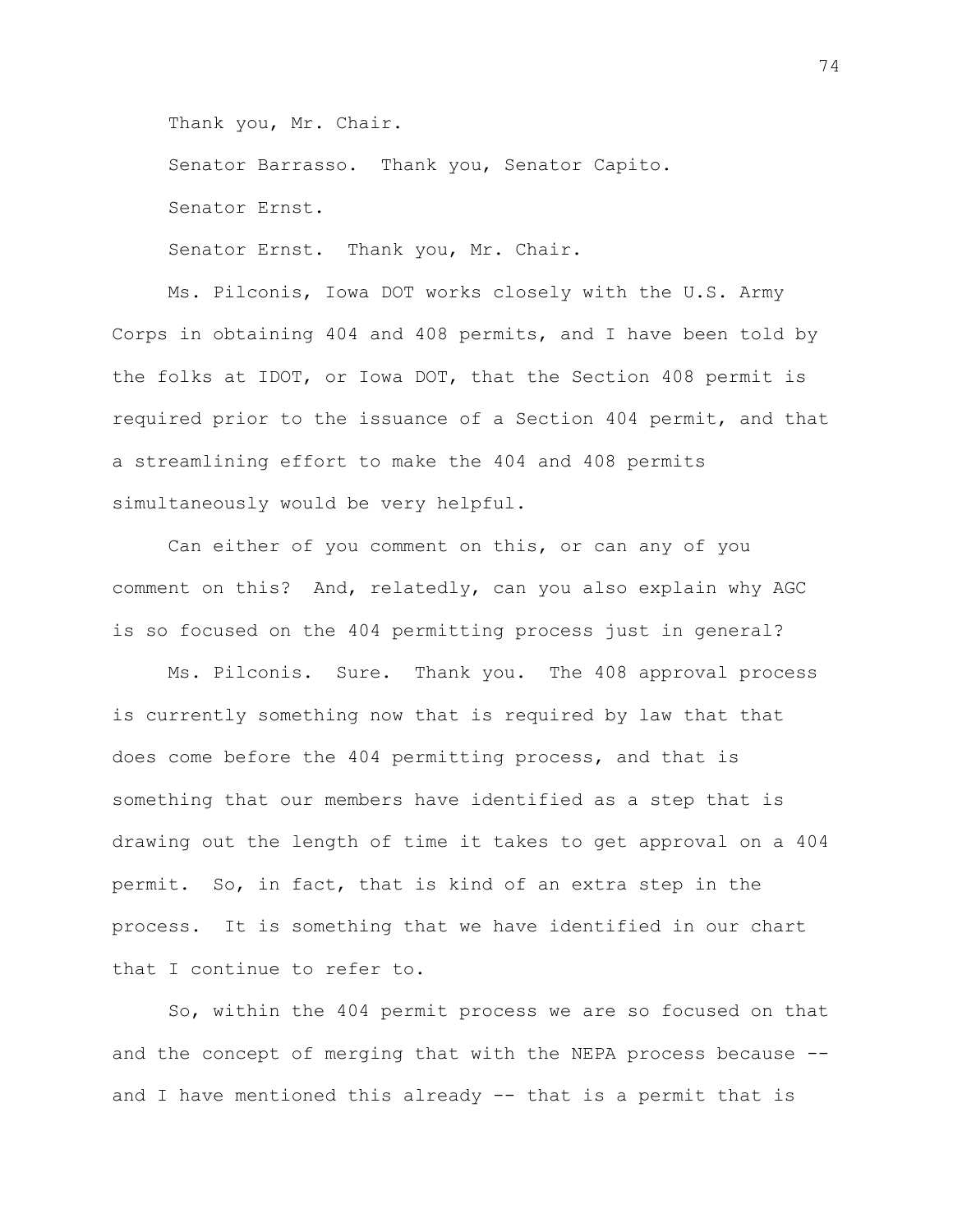Thank you, Mr. Chair.

Senator Barrasso. Thank you, Senator Capito.

Senator Ernst.

Senator Ernst. Thank you, Mr. Chair.

Ms. Pilconis, Iowa DOT works closely with the U.S. Army Corps in obtaining 404 and 408 permits, and I have been told by the folks at IDOT, or Iowa DOT, that the Section 408 permit is required prior to the issuance of a Section 404 permit, and that a streamlining effort to make the 404 and 408 permits simultaneously would be very helpful.

Can either of you comment on this, or can any of you comment on this? And, relatedly, can you also explain why AGC is so focused on the 404 permitting process just in general?

Ms. Pilconis. Sure. Thank you. The 408 approval process is currently something now that is required by law that that does come before the 404 permitting process, and that is something that our members have identified as a step that is drawing out the length of time it takes to get approval on a 404 permit. So, in fact, that is kind of an extra step in the process. It is something that we have identified in our chart that I continue to refer to.

So, within the 404 permit process we are so focused on that and the concept of merging that with the NEPA process because -- and I have mentioned this already -- that is a permit that is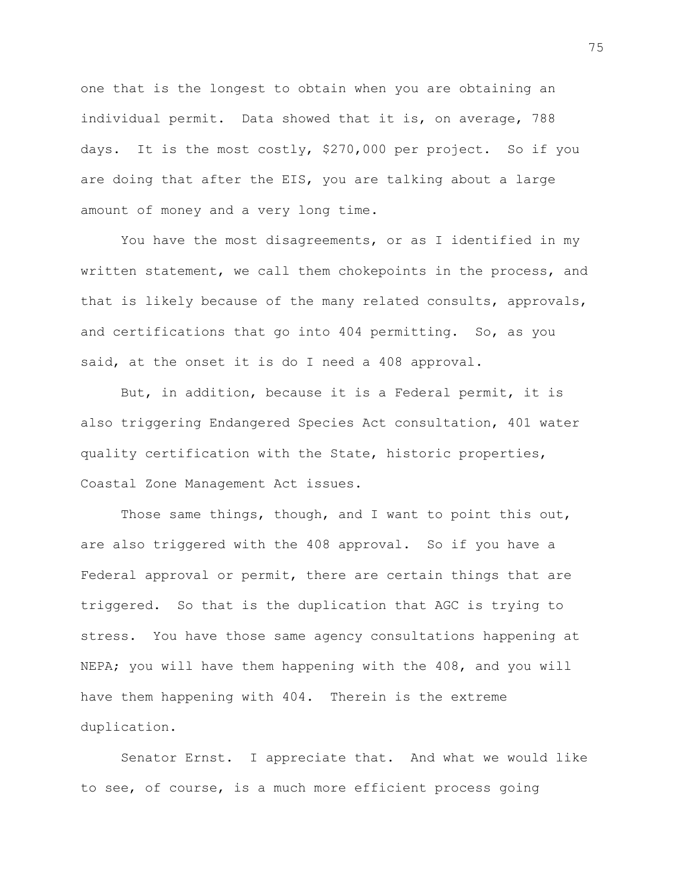one that is the longest to obtain when you are obtaining an individual permit. Data showed that it is, on average, 788 days. It is the most costly, $270,000 per project. So if you are doing that after the EIS, you are talking about a large amount of money and a very long time.

You have the most disagreements, or as I identified in my written statement, we call them chokepoints in the process, and that is likely because of the many related consults, approvals, and certifications that go into 404 permitting. So, as you said, at the onset it is do I need a 408 approval.

But, in addition, because it is a Federal permit, it is also triggering Endangered Species Act consultation, 401 water quality certification with the State, historic properties, Coastal Zone Management Act issues.

Those same things, though, and I want to point this out, are also triggered with the 408 approval. So if you have a Federal approval or permit, there are certain things that are triggered. So that is the duplication that AGC is trying to stress. You have those same agency consultations happening at NEPA; you will have them happening with the 408, and you will have them happening with 404. Therein is the extreme duplication.

Senator Ernst. I appreciate that. And what we would like to see, of course, is a much more efficient process going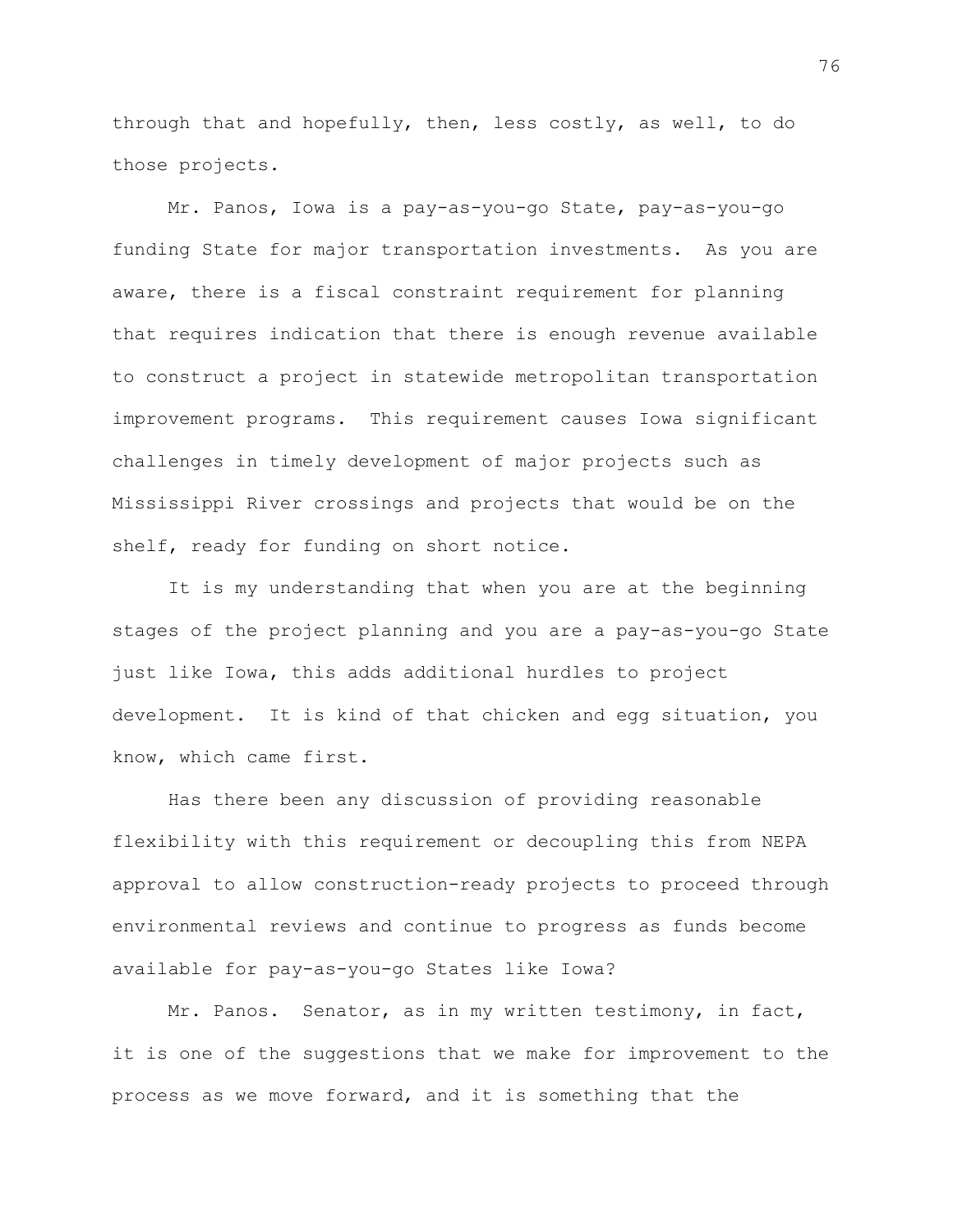through that and hopefully, then, less costly, as well, to do those projects.

Mr. Panos, Iowa is a pay-as-you-go State, pay-as-you-go funding State for major transportation investments. As you are aware, there is a fiscal constraint requirement for planning that requires indication that there is enough revenue available to construct a project in statewide metropolitan transportation improvement programs. This requirement causes Iowa significant challenges in timely development of major projects such as Mississippi River crossings and projects that would be on the shelf, ready for funding on short notice.

It is my understanding that when you are at the beginning stages of the project planning and you are a pay-as-you-go State just like Iowa, this adds additional hurdles to project development. It is kind of that chicken and egg situation, you know, which came first.

Has there been any discussion of providing reasonable flexibility with this requirement or decoupling this from NEPA approval to allow construction-ready projects to proceed through environmental reviews and continue to progress as funds become available for pay-as-you-go States like Iowa?

Mr. Panos. Senator, as in my written testimony, in fact, it is one of the suggestions that we make for improvement to the process as we move forward, and it is something that the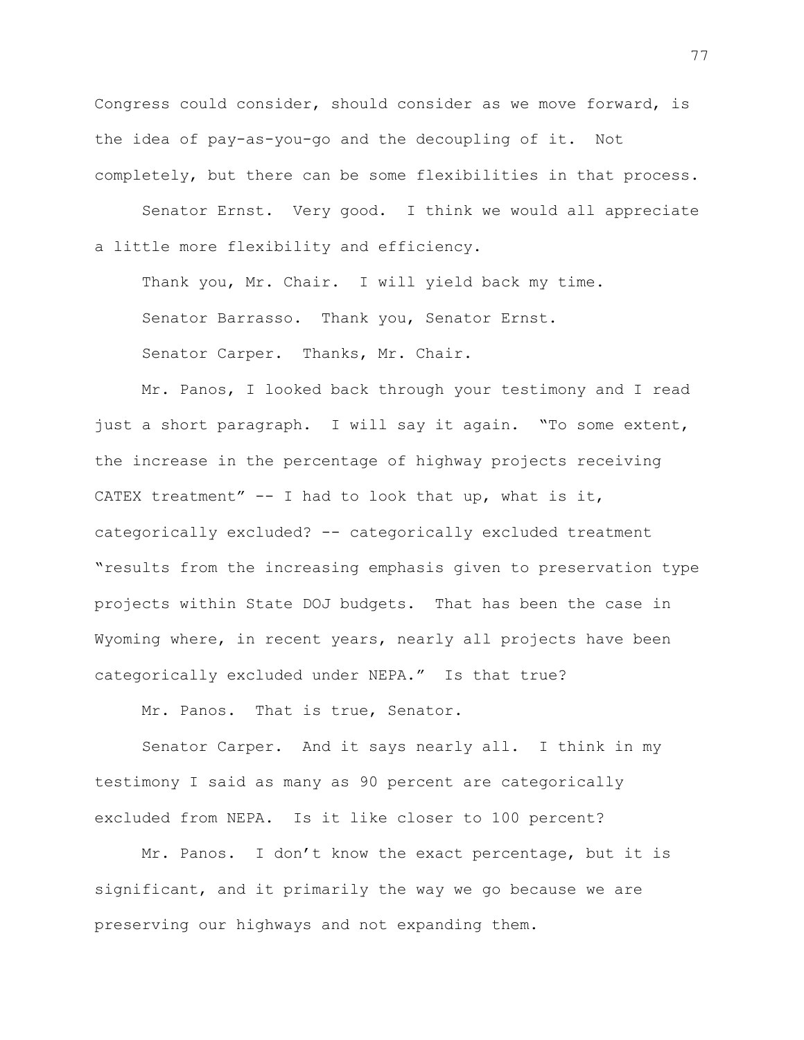Congress could consider, should consider as we move forward, is the idea of pay-as-you-go and the decoupling of it. Not completely, but there can be some flexibilities in that process.

Senator Ernst. Very good. I think we would all appreciate a little more flexibility and efficiency.

Thank you, Mr. Chair. I will yield back my time.

Senator Barrasso. Thank you, Senator Ernst.

Senator Carper. Thanks, Mr. Chair.

Mr. Panos, I looked back through your testimony and I read just a short paragraph. I will say it again. "To some extent, the increase in the percentage of highway projects receiving CATEX treatment" -- I had to look that up, what is it, categorically excluded? -- categorically excluded treatment "results from the increasing emphasis given to preservation type projects within State DOJ budgets. That has been the case in Wyoming where, in recent years, nearly all projects have been categorically excluded under NEPA." Is that true?

Mr. Panos. That is true, Senator.

Senator Carper. And it says nearly all. I think in my testimony I said as many as 90 percent are categorically excluded from NEPA. Is it like closer to 100 percent?

Mr. Panos. I don't know the exact percentage, but it is significant, and it primarily the way we go because we are preserving our highways and not expanding them.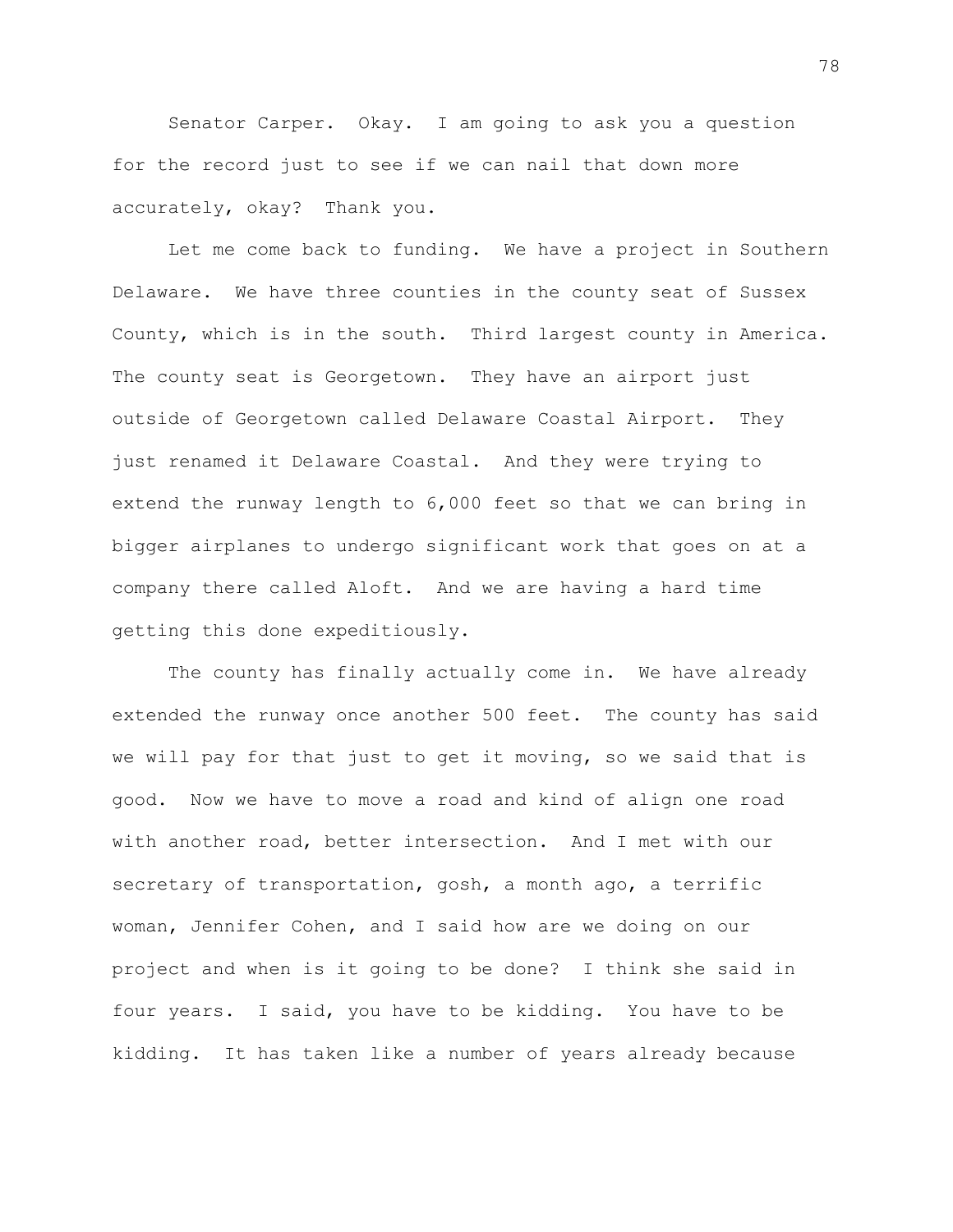Senator Carper. Okay. I am going to ask you a question for the record just to see if we can nail that down more accurately, okay? Thank you.

Let me come back to funding. We have a project in Southern Delaware. We have three counties in the county seat of Sussex County, which is in the south. Third largest county in America. The county seat is Georgetown. They have an airport just outside of Georgetown called Delaware Coastal Airport. They just renamed it Delaware Coastal. And they were trying to extend the runway length to 6,000 feet so that we can bring in bigger airplanes to undergo significant work that goes on at a company there called Aloft. And we are having a hard time getting this done expeditiously.

The county has finally actually come in. We have already extended the runway once another 500 feet. The county has said we will pay for that just to get it moving, so we said that is good. Now we have to move a road and kind of align one road with another road, better intersection. And I met with our secretary of transportation, gosh, a month ago, a terrific woman, Jennifer Cohen, and I said how are we doing on our project and when is it going to be done? I think she said in four years. I said, you have to be kidding. You have to be kidding. It has taken like a number of years already because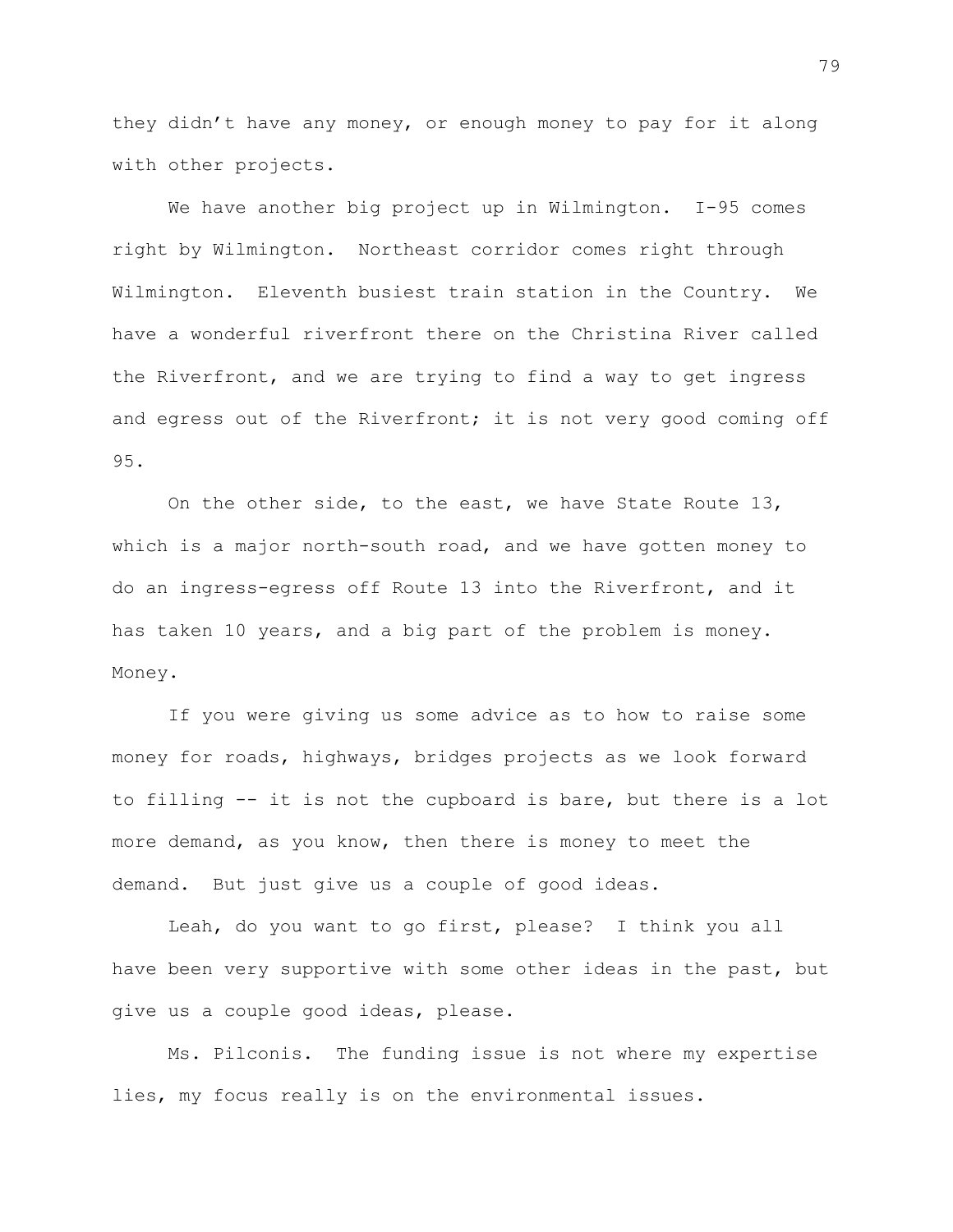they didn't have any money, or enough money to pay for it along with other projects.

We have another big project up in Wilmington. I-95 comes right by Wilmington. Northeast corridor comes right through Wilmington. Eleventh busiest train station in the Country. We have a wonderful riverfront there on the Christina River called the Riverfront, and we are trying to find a way to get ingress and egress out of the Riverfront; it is not very good coming off 95.

On the other side, to the east, we have State Route 13, which is a major north-south road, and we have gotten money to do an ingress-egress off Route 13 into the Riverfront, and it has taken 10 years, and a big part of the problem is money. Money.

If you were giving us some advice as to how to raise some money for roads, highways, bridges projects as we look forward to filling -- it is not the cupboard is bare, but there is a lot more demand, as you know, then there is money to meet the demand. But just give us a couple of good ideas.

Leah, do you want to go first, please? I think you all have been very supportive with some other ideas in the past, but give us a couple good ideas, please.

Ms. Pilconis. The funding issue is not where my expertise lies, my focus really is on the environmental issues.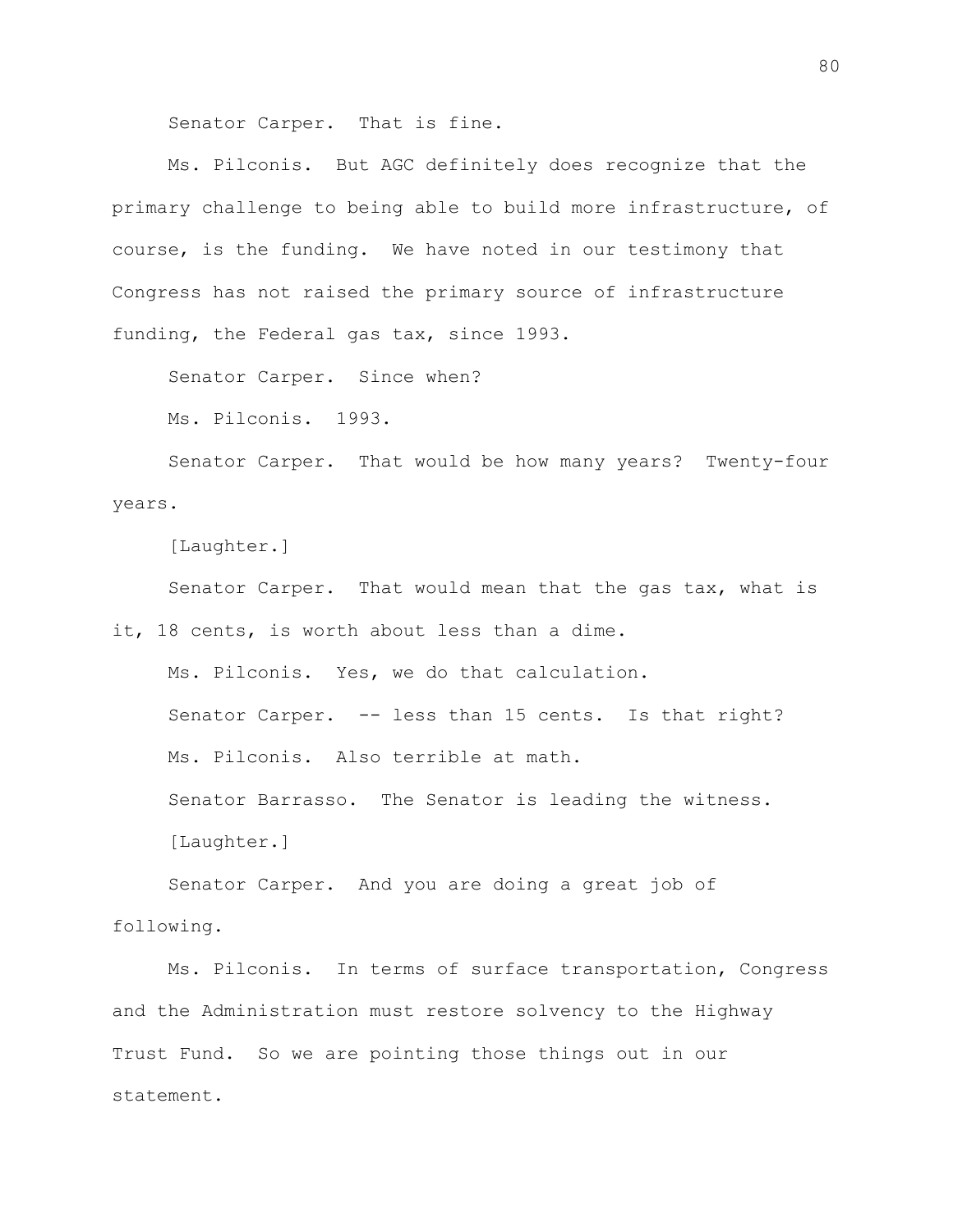Senator Carper. That is fine.

Ms. Pilconis. But AGC definitely does recognize that the primary challenge to being able to build more infrastructure, of course, is the funding. We have noted in our testimony that Congress has not raised the primary source of infrastructure funding, the Federal gas tax, since 1993.

Senator Carper. Since when?

Ms. Pilconis. 1993.

Senator Carper. That would be how many years? Twenty-four years.

[Laughter.]

Senator Carper. That would mean that the gas tax, what is it, 18 cents, is worth about less than a dime.

Ms. Pilconis. Yes, we do that calculation.

Senator Carper. -- less than 15 cents. Is that right?

Ms. Pilconis. Also terrible at math.

Senator Barrasso. The Senator is leading the witness.

[Laughter.]

Senator Carper. And you are doing a great job of following.

Ms. Pilconis. In terms of surface transportation, Congress and the Administration must restore solvency to the Highway Trust Fund. So we are pointing those things out in our statement.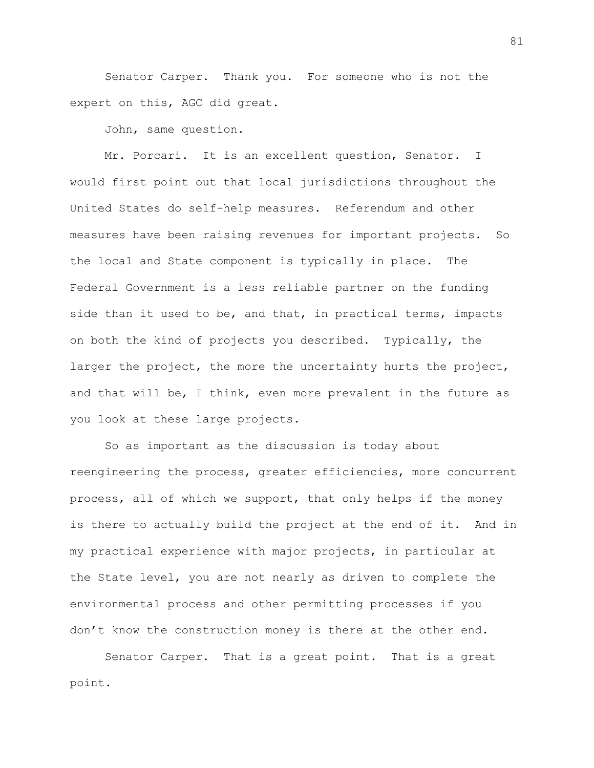Senator Carper. Thank you. For someone who is not the expert on this, AGC did great.

John, same question.

Mr. Porcari. It is an excellent question, Senator. I would first point out that local jurisdictions throughout the United States do self-help measures. Referendum and other measures have been raising revenues for important projects. So the local and State component is typically in place. The Federal Government is a less reliable partner on the funding side than it used to be, and that, in practical terms, impacts on both the kind of projects you described. Typically, the larger the project, the more the uncertainty hurts the project, and that will be, I think, even more prevalent in the future as you look at these large projects.

So as important as the discussion is today about reengineering the process, greater efficiencies, more concurrent process, all of which we support, that only helps if the money is there to actually build the project at the end of it. And in my practical experience with major projects, in particular at the State level, you are not nearly as driven to complete the environmental process and other permitting processes if you don't know the construction money is there at the other end.

Senator Carper. That is a great point. That is a great point.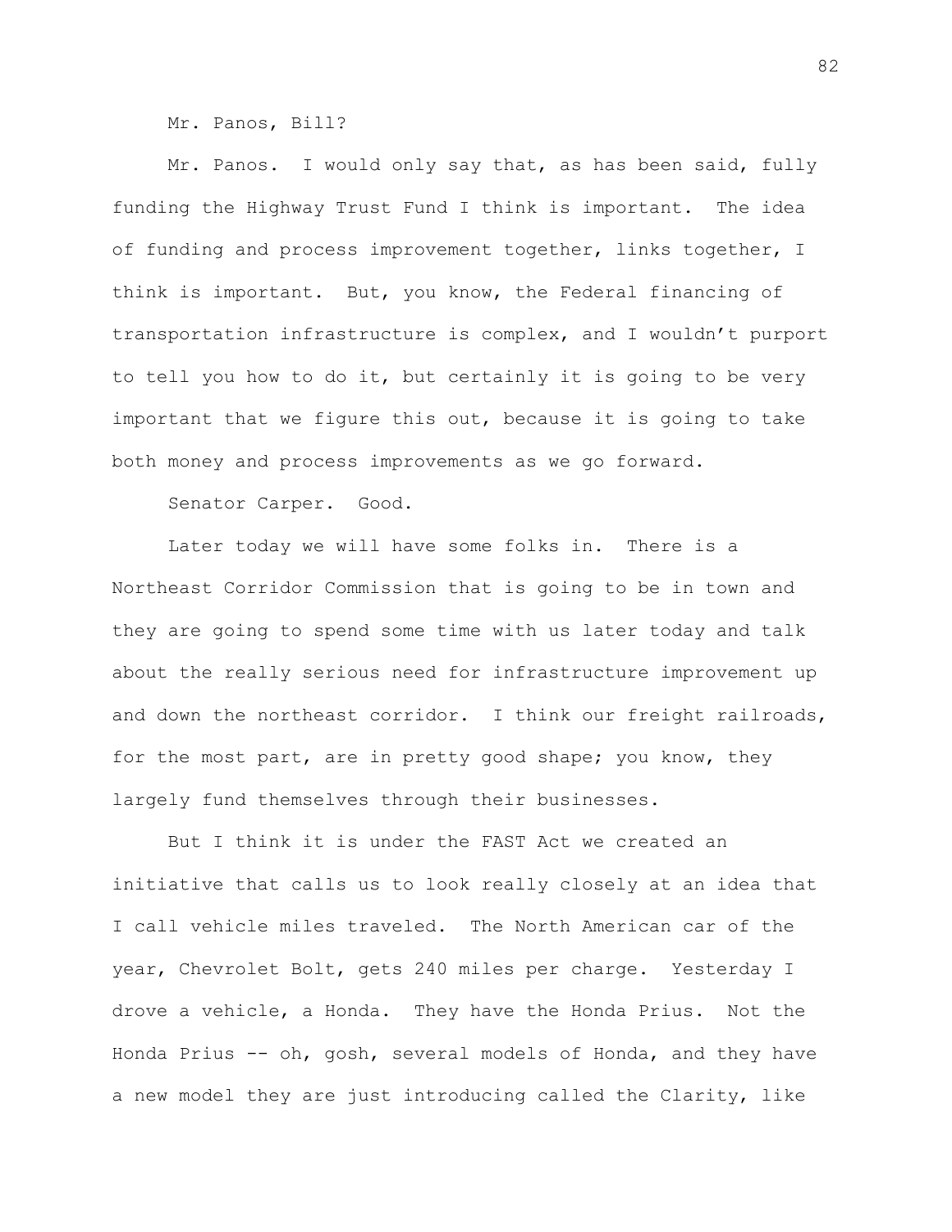Mr. Panos, Bill?

Mr. Panos. I would only say that, as has been said, fully funding the Highway Trust Fund I think is important. The idea of funding and process improvement together, links together, I think is important. But, you know, the Federal financing of transportation infrastructure is complex, and I wouldn't purport to tell you how to do it, but certainly it is going to be very important that we figure this out, because it is going to take both money and process improvements as we go forward.

Senator Carper. Good.

Later today we will have some folks in. There is a Northeast Corridor Commission that is going to be in town and they are going to spend some time with us later today and talk about the really serious need for infrastructure improvement up and down the northeast corridor. I think our freight railroads, for the most part, are in pretty good shape; you know, they largely fund themselves through their businesses.

But I think it is under the FAST Act we created an initiative that calls us to look really closely at an idea that I call vehicle miles traveled. The North American car of the year, Chevrolet Bolt, gets 240 miles per charge. Yesterday I drove a vehicle, a Honda. They have the Honda Prius. Not the Honda Prius -- oh, gosh, several models of Honda, and they have a new model they are just introducing called the Clarity, like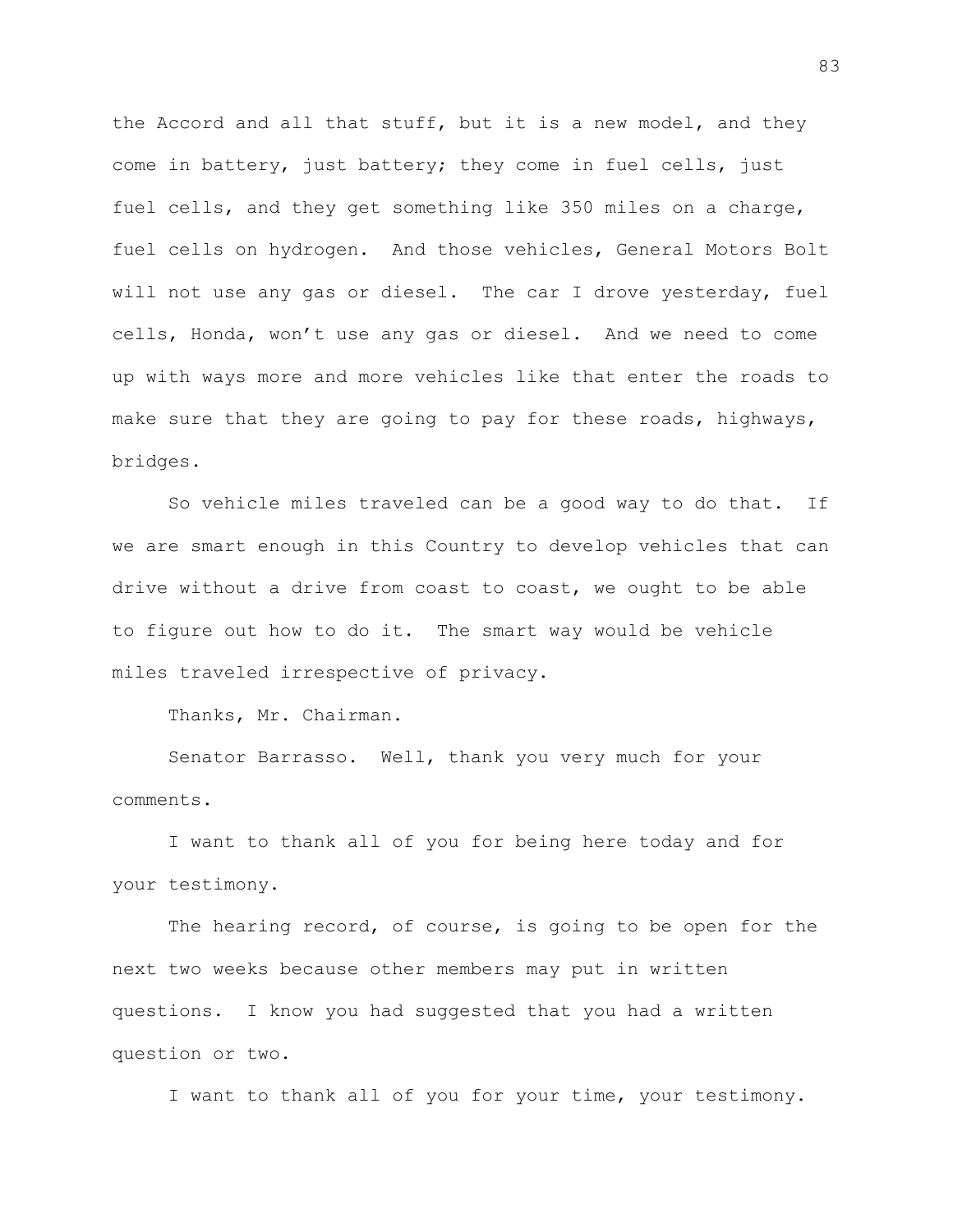the Accord and all that stuff, but it is a new model, and they come in battery, just battery; they come in fuel cells, just fuel cells, and they get something like 350 miles on a charge, fuel cells on hydrogen. And those vehicles, General Motors Bolt will not use any gas or diesel. The car I drove yesterday, fuel cells, Honda, won't use any gas or diesel. And we need to come up with ways more and more vehicles like that enter the roads to make sure that they are going to pay for these roads, highways, bridges.

So vehicle miles traveled can be a good way to do that. If we are smart enough in this Country to develop vehicles that can drive without a drive from coast to coast, we ought to be able to figure out how to do it. The smart way would be vehicle miles traveled irrespective of privacy.

Thanks, Mr. Chairman.

Senator Barrasso. Well, thank you very much for your comments.

I want to thank all of you for being here today and for your testimony.

The hearing record, of course, is going to be open for the next two weeks because other members may put in written questions. I know you had suggested that you had a written question or two.

I want to thank all of you for your time, your testimony.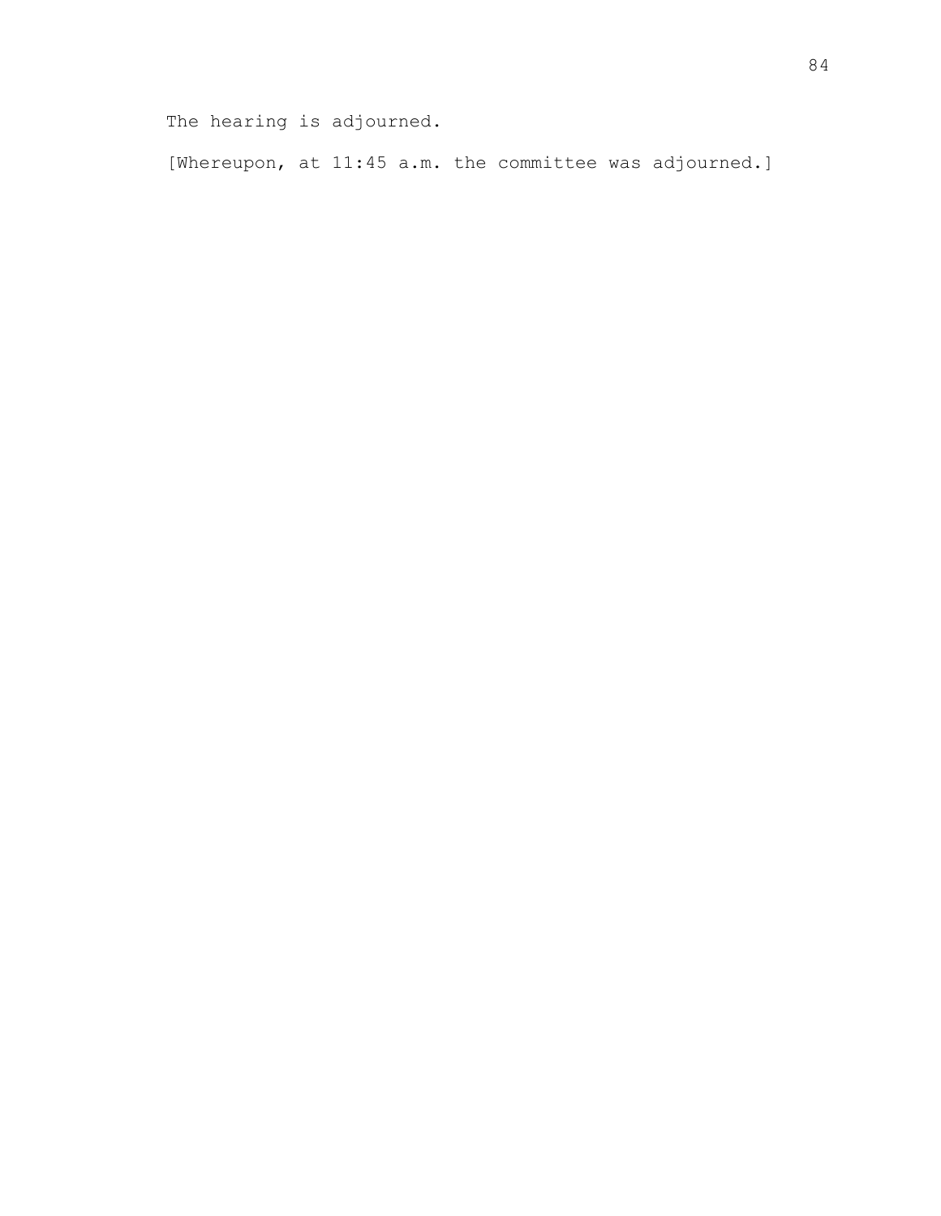The hearing is adjourned.

[Whereupon, at 11:45 a.m. the committee was adjourned.]